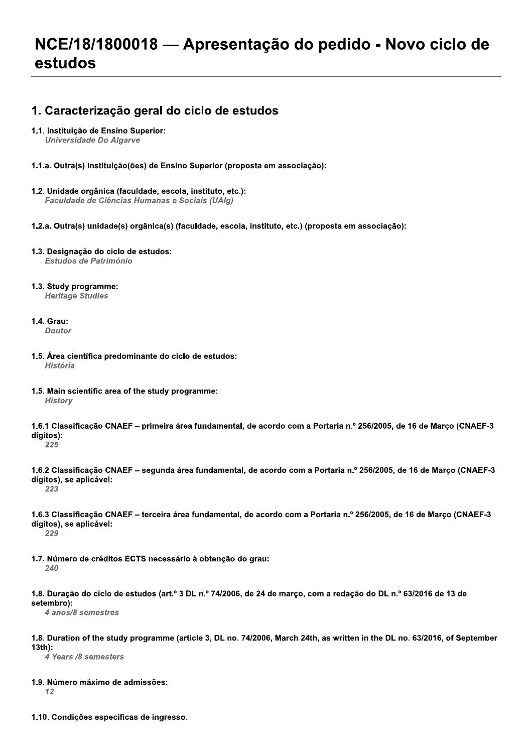# NCE/18/1800018 — Apresentação do pedido - Novo ciclo de estudos

## 1. Caracterização geral do ciclo de estudos

**1.1. Instituição de Ensino Superior:**
*Universidade Do Algarve*

**1.1.a. Outra(s) Instituição(ões) de Ensino Superior (proposta em associação):**

**1.2. Unidade orgânica (faculdade, escola, instituto, etc.):**
*Faculdade de Ciências Humanas e Sociais (UAlg)*

**1.2.a. Outra(s) unidade(s) orgânica(s) (faculdade, escola, instituto, etc.) (proposta em associação):**

**1.3. Designação do ciclo de estudos:**
*Estudos de Património*

**1.3. Study programme:**
*Heritage Studies*

**1.4. Grau:**
*Doutor*

**1.5. Área científica predominante do ciclo de estudos:**
*História*

**1.5. Main scientific area of the study programme:**
*History*

**1.6.1 Classificação CNAEF – primeira área fundamental, de acordo com a Portaria n.º 256/2005, de 16 de Março (CNAEF-3 dígitos):**
*225*

**1.6.2 Classificação CNAEF – segunda área fundamental, de acordo com a Portaria n.º 256/2005, de 16 de Março (CNAEF-3 dígitos), se aplicável:**
*223*

**1.6.3 Classificação CNAEF – terceira área fundamental, de acordo com a Portaria n.º 256/2005, de 16 de Março (CNAEF-3 dígitos), se aplicável:**
*229*

**1.7. Número de créditos ECTS necessário à obtenção do grau:**
*240*

**1.8. Duração do ciclo de estudos (art.º 3 DL n.º 74/2006, de 24 de março, com a redação do DL n.º 63/2016 de 13 de setembro):**
*4 anos/8 semestres*

**1.8. Duration of the study programme (article 3, DL no. 74/2006, March 24th, as written in the DL no. 63/2016, of September 13th):**
*4 Years /8 semesters*

**1.9. Número máximo de admissões:**
*12*

**1.10. Condições específicas de ingresso.**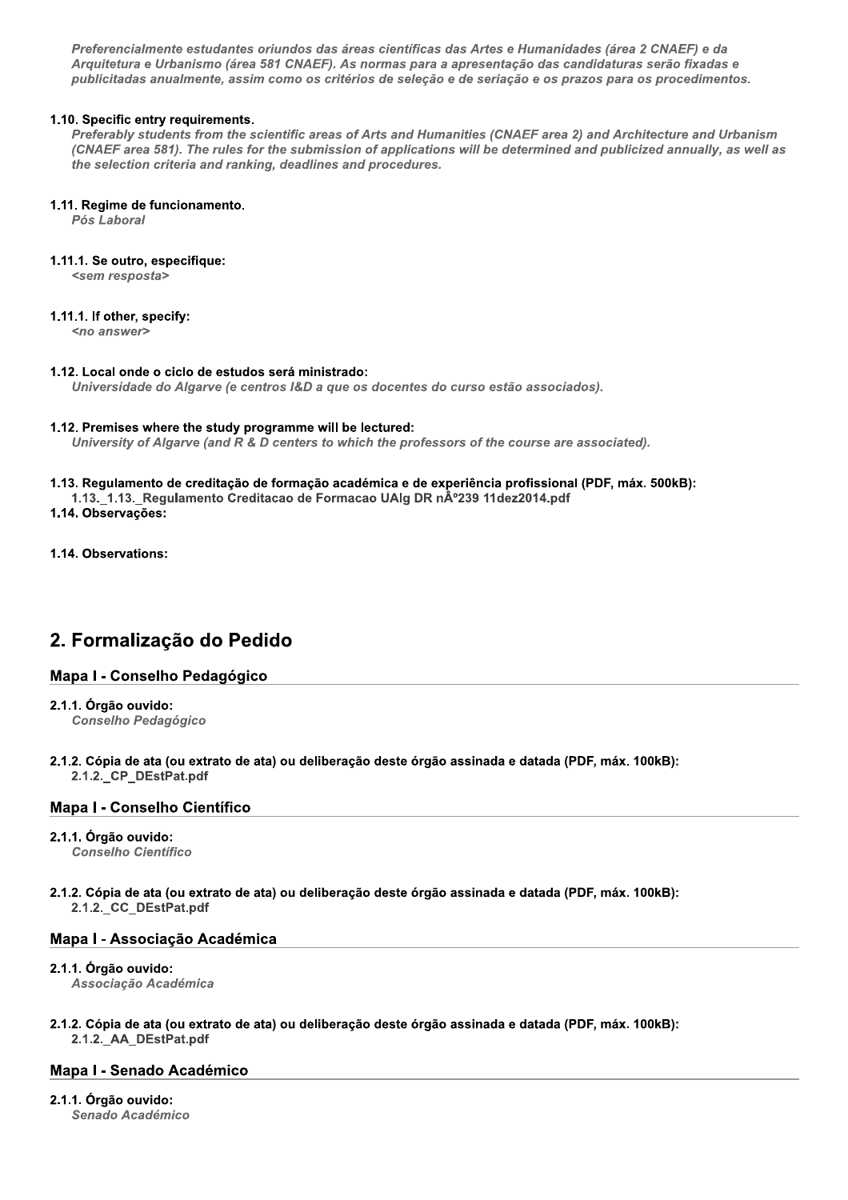*Preferencialmente estudantes oriundos das áreas científicas das Artes e Humanidades (área 2 CNAEF) e da Arquitetura e Urbanismo (área 581 CNAEF). As normas para a apresentação das candidaturas serão fixadas e publicitadas anualmente, assim como os critérios de seleção e de seriação e os prazos para os procedimentos.*

**1.10. Specific entry requirements.**

*Preferably students from the scientific areas of Arts and Humanities (CNAEF area 2) and Architecture and Urbanism (CNAEF area 581). The rules for the submission of applications will be determined and publicized annually, as well as the selection criteria and ranking, deadlines and procedures.*

**1.11. Regime de funcionamento.**

*Pós Laboral*

**1.11.1. Se outro, especifique:**

*<sem resposta>*

**1.11.1. If other, specify:**

*<no answer>*

**1.12. Local onde o ciclo de estudos será ministrado:**

*Universidade do Algarve (e centros I&D a que os docentes do curso estão associados).*

**1.12. Premises where the study programme will be lectured:**

*University of Algarve (and R & D centers to which the professors of the course are associated).*

**1.13. Regulamento de creditação de formação académica e de experiência profissional (PDF, máx. 500kB):**

1.13._1.13._Regulamento Creditacao de Formacao UAlg DR nÂº239 11dez2014.pdf

**1.14. Observações:**

**1.14. Observations:**

# 2. Formalização do Pedido

## Mapa I - Conselho Pedagógico

**2.1.1. Órgão ouvido:**

*Conselho Pedagógico*

**2.1.2. Cópia de ata (ou extrato de ata) ou deliberação deste órgão assinada e datada (PDF, máx. 100kB):**

2.1.2._CP_DEstPat.pdf

## Mapa I - Conselho Científico

**2.1.1. Órgão ouvido:**

*Conselho Científico*

**2.1.2. Cópia de ata (ou extrato de ata) ou deliberação deste órgão assinada e datada (PDF, máx. 100kB):**

2.1.2._CC_DEstPat.pdf

## Mapa I - Associação Académica

**2.1.1. Órgão ouvido:**

*Associação Académica*

**2.1.2. Cópia de ata (ou extrato de ata) ou deliberação deste órgão assinada e datada (PDF, máx. 100kB):**

2.1.2._AA_DEstPat.pdf

## Mapa I - Senado Académico

**2.1.1. Órgão ouvido:**

*Senado Académico*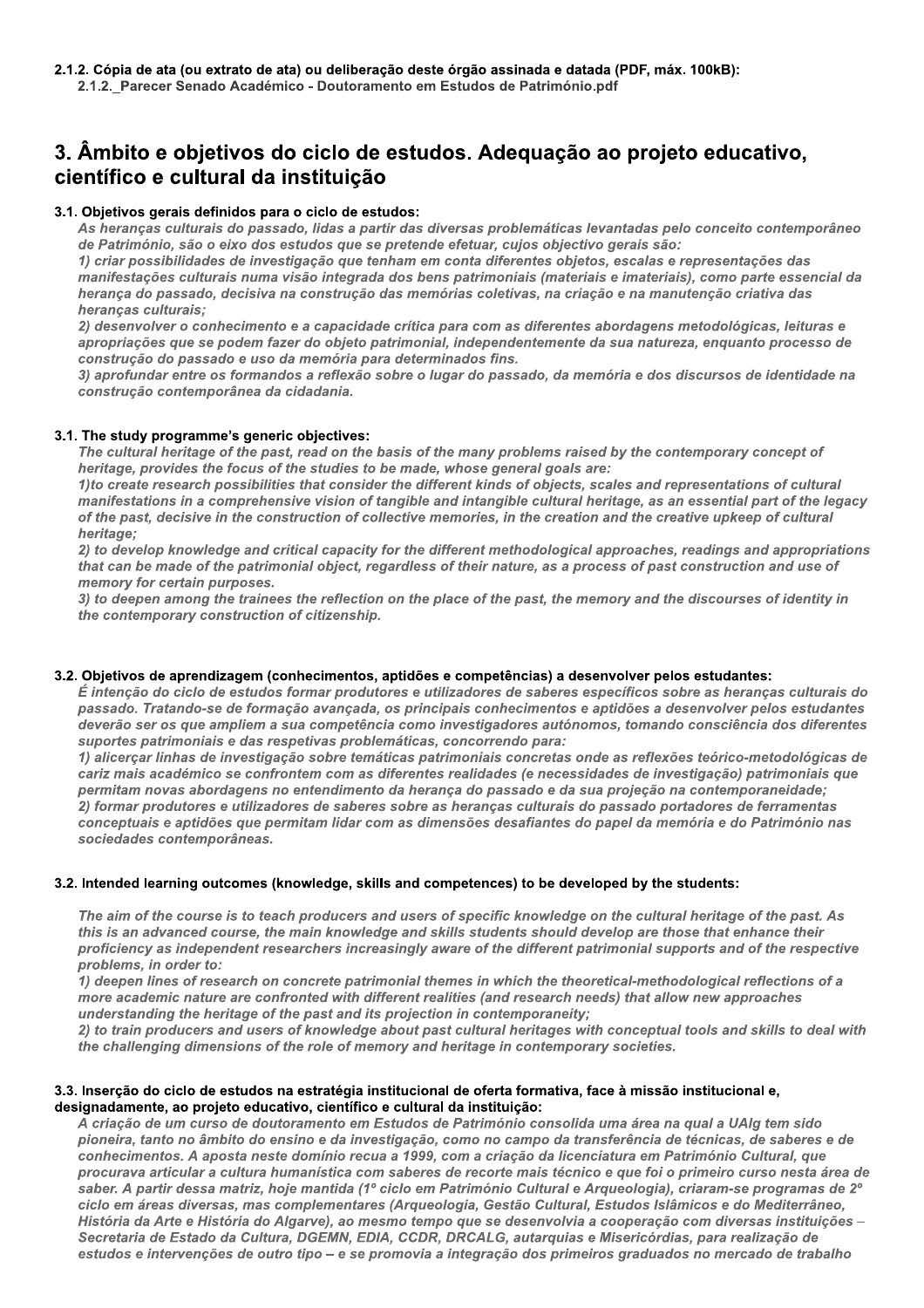**2.1.2. Cópia de ata (ou extrato de ata) ou deliberação deste órgão assinada e datada (PDF, máx. 100kB):**
2.1.2._Parecer Senado Académico - Doutoramento em Estudos de Património.pdf

## 3. Âmbito e objetivos do ciclo de estudos. Adequação ao projeto educativo, científico e cultural da instituição

**3.1. Objetivos gerais definidos para o ciclo de estudos:**

*As heranças culturais do passado, lidas a partir das diversas problemáticas levantadas pelo conceito contemporâneo de Património, são o eixo dos estudos que se pretende efetuar, cujos objectivo gerais são:*
*1) criar possibilidades de investigação que tenham em conta diferentes objetos, escalas e representações das manifestações culturais numa visão integrada dos bens patrimoniais (materiais e imateriais), como parte essencial da herança do passado, decisiva na construção das memórias coletivas, na criação e na manutenção criativa das heranças culturais;*
*2) desenvolver o conhecimento e a capacidade crítica para com as diferentes abordagens metodológicas, leituras e apropriações que se podem fazer do objeto patrimonial, independentemente da sua natureza, enquanto processo de construção do passado e uso da memória para determinados fins.*
*3) aprofundar entre os formandos a reflexão sobre o lugar do passado, da memória e dos discursos de identidade na construção contemporânea da cidadania.*

**3.1. The study programme's generic objectives:**

*The cultural heritage of the past, read on the basis of the many problems raised by the contemporary concept of heritage, provides the focus of the studies to be made, whose general goals are:*
*1)to create research possibilities that consider the different kinds of objects, scales and representations of cultural manifestations in a comprehensive vision of tangible and intangible cultural heritage, as an essential part of the legacy of the past, decisive in the construction of collective memories, in the creation and the creative upkeep of cultural heritage;*
*2) to develop knowledge and critical capacity for the different methodological approaches, readings and appropriations that can be made of the patrimonial object, regardless of their nature, as a process of past construction and use of memory for certain purposes.*
*3) to deepen among the trainees the reflection on the place of the past, the memory and the discourses of identity in the contemporary construction of citizenship.*

**3.2. Objetivos de aprendizagem (conhecimentos, aptidões e competências) a desenvolver pelos estudantes:**

*É intenção do ciclo de estudos formar produtores e utilizadores de saberes específicos sobre as heranças culturais do passado. Tratando-se de formação avançada, os principais conhecimentos e aptidões a desenvolver pelos estudantes deverão ser os que ampliem a sua competência como investigadores autónomos, tomando consciência dos diferentes suportes patrimoniais e das respetivas problemáticas, concorrendo para:*
*1) alicerçar linhas de investigação sobre temáticas patrimoniais concretas onde as reflexões teórico-metodológicas de cariz mais académico se confrontem com as diferentes realidades (e necessidades de investigação) patrimoniais que permitam novas abordagens no entendimento da herança do passado e da sua projeção na contemporaneidade;*
*2) formar produtores e utilizadores de saberes sobre as heranças culturais do passado portadores de ferramentas conceptuais e aptidões que permitam lidar com as dimensões desafiantes do papel da memória e do Património nas sociedades contemporâneas.*

**3.2. Intended learning outcomes (knowledge, skills and competences) to be developed by the students:**

*The aim of the course is to teach producers and users of specific knowledge on the cultural heritage of the past. As this is an advanced course, the main knowledge and skills students should develop are those that enhance their proficiency as independent researchers increasingly aware of the different patrimonial supports and of the respective problems, in order to:*
*1) deepen lines of research on concrete patrimonial themes in which the theoretical-methodological reflections of a more academic nature are confronted with different realities (and research needs) that allow new approaches understanding the heritage of the past and its projection in contemporaneity;*
*2) to train producers and users of knowledge about past cultural heritages with conceptual tools and skills to deal with the challenging dimensions of the role of memory and heritage in contemporary societies.*

**3.3. Inserção do ciclo de estudos na estratégia institucional de oferta formativa, face à missão institucional e, designadamente, ao projeto educativo, científico e cultural da instituição:**

*A criação de um curso de doutoramento em Estudos de Património consolida uma área na qual a UAlg tem sido pioneira, tanto no âmbito do ensino e da investigação, como no campo da transferência de técnicas, de saberes e de conhecimentos. A aposta neste domínio recua a 1999, com a criação da licenciatura em Património Cultural, que procurava articular a cultura humanística com saberes de recorte mais técnico e que foi o primeiro curso nesta área de saber. A partir dessa matriz, hoje mantida (1º ciclo em Património Cultural e Arqueologia), criaram-se programas de 2º ciclo em áreas diversas, mas complementares (Arqueologia, Gestão Cultural, Estudos Islâmicos e do Mediterrâneo, História da Arte e História do Algarve), ao mesmo tempo que se desenvolvia a cooperação com diversas instituições – Secretaria de Estado da Cultura, DGEMN, EDIA, CCDR, DRCALG, autarquias e Misericórdias, para realização de estudos e intervenções de outro tipo – e se promovia a integração dos primeiros graduados no mercado de trabalho*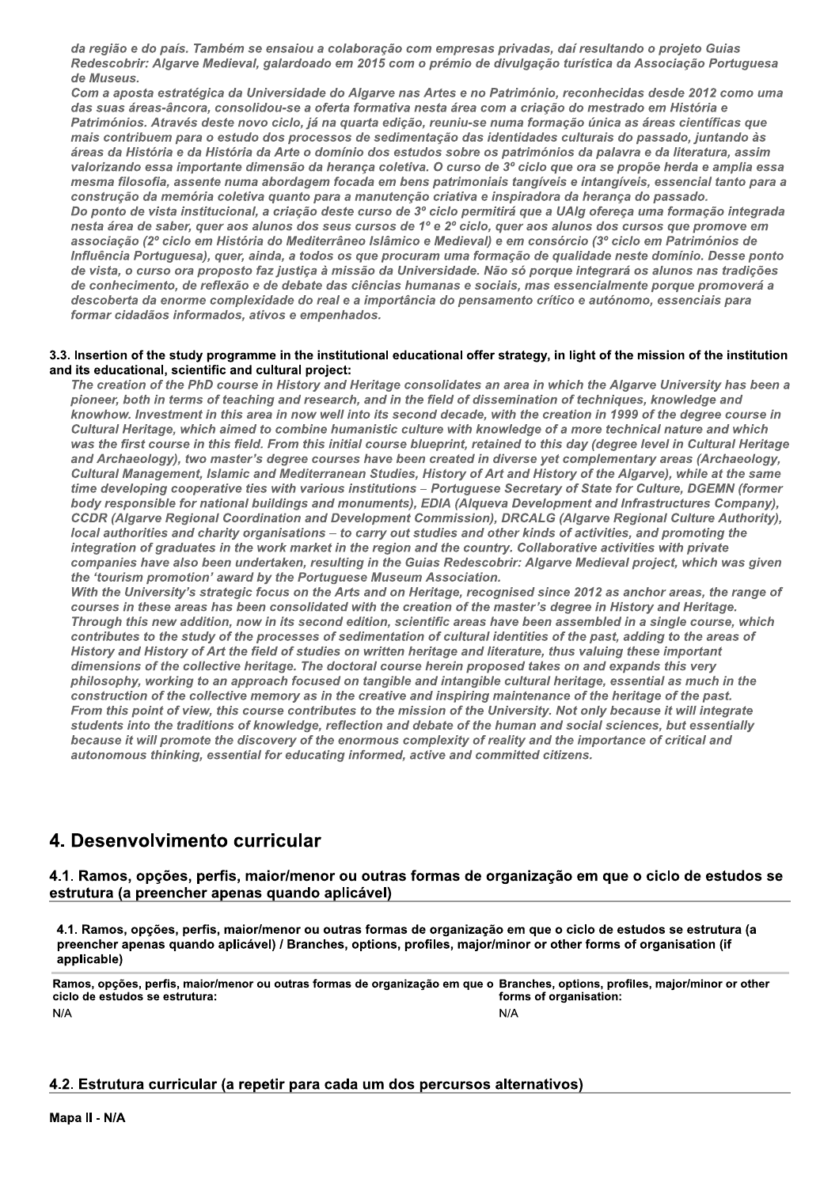*da região e do país. Também se ensaiou a colaboração com empresas privadas, daí resultando o projeto Guias Redescobrir: Algarve Medieval, galardoado em 2015 com o prémio de divulgação turística da Associação Portuguesa de Museus.*

*Com a aposta estratégica da Universidade do Algarve nas Artes e no Património, reconhecidas desde 2012 como uma das suas áreas-âncora, consolidou-se a oferta formativa nesta área com a criação do mestrado em História e Patrimónios. Através deste novo ciclo, já na quarta edição, reuniu-se numa formação única as áreas científicas que mais contribuem para o estudo dos processos de sedimentação das identidades culturais do passado, juntando às áreas da História e da História da Arte o domínio dos estudos sobre os patrimónios da palavra e da literatura, assim valorizando essa importante dimensão da herança coletiva. O curso de 3º ciclo que ora se propõe herda e amplia essa mesma filosofia, assente numa abordagem focada em bens patrimoniais tangíveis e intangíveis, essencial tanto para a construção da memória coletiva quanto para a manutenção criativa e inspiradora da herança do passado.*

*Do ponto de vista institucional, a criação deste curso de 3º ciclo permitirá que a UAlg ofereça uma formação integrada nesta área de saber, quer aos alunos dos seus cursos de 1º e 2º ciclo, quer aos alunos dos cursos que promove em associação (2º ciclo em História do Mediterrâneo Islâmico e Medieval) e em consórcio (3º ciclo em Patrimónios de Influência Portuguesa), quer, ainda, a todos os que procuram uma formação de qualidade neste domínio. Desse ponto de vista, o curso ora proposto faz justiça à missão da Universidade. Não só porque integrará os alunos nas tradições de conhecimento, de reflexão e de debate das ciências humanas e sociais, mas essencialmente porque promoverá a descoberta da enorme complexidade do real e a importância do pensamento crítico e autónomo, essenciais para formar cidadãos informados, ativos e empenhados.*

**3.3. Insertion of the study programme in the institutional educational offer strategy, in light of the mission of the institution and its educational, scientific and cultural project:**

*The creation of the PhD course in History and Heritage consolidates an area in which the Algarve University has been a pioneer, both in terms of teaching and research, and in the field of dissemination of techniques, knowledge and knowhow. Investment in this area in now well into its second decade, with the creation in 1999 of the degree course in Cultural Heritage, which aimed to combine humanistic culture with knowledge of a more technical nature and which was the first course in this field. From this initial course blueprint, retained to this day (degree level in Cultural Heritage and Archaeology), two master's degree courses have been created in diverse yet complementary areas (Archaeology, Cultural Management, Islamic and Mediterranean Studies, History of Art and History of the Algarve), while at the same time developing cooperative ties with various institutions – Portuguese Secretary of State for Culture, DGEMN (former body responsible for national buildings and monuments), EDIA (Alqueva Development and Infrastructures Company), CCDR (Algarve Regional Coordination and Development Commission), DRCALG (Algarve Regional Culture Authority), local authorities and charity organisations – to carry out studies and other kinds of activities, and promoting the integration of graduates in the work market in the region and the country. Collaborative activities with private companies have also been undertaken, resulting in the Guias Redescobrir: Algarve Medieval project, which was given the 'tourism promotion' award by the Portuguese Museum Association.*

*With the University's strategic focus on the Arts and on Heritage, recognised since 2012 as anchor areas, the range of courses in these areas has been consolidated with the creation of the master's degree in History and Heritage. Through this new addition, now in its second edition, scientific areas have been assembled in a single course, which contributes to the study of the processes of sedimentation of cultural identities of the past, adding to the areas of History and History of Art the field of studies on written heritage and literature, thus valuing these important dimensions of the collective heritage. The doctoral course herein proposed takes on and expands this very philosophy, working to an approach focused on tangible and intangible cultural heritage, essential as much in the construction of the collective memory as in the creative and inspiring maintenance of the heritage of the past.*

*From this point of view, this course contributes to the mission of the University. Not only because it will integrate students into the traditions of knowledge, reflection and debate of the human and social sciences, but essentially because it will promote the discovery of the enormous complexity of reality and the importance of critical and autonomous thinking, essential for educating informed, active and committed citizens.*

# 4. Desenvolvimento curricular

## 4.1. Ramos, opções, perfis, maior/menor ou outras formas de organização em que o ciclo de estudos se estrutura (a preencher apenas quando aplicável)

**4.1. Ramos, opções, perfis, maior/menor ou outras formas de organização em que o ciclo de estudos se estrutura (a preencher apenas quando aplicável) / Branches, options, profiles, major/minor or other forms of organisation (if applicable)**

| Ramos, opções, perfis, maior/menor ou outras formas de organização em que o ciclo de estudos se estrutura: | Branches, options, profiles, major/minor or other forms of organisation: |
|---|---|
| N/A | N/A |

## 4.2. Estrutura curricular (a repetir para cada um dos percursos alternativos)

**Mapa II - N/A**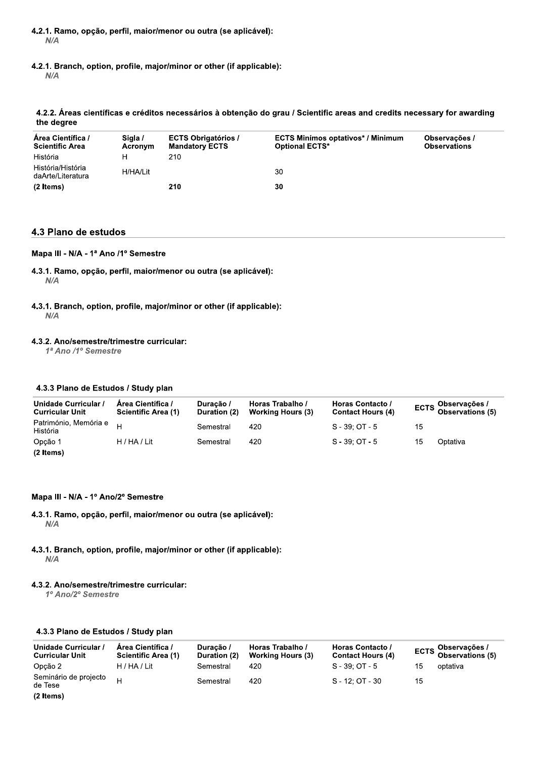**4.2.1. Ramo, opção, perfil, maior/menor ou outra (se aplicável):**
*N/A*

**4.2.1. Branch, option, profile, major/minor or other (if applicable):**
*N/A*

**4.2.2. Áreas científicas e créditos necessários à obtenção do grau / Scientific areas and credits necessary for awarding the degree**

| Área Científica / Scientific Area | Sigla / Acronym | ECTS Obrigatórios / Mandatory ECTS | ECTS Minímos optativos* / Minimum Optional ECTS* | Observações / Observations |
|---|---|---|---|---|
| História | H | 210 | | |
| História/História daArte/Literatura | H/HA/Lit | | 30 | |
| **(2 Items)** | | **210** | **30** | |

## 4.3 Plano de estudos

### Mapa III - N/A - 1ª Ano /1º Semestre

**4.3.1. Ramo, opção, perfil, maior/menor ou outra (se aplicável):**
*N/A*

**4.3.1. Branch, option, profile, major/minor or other (if applicable):**
*N/A*

**4.3.2. Ano/semestre/trimestre curricular:**
*1ª Ano /1º Semestre*

**4.3.3 Plano de Estudos / Study plan**

| Unidade Curricular / Curricular Unit | Área Científica / Scientific Area (1) | Duração / Duration (2) | Horas Trabalho / Working Hours (3) | Horas Contacto / Contact Hours (4) | ECTS | Observações / Observations (5) |
|---|---|---|---|---|---|---|
| Património, Memória e História | H | Semestral | 420 | S - 39; OT - 5 | 15 | |
| Opção 1 | H / HA / Lit | Semestral | 420 | S - 39; OT - 5 | 15 | Optativa |
| **(2 Items)** | | | | | | |

### Mapa III - N/A - 1º Ano/2º Semestre

**4.3.1. Ramo, opção, perfil, maior/menor ou outra (se aplicável):**
*N/A*

**4.3.1. Branch, option, profile, major/minor or other (if applicable):**
*N/A*

**4.3.2. Ano/semestre/trimestre curricular:**
*1º Ano/2º Semestre*

**4.3.3 Plano de Estudos / Study plan**

| Unidade Curricular / Curricular Unit | Área Científica / Scientific Area (1) | Duração / Duration (2) | Horas Trabalho / Working Hours (3) | Horas Contacto / Contact Hours (4) | ECTS | Observações / Observations (5) |
|---|---|---|---|---|---|---|
| Opção 2 | H / HA / Lit | Semestral | 420 | S - 39; OT - 5 | 15 | optativa |
| Seminário de projecto de Tese | H | Semestral | 420 | S - 12; OT - 30 | 15 | |
| **(2 Items)** | | | | | | |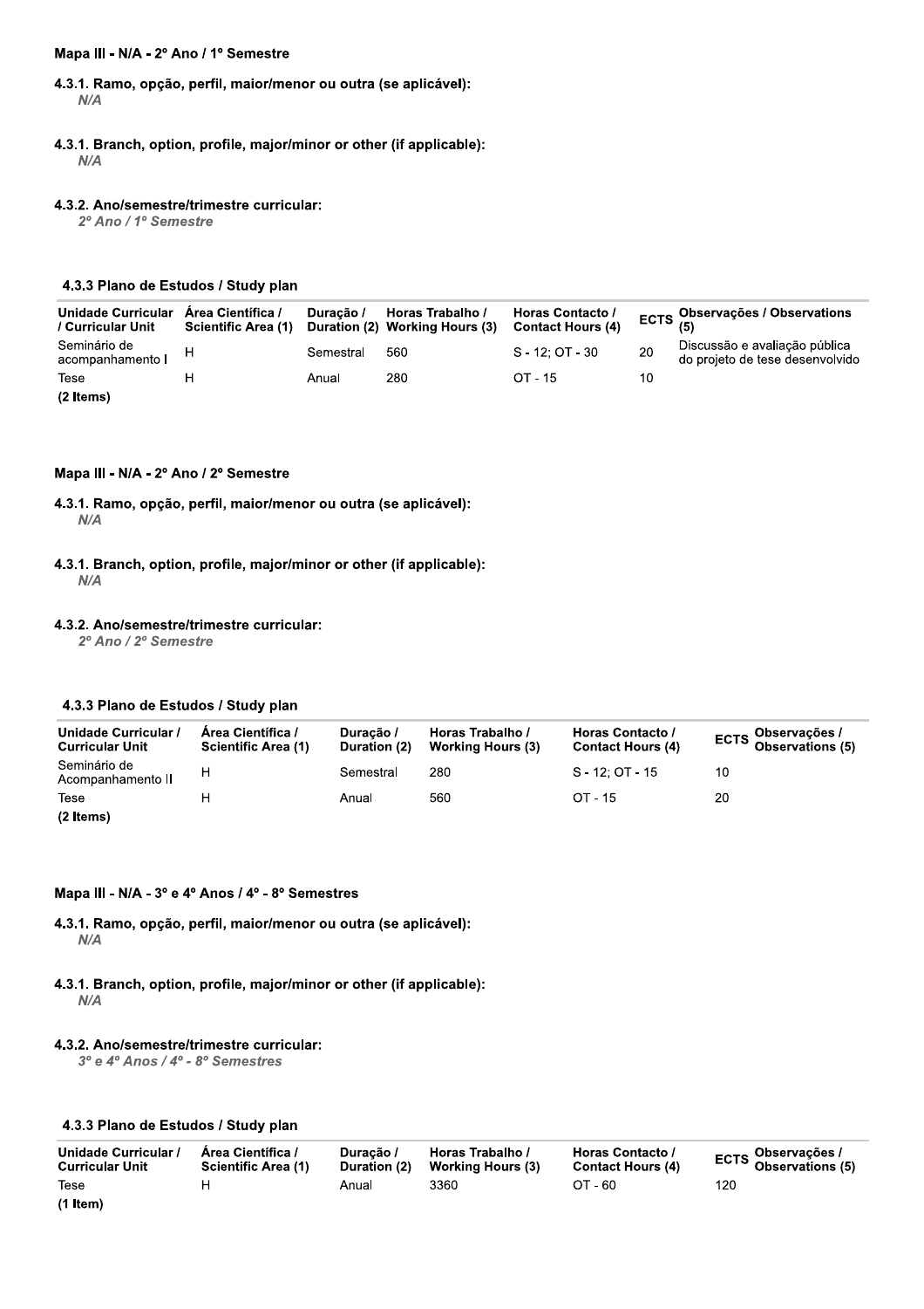### Mapa III - N/A - 2º Ano / 1º Semestre

**4.3.1. Ramo, opção, perfil, maior/menor ou outra (se aplicável):**
*N/A*

**4.3.1. Branch, option, profile, major/minor or other (if applicable):**
*N/A*

**4.3.2. Ano/semestre/trimestre curricular:**
*2º Ano / 1º Semestre*

#### 4.3.3 Plano de Estudos / Study plan

| Unidade Curricular / Curricular Unit | Área Científica / Scientific Area (1) | Duração / Duration (2) | Horas Trabalho / Working Hours (3) | Horas Contacto / Contact Hours (4) | ECTS | Observações / Observations (5) |
|---|---|---|---|---|---|---|
| Seminário de acompanhamento I | H | Semestral | 560 | S - 12; OT - 30 | 20 | Discussão e avaliação pública do projeto de tese desenvolvido |
| Tese | H | Anual | 280 | OT - 15 | 10 | |
| **(2 Items)** | | | | | | |

### Mapa III - N/A - 2º Ano / 2º Semestre

**4.3.1. Ramo, opção, perfil, maior/menor ou outra (se aplicável):**
*N/A*

**4.3.1. Branch, option, profile, major/minor or other (if applicable):**
*N/A*

**4.3.2. Ano/semestre/trimestre curricular:**
*2º Ano / 2º Semestre*

#### 4.3.3 Plano de Estudos / Study plan

| Unidade Curricular / Curricular Unit | Área Científica / Scientific Area (1) | Duração / Duration (2) | Horas Trabalho / Working Hours (3) | Horas Contacto / Contact Hours (4) | ECTS | Observações / Observations (5) |
|---|---|---|---|---|---|---|
| Seminário de Acompanhamento II | H | Semestral | 280 | S - 12; OT - 15 | 10 | |
| Tese | H | Anual | 560 | OT - 15 | 20 | |
| **(2 Items)** | | | | | | |

### Mapa III - N/A - 3º e 4º Anos / 4º - 8º Semestres

**4.3.1. Ramo, opção, perfil, maior/menor ou outra (se aplicável):**
*N/A*

**4.3.1. Branch, option, profile, major/minor or other (if applicable):**
*N/A*

**4.3.2. Ano/semestre/trimestre curricular:**
*3º e 4º Anos / 4º - 8º Semestres*

#### 4.3.3 Plano de Estudos / Study plan

| Unidade Curricular / Curricular Unit | Área Científica / Scientific Area (1) | Duração / Duration (2) | Horas Trabalho / Working Hours (3) | Horas Contacto / Contact Hours (4) | ECTS | Observações / Observations (5) |
|---|---|---|---|---|---|---|
| Tese | H | Anual | 3360 | OT - 60 | 120 | |
| **(1 Item)** | | | | | | |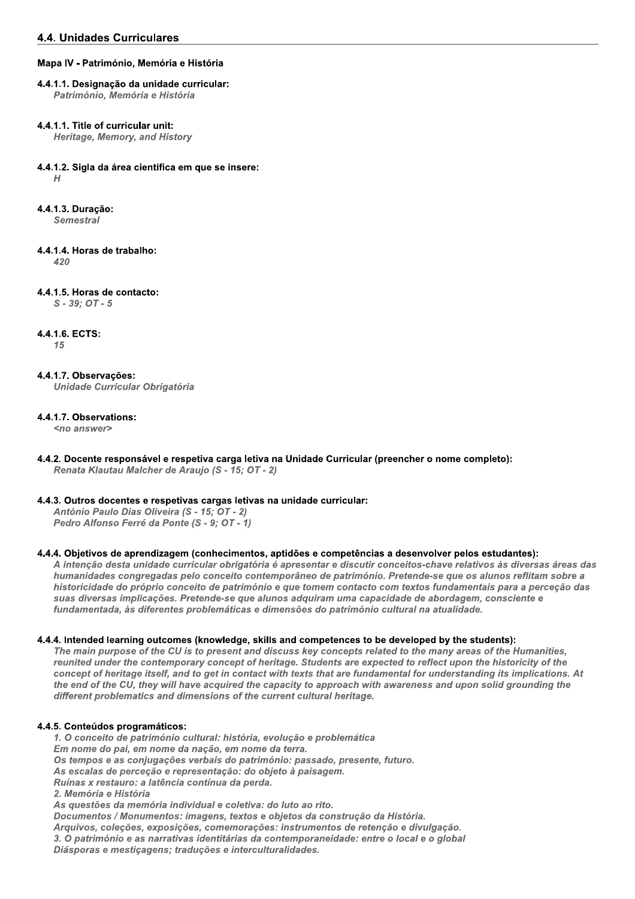## 4.4. Unidades Curriculares

### Mapa IV - Património, Memória e História

**4.4.1.1. Designação da unidade curricular:**
*Património, Memória e História*

**4.4.1.1. Title of curricular unit:**
*Heritage, Memory, and History*

**4.4.1.2. Sigla da área científica em que se insere:**
*H*

**4.4.1.3. Duração:**
*Semestral*

**4.4.1.4. Horas de trabalho:**
*420*

**4.4.1.5. Horas de contacto:**
*S - 39; OT - 5*

**4.4.1.6. ECTS:**
*15*

**4.4.1.7. Observações:**
*Unidade Curricular Obrigatória*

**4.4.1.7. Observations:**
*<no answer>*

**4.4.2. Docente responsável e respetiva carga letiva na Unidade Curricular (preencher o nome completo):**
*Renata Klautau Malcher de Araujo (S - 15; OT - 2)*

**4.4.3. Outros docentes e respetivas cargas letivas na unidade curricular:**
*António Paulo Dias Oliveira (S - 15; OT - 2)*
*Pedro Alfonso Ferré da Ponte (S - 9; OT - 1)*

**4.4.4. Objetivos de aprendizagem (conhecimentos, aptidões e competências a desenvolver pelos estudantes):**
*A intenção desta unidade curricular obrigatória é apresentar e discutir conceitos-chave relativos às diversas áreas das humanidades congregadas pelo conceito contemporâneo de património. Pretende-se que os alunos reflitam sobre a historicidade do próprio conceito de património e que tomem contacto com textos fundamentais para a perceção das suas diversas implicações. Pretende-se que alunos adquiram uma capacidade de abordagem, consciente e fundamentada, às diferentes problemáticas e dimensões do património cultural na atualidade.*

**4.4.4. Intended learning outcomes (knowledge, skills and competences to be developed by the students):**
*The main purpose of the CU is to present and discuss key concepts related to the many areas of the Humanities, reunited under the contemporary concept of heritage. Students are expected to reflect upon the historicity of the concept of heritage itself, and to get in contact with texts that are fundamental for understanding its implications. At the end of the CU, they will have acquired the capacity to approach with awareness and upon solid grounding the different problematics and dimensions of the current cultural heritage.*

**4.4.5. Conteúdos programáticos:**
*1. O conceito de património cultural: história, evolução e problemática*
*Em nome do pai, em nome da nação, em nome da terra.*
*Os tempos e as conjugações verbais do património: passado, presente, futuro.*
*As escalas de perceção e representação: do objeto à paisagem.*
*Ruínas x restauro: a latência contínua da perda.*
*2. Memória e História*
*As questões da memória individual e coletiva: do luto ao rito.*
*Documentos / Monumentos: imagens, textos e objetos da construção da História.*
*Arquivos, coleções, exposições, comemorações: instrumentos de retenção e divulgação.*
*3. O património e as narrativas identitárias da contemporaneidade: entre o local e o global*
*Diásporas e mestiçagens; traduções e interculturalidades.*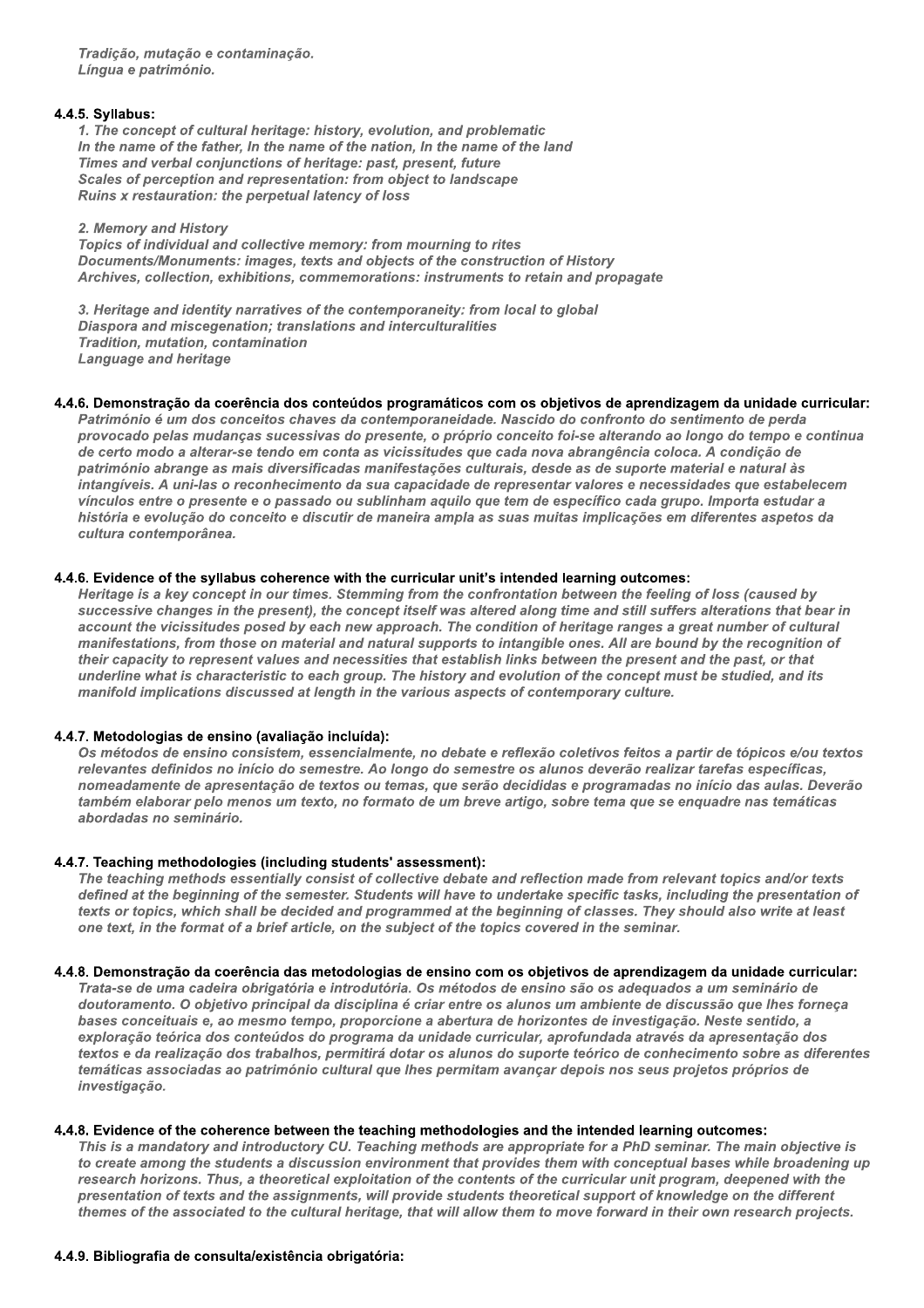*Tradição, mutação e contaminação.*
*Língua e património.*

#### 4.4.5. Syllabus:

*1. The concept of cultural heritage: history, evolution, and problematic*
*In the name of the father, In the name of the nation, In the name of the land*
*Times and verbal conjunctions of heritage: past, present, future*
*Scales of perception and representation: from object to landscape*
*Ruins x restauration: the perpetual latency of loss*

*2. Memory and History*
*Topics of individual and collective memory: from mourning to rites*
*Documents/Monuments: images, texts and objects of the construction of History*
*Archives, collection, exhibitions, commemorations: instruments to retain and propagate*

*3. Heritage and identity narratives of the contemporaneity: from local to global*
*Diaspora and miscegenation; translations and interculturalities*
*Tradition, mutation, contamination*
*Language and heritage*

#### 4.4.6. Demonstração da coerência dos conteúdos programáticos com os objetivos de aprendizagem da unidade curricular:

*Património é um dos conceitos chaves da contemporaneidade. Nascido do confronto do sentimento de perda provocado pelas mudanças sucessivas do presente, o próprio conceito foi-se alterando ao longo do tempo e continua de certo modo a alterar-se tendo em conta as vicissitudes que cada nova abrangência coloca. A condição de património abrange as mais diversificadas manifestações culturais, desde as de suporte material e natural às intangíveis. A uni-las o reconhecimento da sua capacidade de representar valores e necessidades que estabelecem vínculos entre o presente e o passado ou sublinham aquilo que tem de específico cada grupo. Importa estudar a história e evolução do conceito e discutir de maneira ampla as suas muitas implicações em diferentes aspetos da cultura contemporânea.*

#### 4.4.6. Evidence of the syllabus coherence with the curricular unit's intended learning outcomes:

*Heritage is a key concept in our times. Stemming from the confrontation between the feeling of loss (caused by successive changes in the present), the concept itself was altered along time and still suffers alterations that bear in account the vicissitudes posed by each new approach. The condition of heritage ranges a great number of cultural manifestations, from those on material and natural supports to intangible ones. All are bound by the recognition of their capacity to represent values and necessities that establish links between the present and the past, or that underline what is characteristic to each group. The history and evolution of the concept must be studied, and its manifold implications discussed at length in the various aspects of contemporary culture.*

#### 4.4.7. Metodologias de ensino (avaliação incluída):

*Os métodos de ensino consistem, essencialmente, no debate e reflexão coletivos feitos a partir de tópicos e/ou textos relevantes definidos no início do semestre. Ao longo do semestre os alunos deverão realizar tarefas específicas, nomeadamente de apresentação de textos ou temas, que serão decididas e programadas no início das aulas. Deverão também elaborar pelo menos um texto, no formato de um breve artigo, sobre tema que se enquadre nas temáticas abordadas no seminário.*

#### 4.4.7. Teaching methodologies (including students' assessment):

*The teaching methods essentially consist of collective debate and reflection made from relevant topics and/or texts defined at the beginning of the semester. Students will have to undertake specific tasks, including the presentation of texts or topics, which shall be decided and programmed at the beginning of classes. They should also write at least one text, in the format of a brief article, on the subject of the topics covered in the seminar.*

#### 4.4.8. Demonstração da coerência das metodologias de ensino com os objetivos de aprendizagem da unidade curricular:

*Trata-se de uma cadeira obrigatória e introdutória. Os métodos de ensino são os adequados a um seminário de doutoramento. O objetivo principal da disciplina é criar entre os alunos um ambiente de discussão que lhes forneça bases conceituais e, ao mesmo tempo, proporcione a abertura de horizontes de investigação. Neste sentido, a exploração teórica dos conteúdos do programa da unidade curricular, aprofundada através da apresentação dos textos e da realização dos trabalhos, permitirá dotar os alunos do suporte teórico de conhecimento sobre as diferentes temáticas associadas ao património cultural que lhes permitam avançar depois nos seus projetos próprios de investigação.*

#### 4.4.8. Evidence of the coherence between the teaching methodologies and the intended learning outcomes:

*This is a mandatory and introductory CU. Teaching methods are appropriate for a PhD seminar. The main objective is to create among the students a discussion environment that provides them with conceptual bases while broadening up research horizons. Thus, a theoretical exploitation of the contents of the curricular unit program, deepened with the presentation of texts and the assignments, will provide students theoretical support of knowledge on the different themes of the associated to the cultural heritage, that will allow them to move forward in their own research projects.*

#### 4.4.9. Bibliografia de consulta/existência obrigatória: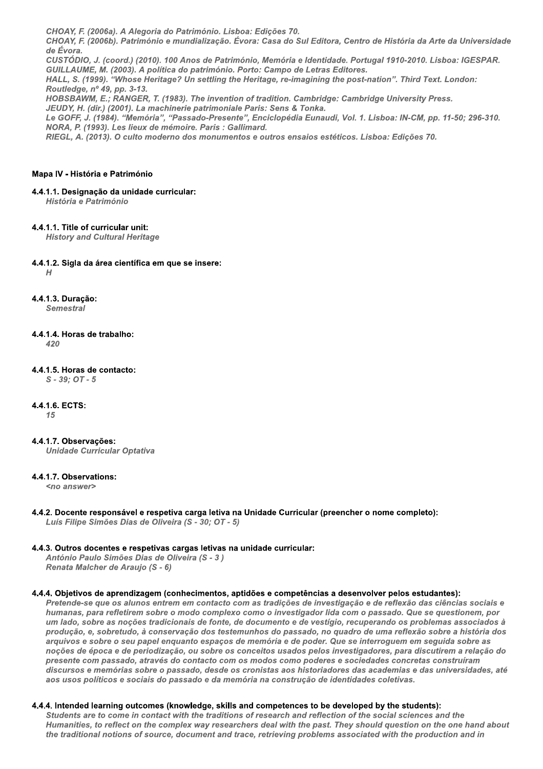*CHOAY, F. (2006a). A Alegoria do Património. Lisboa: Edições 70.*
*CHOAY, F. (2006b). Património e mundialização. Évora: Casa do Sul Editora, Centro de História da Arte da Universidade de Évora.*
*CUSTÓDIO, J. (coord.) (2010). 100 Anos de Património, Memória e Identidade. Portugal 1910-2010. Lisboa: IGESPAR.*
*GUILLAUME, M. (2003). A política do património. Porto: Campo de Letras Editores.*
*HALL, S. (1999). "Whose Heritage? Un settling the Heritage, re-imagining the post-nation". Third Text. London: Routledge, nº 49, pp. 3-13.*
*HOBSBAWM, E.; RANGER, T. (1983). The invention of tradition. Cambridge: Cambridge University Press.*
*JEUDY, H. (dir.) (2001). La machinerie patrimoniale Paris: Sens & Tonka.*
*Le GOFF, J. (1984). "Memória", "Passado-Presente", Enciclopédia Eunaudi, Vol. 1. Lisboa: IN-CM, pp. 11-50; 296-310.*
*NORA, P. (1993). Les lieux de mémoire. Paris : Gallimard.*
*RIEGL, A. (2013). O culto moderno dos monumentos e outros ensaios estéticos. Lisboa: Edições 70.*

### Mapa IV - História e Património

**4.4.1.1. Designação da unidade curricular:**
*História e Património*

**4.4.1.1. Title of curricular unit:**
*History and Cultural Heritage*

**4.4.1.2. Sigla da área científica em que se insere:**
*H*

**4.4.1.3. Duração:**
*Semestral*

**4.4.1.4. Horas de trabalho:**
*420*

**4.4.1.5. Horas de contacto:**
*S - 39; OT - 5*

**4.4.1.6. ECTS:**
*15*

**4.4.1.7. Observações:**
*Unidade Curricular Optativa*

**4.4.1.7. Observations:**
*<no answer>*

**4.4.2. Docente responsável e respetiva carga letiva na Unidade Curricular (preencher o nome completo):**
*Luís Filipe Simões Dias de Oliveira (S - 30; OT - 5)*

**4.4.3. Outros docentes e respetivas cargas letivas na unidade curricular:**
*António Paulo Simões Dias de Oliveira (S - 3 )*
*Renata Malcher de Araujo (S - 6)*

**4.4.4. Objetivos de aprendizagem (conhecimentos, aptidões e competências a desenvolver pelos estudantes):**
*Pretende-se que os alunos entrem em contacto com as tradições de investigação e de reflexão das ciências sociais e humanas, para refletirem sobre o modo complexo como o investigador lida com o passado. Que se questionem, por um lado, sobre as noções tradicionais de fonte, de documento e de vestígio, recuperando os problemas associados à produção, e, sobretudo, à conservação dos testemunhos do passado, no quadro de uma reflexão sobre a história dos arquivos e sobre o seu papel enquanto espaços de memória e de poder. Que se interroguem em seguida sobre as noções de época e de periodização, ou sobre os conceitos usados pelos investigadores, para discutirem a relação do presente com passado, através do contacto com os modos como poderes e sociedades concretas construíram discursos e memórias sobre o passado, desde os cronistas aos historiadores das academias e das universidades, até aos usos políticos e sociais do passado e da memória na construção de identidades coletivas.*

**4.4.4. Intended learning outcomes (knowledge, skills and competences to be developed by the students):**
*Students are to come in contact with the traditions of research and reflection of the social sciences and the Humanities, to reflect on the complex way researchers deal with the past. They should question on the one hand about the traditional notions of source, document and trace, retrieving problems associated with the production and in*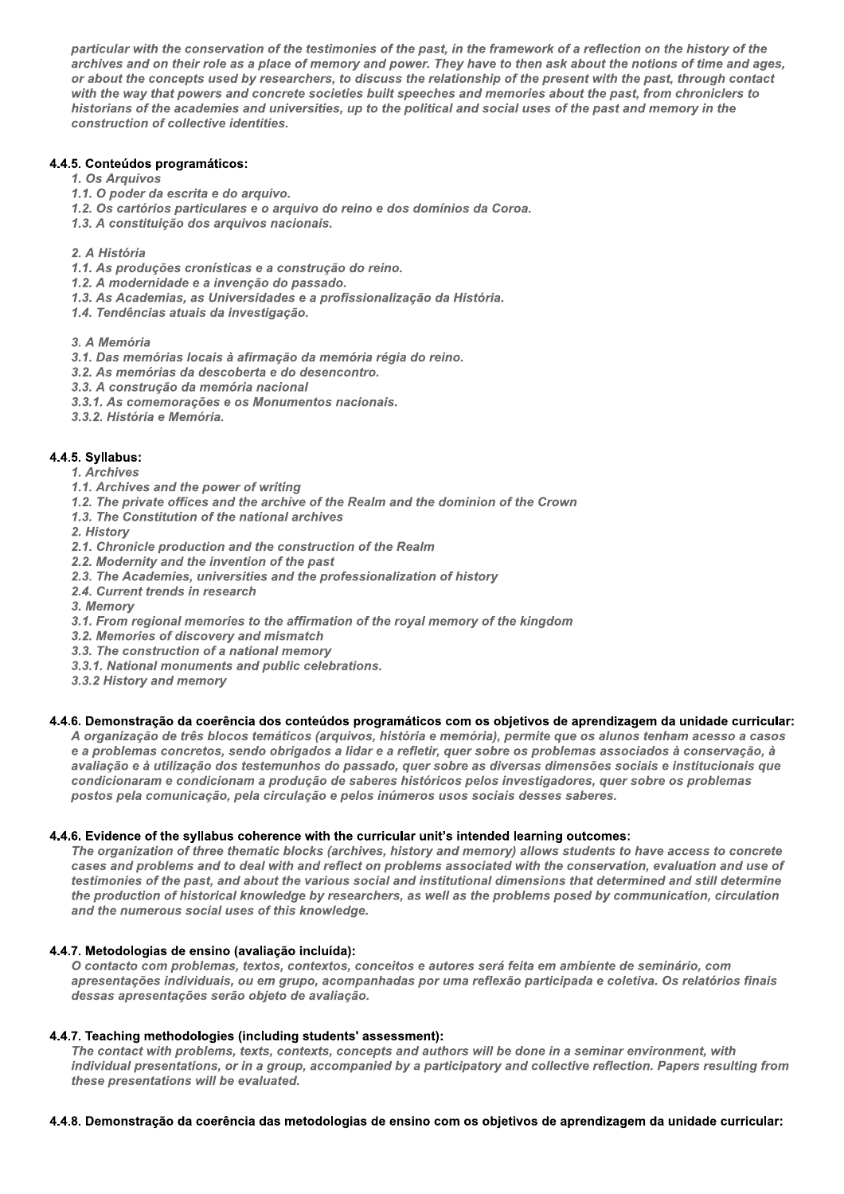*particular with the conservation of the testimonies of the past, in the framework of a reflection on the history of the archives and on their role as a place of memory and power. They have to then ask about the notions of time and ages, or about the concepts used by researchers, to discuss the relationship of the present with the past, through contact with the way that powers and concrete societies built speeches and memories about the past, from chroniclers to historians of the academies and universities, up to the political and social uses of the past and memory in the construction of collective identities.*

#### 4.4.5. Conteúdos programáticos:

*1. Os Arquivos*
*1.1. O poder da escrita e do arquivo.*
*1.2. Os cartórios particulares e o arquivo do reino e dos domínios da Coroa.*
*1.3. A constituição dos arquivos nacionais.*

*2. A História*
*1.1. As produções cronísticas e a construção do reino.*
*1.2. A modernidade e a invenção do passado.*
*1.3. As Academias, as Universidades e a profissionalização da História.*
*1.4. Tendências atuais da investigação.*

*3. A Memória*
*3.1. Das memórias locais à afirmação da memória régia do reino.*
*3.2. As memórias da descoberta e do desencontro.*
*3.3. A construção da memória nacional*
*3.3.1. As comemorações e os Monumentos nacionais.*
*3.3.2. História e Memória.*

#### 4.4.5. Syllabus:

*1. Archives*
*1.1. Archives and the power of writing*
*1.2. The private offices and the archive of the Realm and the dominion of the Crown*
*1.3. The Constitution of the national archives*
*2. History*
*2.1. Chronicle production and the construction of the Realm*
*2.2. Modernity and the invention of the past*
*2.3. The Academies, universities and the professionalization of history*
*2.4. Current trends in research*
*3. Memory*
*3.1. From regional memories to the affirmation of the royal memory of the kingdom*
*3.2. Memories of discovery and mismatch*
*3.3. The construction of a national memory*
*3.3.1. National monuments and public celebrations.*
*3.3.2 History and memory*

#### 4.4.6. Demonstração da coerência dos conteúdos programáticos com os objetivos de aprendizagem da unidade curricular:

*A organização de três blocos temáticos (arquivos, história e memória), permite que os alunos tenham acesso a casos e a problemas concretos, sendo obrigados a lidar e a refletir, quer sobre os problemas associados à conservação, à avaliação e à utilização dos testemunhos do passado, quer sobre as diversas dimensões sociais e institucionais que condicionaram e condicionam a produção de saberes históricos pelos investigadores, quer sobre os problemas postos pela comunicação, pela circulação e pelos inúmeros usos sociais desses saberes.*

#### 4.4.6. Evidence of the syllabus coherence with the curricular unit's intended learning outcomes:

*The organization of three thematic blocks (archives, history and memory) allows students to have access to concrete cases and problems and to deal with and reflect on problems associated with the conservation, evaluation and use of testimonies of the past, and about the various social and institutional dimensions that determined and still determine the production of historical knowledge by researchers, as well as the problems posed by communication, circulation and the numerous social uses of this knowledge.*

#### 4.4.7. Metodologias de ensino (avaliação incluída):

*O contacto com problemas, textos, contextos, conceitos e autores será feita em ambiente de seminário, com apresentações individuais, ou em grupo, acompanhadas por uma reflexão participada e coletiva. Os relatórios finais dessas apresentações serão objeto de avaliação.*

#### 4.4.7. Teaching methodologies (including students' assessment):

*The contact with problems, texts, contexts, concepts and authors will be done in a seminar environment, with individual presentations, or in a group, accompanied by a participatory and collective reflection. Papers resulting from these presentations will be evaluated.*

#### 4.4.8. Demonstração da coerência das metodologias de ensino com os objetivos de aprendizagem da unidade curricular: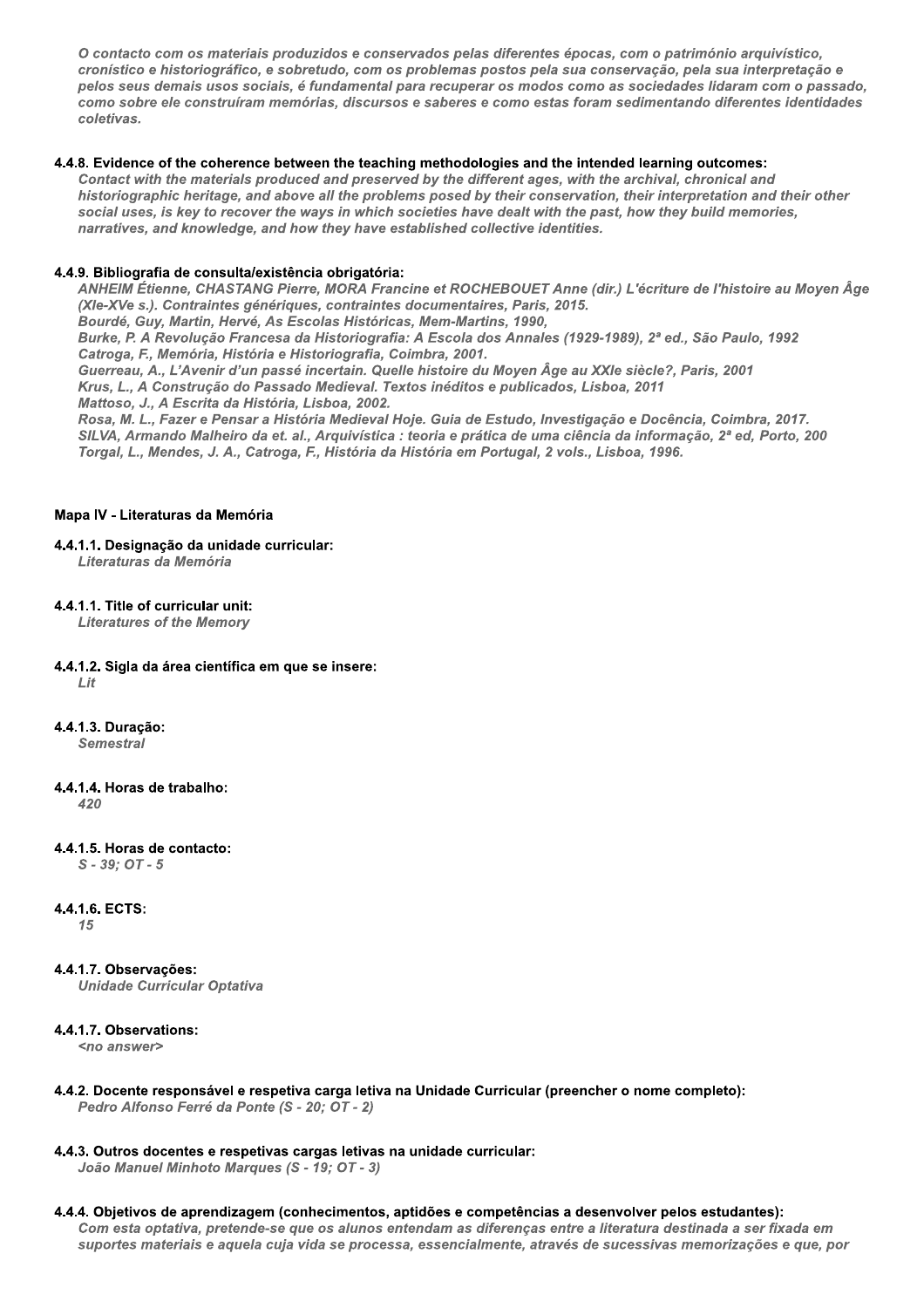*O contacto com os materiais produzidos e conservados pelas diferentes épocas, com o património arquivístico, cronístico e historiográfico, e sobretudo, com os problemas postos pela sua conservação, pela sua interpretação e pelos seus demais usos sociais, é fundamental para recuperar os modos como as sociedades lidaram com o passado, como sobre ele construíram memórias, discursos e saberes e como estas foram sedimentando diferentes identidades coletivas.*

**4.4.8. Evidence of the coherence between the teaching methodologies and the intended learning outcomes:**

*Contact with the materials produced and preserved by the different ages, with the archival, chronical and historiographic heritage, and above all the problems posed by their conservation, their interpretation and their other social uses, is key to recover the ways in which societies have dealt with the past, how they build memories, narratives, and knowledge, and how they have established collective identities.*

**4.4.9. Bibliografia de consulta/existência obrigatória:**

*ANHEIM Étienne, CHASTANG Pierre, MORA Francine et ROCHEBOUET Anne (dir.) L'écriture de l'histoire au Moyen Âge (XIe-XVe s.). Contraintes génériques, contraintes documentaires, Paris, 2015.*
*Bourdé, Guy, Martin, Hervé, As Escolas Históricas, Mem-Martins, 1990,*
*Burke, P. A Revolução Francesa da Historiografia: A Escola dos Annales (1929-1989), 2ª ed., São Paulo, 1992*
*Catroga, F., Memória, História e Historiografia, Coimbra, 2001.*
*Guerreau, A., L'Avenir d'un passé incertain. Quelle histoire du Moyen Âge au XXIe siècle?, Paris, 2001*
*Krus, L., A Construção do Passado Medieval. Textos inéditos e publicados, Lisboa, 2011*
*Mattoso, J., A Escrita da História, Lisboa, 2002.*
*Rosa, M. L., Fazer e Pensar a História Medieval Hoje. Guia de Estudo, Investigação e Docência, Coimbra, 2017.*
*SILVA, Armando Malheiro da et. al., Arquivística : teoria e prática de uma ciência da informação, 2ª ed, Porto, 200*
*Torgal, L., Mendes, J. A., Catroga, F., História da História em Portugal, 2 vols., Lisboa, 1996.*

## Mapa IV - Literaturas da Memória

**4.4.1.1. Designação da unidade curricular:**
*Literaturas da Memória*

**4.4.1.1. Title of curricular unit:**
*Literatures of the Memory*

**4.4.1.2. Sigla da área científica em que se insere:**
*Lit*

**4.4.1.3. Duração:**
*Semestral*

**4.4.1.4. Horas de trabalho:**
*420*

**4.4.1.5. Horas de contacto:**
*S - 39; OT - 5*

**4.4.1.6. ECTS:**
*15*

**4.4.1.7. Observações:**
*Unidade Curricular Optativa*

**4.4.1.7. Observations:**
*<no answer>*

**4.4.2. Docente responsável e respetiva carga letiva na Unidade Curricular (preencher o nome completo):**
*Pedro Alfonso Ferré da Ponte (S - 20; OT - 2)*

**4.4.3. Outros docentes e respetivas cargas letivas na unidade curricular:**
*João Manuel Minhoto Marques (S - 19; OT - 3)*

**4.4.4. Objetivos de aprendizagem (conhecimentos, aptidões e competências a desenvolver pelos estudantes):**
*Com esta optativa, pretende-se que os alunos entendam as diferenças entre a literatura destinada a ser fixada em suportes materiais e aquela cuja vida se processa, essencialmente, através de sucessivas memorizações e que, por*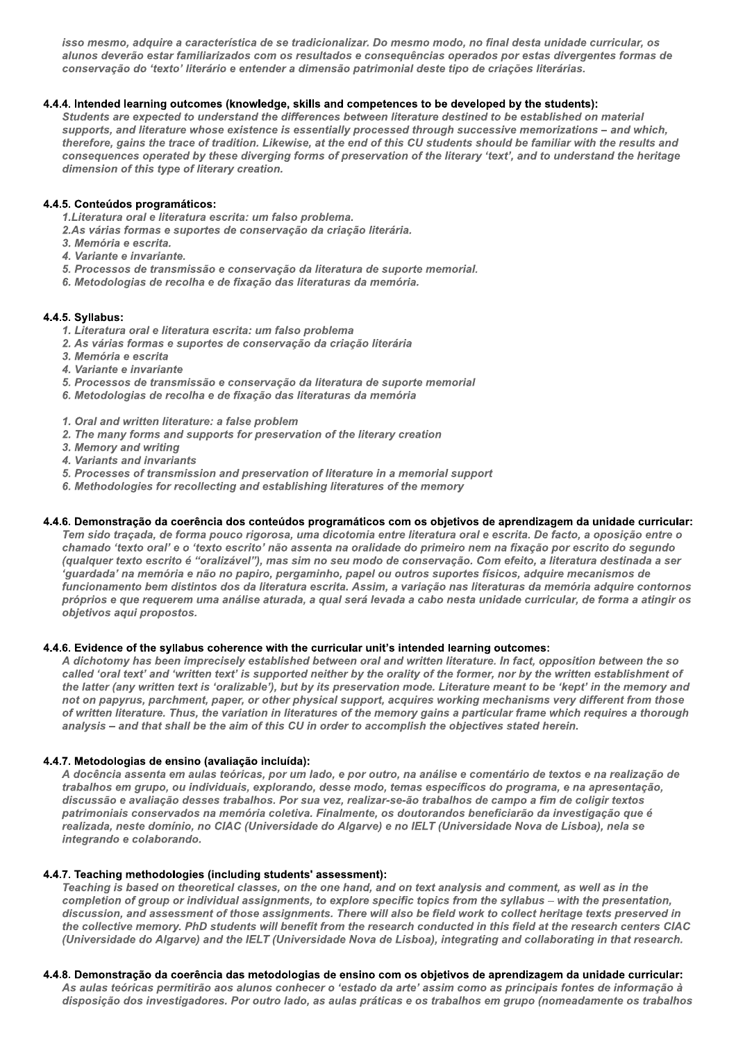*isso mesmo, adquire a característica de se tradicionalizar. Do mesmo modo, no final desta unidade curricular, os alunos deverão estar familiarizados com os resultados e consequências operados por estas divergentes formas de conservação do 'texto' literário e entender a dimensão patrimonial deste tipo de criações literárias.*

#### 4.4.4. Intended learning outcomes (knowledge, skills and competences to be developed by the students):

*Students are expected to understand the differences between literature destined to be established on material supports, and literature whose existence is essentially processed through successive memorizations – and which, therefore, gains the trace of tradition. Likewise, at the end of this CU students should be familiar with the results and consequences operated by these diverging forms of preservation of the literary 'text', and to understand the heritage dimension of this type of literary creation.*

#### 4.4.5. Conteúdos programáticos:

*1.Literatura oral e literatura escrita: um falso problema.*
*2.As várias formas e suportes de conservação da criação literária.*
*3. Memória e escrita.*
*4. Variante e invariante.*
*5. Processos de transmissão e conservação da literatura de suporte memorial.*
*6. Metodologias de recolha e de fixação das literaturas da memória.*

#### 4.4.5. Syllabus:

*1. Literatura oral e literatura escrita: um falso problema*
*2. As várias formas e suportes de conservação da criação literária*
*3. Memória e escrita*
*4. Variante e invariante*
*5. Processos de transmissão e conservação da literatura de suporte memorial*
*6. Metodologias de recolha e de fixação das literaturas da memória*

*1. Oral and written literature: a false problem*
*2. The many forms and supports for preservation of the literary creation*
*3. Memory and writing*
*4. Variants and invariants*
*5. Processes of transmission and preservation of literature in a memorial support*
*6. Methodologies for recollecting and establishing literatures of the memory*

#### 4.4.6. Demonstração da coerência dos conteúdos programáticos com os objetivos de aprendizagem da unidade curricular:

*Tem sido traçada, de forma pouco rigorosa, uma dicotomia entre literatura oral e escrita. De facto, a oposição entre o chamado 'texto oral' e o 'texto escrito' não assenta na oralidade do primeiro nem na fixação por escrito do segundo (qualquer texto escrito é "oralizável"), mas sim no seu modo de conservação. Com efeito, a literatura destinada a ser 'guardada' na memória e não no papiro, pergaminho, papel ou outros suportes físicos, adquire mecanismos de funcionamento bem distintos dos da literatura escrita. Assim, a variação nas literaturas da memória adquire contornos próprios e que requerem uma análise aturada, a qual será levada a cabo nesta unidade curricular, de forma a atingir os objetivos aqui propostos.*

#### 4.4.6. Evidence of the syllabus coherence with the curricular unit's intended learning outcomes:

*A dichotomy has been imprecisely established between oral and written literature. In fact, opposition between the so called 'oral text' and 'written text' is supported neither by the orality of the former, nor by the written establishment of the latter (any written text is 'oralizable'), but by its preservation mode. Literature meant to be 'kept' in the memory and not on papyrus, parchment, paper, or other physical support, acquires working mechanisms very different from those of written literature. Thus, the variation in literatures of the memory gains a particular frame which requires a thorough analysis – and that shall be the aim of this CU in order to accomplish the objectives stated herein.*

#### 4.4.7. Metodologias de ensino (avaliação incluída):

*A docência assenta em aulas teóricas, por um lado, e por outro, na análise e comentário de textos e na realização de trabalhos em grupo, ou individuais, explorando, desse modo, temas específicos do programa, e na apresentação, discussão e avaliação desses trabalhos. Por sua vez, realizar-se-ão trabalhos de campo a fim de coligir textos patrimoniais conservados na memória coletiva. Finalmente, os doutorandos beneficiarão da investigação que é realizada, neste domínio, no CIAC (Universidade do Algarve) e no IELT (Universidade Nova de Lisboa), nela se integrando e colaborando.*

#### 4.4.7. Teaching methodologies (including students' assessment):

*Teaching is based on theoretical classes, on the one hand, and on text analysis and comment, as well as in the completion of group or individual assignments, to explore specific topics from the syllabus – with the presentation, discussion, and assessment of those assignments. There will also be field work to collect heritage texts preserved in the collective memory. PhD students will benefit from the research conducted in this field at the research centers CIAC (Universidade do Algarve) and the IELT (Universidade Nova de Lisboa), integrating and collaborating in that research.*

#### 4.4.8. Demonstração da coerência das metodologias de ensino com os objetivos de aprendizagem da unidade curricular:

*As aulas teóricas permitirão aos alunos conhecer o 'estado da arte' assim como as principais fontes de informação à disposição dos investigadores. Por outro lado, as aulas práticas e os trabalhos em grupo (nomeadamente os trabalhos*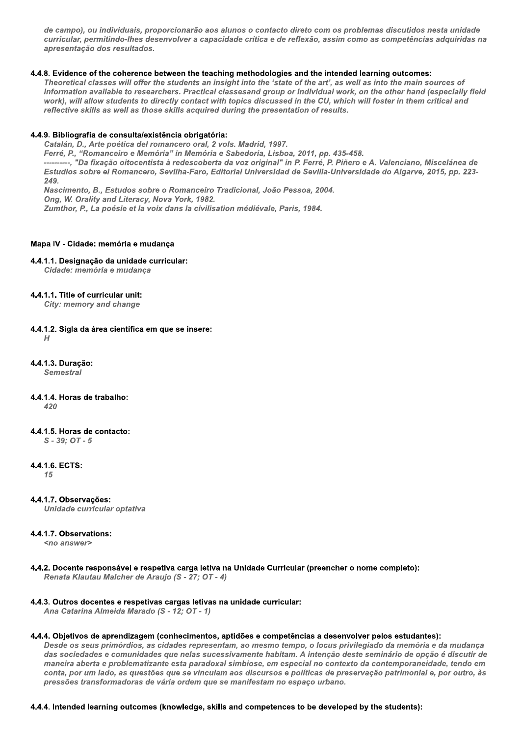*de campo), ou individuais, proporcionarão aos alunos o contacto direto com os problemas discutidos nesta unidade curricular, permitindo-lhes desenvolver a capacidade crítica e de reflexão, assim como as competências adquiridas na apresentação dos resultados.*

#### 4.4.8. Evidence of the coherence between the teaching methodologies and the intended learning outcomes:

*Theoretical classes will offer the students an insight into the 'state of the art', as well as into the main sources of information available to researchers. Practical classesand group or individual work, on the other hand (especially field work), will allow students to directly contact with topics discussed in the CU, which will foster in them critical and reflective skills as well as those skills acquired during the presentation of results.*

#### 4.4.9. Bibliografia de consulta/existência obrigatória:

*Catalán, D., Arte poética del romancero oral, 2 vols. Madrid, 1997.*
*Ferré, P., "Romanceiro e Memória" in Memória e Sabedoria, Lisboa, 2011, pp. 435-458.*
*----------, "Da fixação oitocentista à redescoberta da voz original" in P. Ferré, P. Piñero e A. Valenciano, Miscelánea de Estudios sobre el Romancero, Sevilha-Faro, Editorial Universidad de Sevilla-Universidade do Algarve, 2015, pp. 223-249.*
*Nascimento, B., Estudos sobre o Romanceiro Tradicional, João Pessoa, 2004.*
*Ong, W. Orality and Literacy, Nova York, 1982.*
*Zumthor, P., La poésie et la voix dans la civilisation médiévale, Paris, 1984.*

### Mapa IV - Cidade: memória e mudança

#### 4.4.1.1. Designação da unidade curricular:

*Cidade: memória e mudança*

#### 4.4.1.1. Title of curricular unit:

*City: memory and change*

#### 4.4.1.2. Sigla da área científica em que se insere:

*H*

#### 4.4.1.3. Duração:

*Semestral*

#### 4.4.1.4. Horas de trabalho:

*420*

#### 4.4.1.5. Horas de contacto:

*S - 39; OT - 5*

#### 4.4.1.6. ECTS:

*15*

#### 4.4.1.7. Observações:

*Unidade curricular optativa*

#### 4.4.1.7. Observations:

*<no answer>*

#### 4.4.2. Docente responsável e respetiva carga letiva na Unidade Curricular (preencher o nome completo):

*Renata Klautau Malcher de Araujo (S - 27; OT - 4)*

#### 4.4.3. Outros docentes e respetivas cargas letivas na unidade curricular:

*Ana Catarina Almeida Marado (S - 12; OT - 1)*

#### 4.4.4. Objetivos de aprendizagem (conhecimentos, aptidões e competências a desenvolver pelos estudantes):

*Desde os seus primórdios, as cidades representam, ao mesmo tempo, o locus privilegiado da memória e da mudança das sociedades e comunidades que nelas sucessivamente habitam. A intenção deste seminário de opção é discutir de maneira aberta e problematizante esta paradoxal simbiose, em especial no contexto da contemporaneidade, tendo em conta, por um lado, as questões que se vinculam aos discursos e políticas de preservação patrimonial e, por outro, às pressões transformadoras de vária ordem que se manifestam no espaço urbano.*

#### 4.4.4. Intended learning outcomes (knowledge, skills and competences to be developed by the students):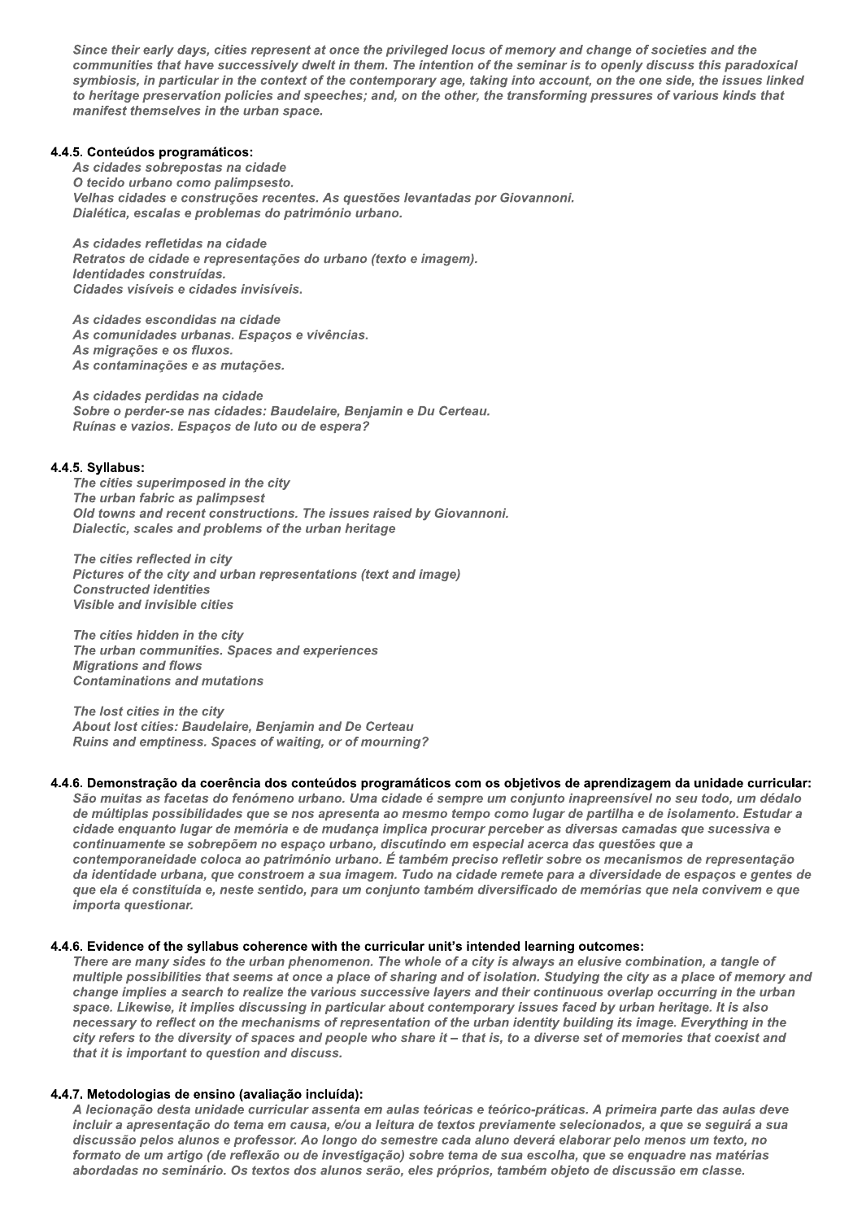*Since their early days, cities represent at once the privileged locus of memory and change of societies and the communities that have successively dwelt in them. The intention of the seminar is to openly discuss this paradoxical symbiosis, in particular in the context of the contemporary age, taking into account, on the one side, the issues linked to heritage preservation policies and speeches; and, on the other, the transforming pressures of various kinds that manifest themselves in the urban space.*

#### 4.4.5. Conteúdos programáticos:

*As cidades sobrepostas na cidade*
*O tecido urbano como palimpsesto.*
*Velhas cidades e construções recentes. As questões levantadas por Giovannoni.*
*Dialética, escalas e problemas do património urbano.*

*As cidades refletidas na cidade*
*Retratos de cidade e representações do urbano (texto e imagem).*
*Identidades construídas.*
*Cidades visíveis e cidades invisíveis.*

*As cidades escondidas na cidade*
*As comunidades urbanas. Espaços e vivências.*
*As migrações e os fluxos.*
*As contaminações e as mutações.*

*As cidades perdidas na cidade*
*Sobre o perder-se nas cidades: Baudelaire, Benjamin e Du Certeau.*
*Ruínas e vazios. Espaços de luto ou de espera?*

#### 4.4.5. Syllabus:

*The cities superimposed in the city*
*The urban fabric as palimpsest*
*Old towns and recent constructions. The issues raised by Giovannoni.*
*Dialectic, scales and problems of the urban heritage*

*The cities reflected in city*
*Pictures of the city and urban representations (text and image)*
*Constructed identities*
*Visible and invisible cities*

*The cities hidden in the city*
*The urban communities. Spaces and experiences*
*Migrations and flows*
*Contaminations and mutations*

*The lost cities in the city*
*About lost cities: Baudelaire, Benjamin and De Certeau*
*Ruins and emptiness. Spaces of waiting, or of mourning?*

#### 4.4.6. Demonstração da coerência dos conteúdos programáticos com os objetivos de aprendizagem da unidade curricular:

*São muitas as facetas do fenómeno urbano. Uma cidade é sempre um conjunto inapreensível no seu todo, um dédalo de múltiplas possibilidades que se nos apresenta ao mesmo tempo como lugar de partilha e de isolamento. Estudar a cidade enquanto lugar de memória e de mudança implica procurar perceber as diversas camadas que sucessiva e continuamente se sobrepõem no espaço urbano, discutindo em especial acerca das questões que a contemporaneidade coloca ao património urbano. É também preciso refletir sobre os mecanismos de representação da identidade urbana, que constroem a sua imagem. Tudo na cidade remete para a diversidade de espaços e gentes de que ela é constituída e, neste sentido, para um conjunto também diversificado de memórias que nela convivem e que importa questionar.*

#### 4.4.6. Evidence of the syllabus coherence with the curricular unit's intended learning outcomes:

*There are many sides to the urban phenomenon. The whole of a city is always an elusive combination, a tangle of multiple possibilities that seems at once a place of sharing and of isolation. Studying the city as a place of memory and change implies a search to realize the various successive layers and their continuous overlap occurring in the urban space. Likewise, it implies discussing in particular about contemporary issues faced by urban heritage. It is also necessary to reflect on the mechanisms of representation of the urban identity building its image. Everything in the city refers to the diversity of spaces and people who share it – that is, to a diverse set of memories that coexist and that it is important to question and discuss.*

#### 4.4.7. Metodologias de ensino (avaliação incluída):

*A lecionação desta unidade curricular assenta em aulas teóricas e teórico-práticas. A primeira parte das aulas deve incluir a apresentação do tema em causa, e/ou a leitura de textos previamente selecionados, a que se seguirá a sua discussão pelos alunos e professor. Ao longo do semestre cada aluno deverá elaborar pelo menos um texto, no formato de um artigo (de reflexão ou de investigação) sobre tema de sua escolha, que se enquadre nas matérias abordadas no seminário. Os textos dos alunos serão, eles próprios, também objeto de discussão em classe.*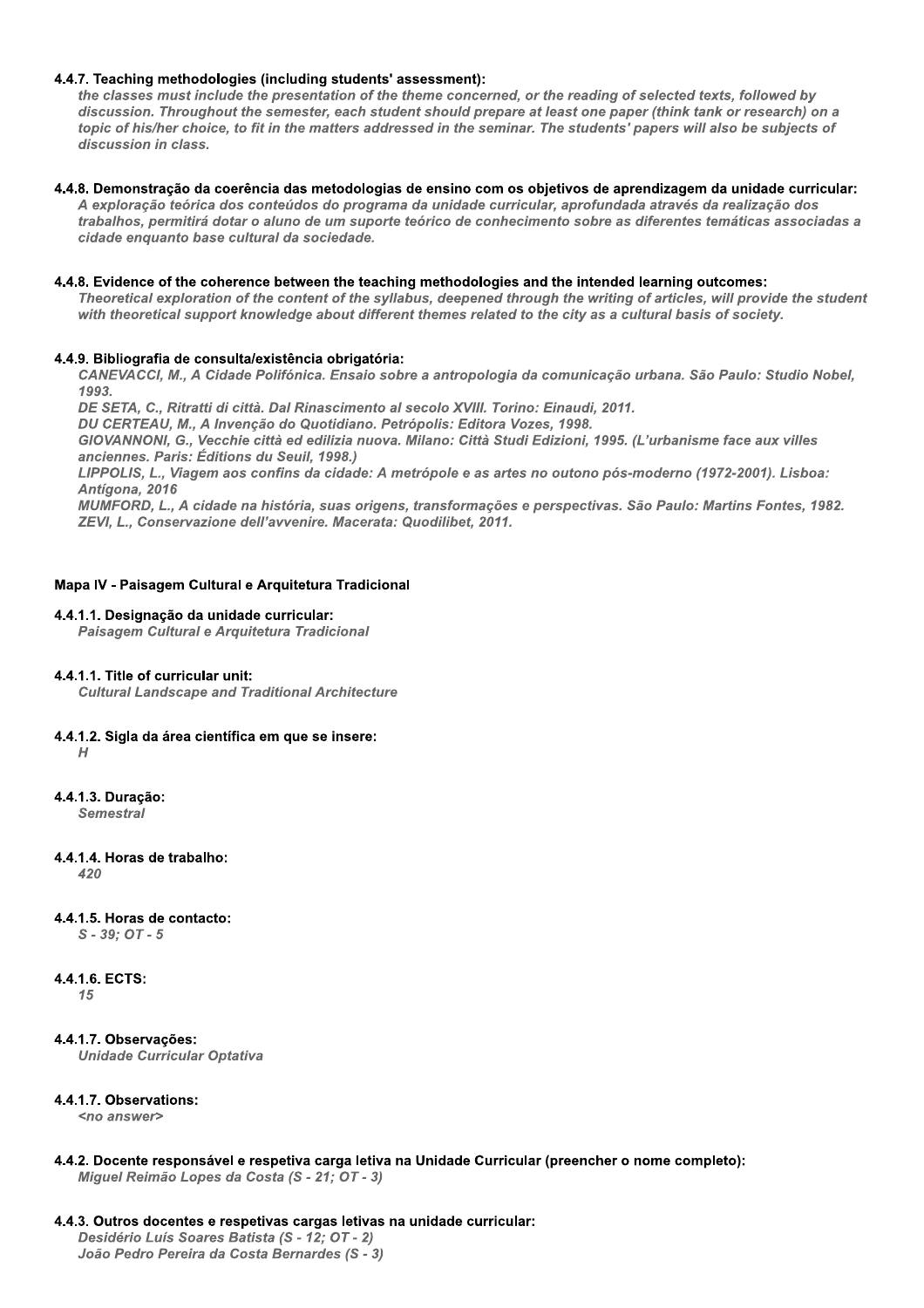#### 4.4.7. Teaching methodologies (including students' assessment):

*the classes must include the presentation of the theme concerned, or the reading of selected texts, followed by discussion. Throughout the semester, each student should prepare at least one paper (think tank or research) on a topic of his/her choice, to fit in the matters addressed in the seminar. The students' papers will also be subjects of discussion in class.*

#### 4.4.8. Demonstração da coerência das metodologias de ensino com os objetivos de aprendizagem da unidade curricular:

*A exploração teórica dos conteúdos do programa da unidade curricular, aprofundada através da realização dos trabalhos, permitirá dotar o aluno de um suporte teórico de conhecimento sobre as diferentes temáticas associadas a cidade enquanto base cultural da sociedade.*

#### 4.4.8. Evidence of the coherence between the teaching methodologies and the intended learning outcomes:

*Theoretical exploration of the content of the syllabus, deepened through the writing of articles, will provide the student with theoretical support knowledge about different themes related to the city as a cultural basis of society.*

#### 4.4.9. Bibliografia de consulta/existência obrigatória:

*CANEVACCI, M., A Cidade Polifónica. Ensaio sobre a antropologia da comunicação urbana. São Paulo: Studio Nobel, 1993.*
*DE SETA, C., Ritratti di città. Dal Rinascimento al secolo XVIII. Torino: Einaudi, 2011.*
*DU CERTEAU, M., A Invenção do Quotidiano. Petrópolis: Editora Vozes, 1998.*
*GIOVANNONI, G., Vecchie città ed edilizia nuova. Milano: Città Studi Edizioni, 1995. (L'urbanisme face aux villes anciennes. Paris: Éditions du Seuil, 1998.)*
*LIPPOLIS, L., Viagem aos confins da cidade: A metrópole e as artes no outono pós-moderno (1972-2001). Lisboa: Antígona, 2016*
*MUMFORD, L., A cidade na história, suas origens, transformações e perspectivas. São Paulo: Martins Fontes, 1982.*
*ZEVI, L., Conservazione dell'avvenire. Macerata: Quodilibet, 2011.*

### Mapa IV - Paisagem Cultural e Arquitetura Tradicional

#### 4.4.1.1. Designação da unidade curricular:

*Paisagem Cultural e Arquitetura Tradicional*

#### 4.4.1.1. Title of curricular unit:

*Cultural Landscape and Traditional Architecture*

#### 4.4.1.2. Sigla da área científica em que se insere:

*H*

#### 4.4.1.3. Duração:

*Semestral*

#### 4.4.1.4. Horas de trabalho:

*420*

#### 4.4.1.5. Horas de contacto:

*S - 39; OT - 5*

#### 4.4.1.6. ECTS:

*15*

#### 4.4.1.7. Observações:

*Unidade Curricular Optativa*

#### 4.4.1.7. Observations:

*<no answer>*

#### 4.4.2. Docente responsável e respetiva carga letiva na Unidade Curricular (preencher o nome completo):

*Miguel Reimão Lopes da Costa (S - 21; OT - 3)*

#### 4.4.3. Outros docentes e respetivas cargas letivas na unidade curricular:

*Desidério Luís Soares Batista (S - 12; OT - 2)*
*João Pedro Pereira da Costa Bernardes (S - 3)*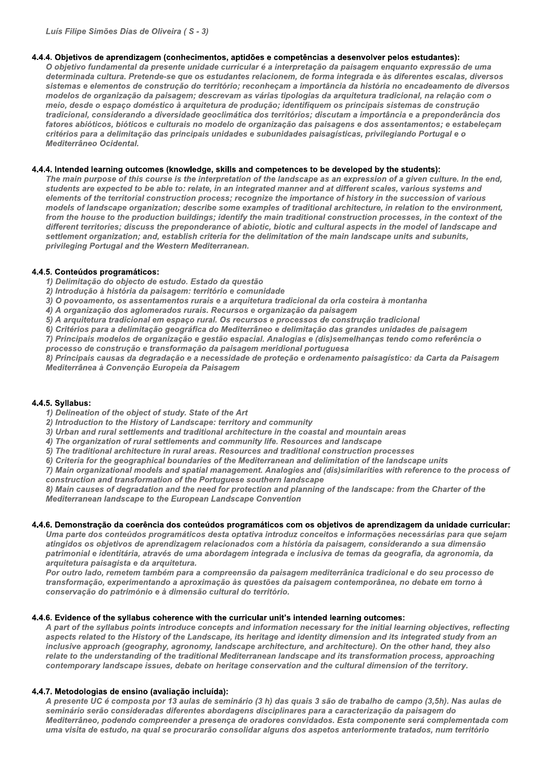*Luís Filipe Simões Dias de Oliveira ( S - 3)*

#### 4.4.4. Objetivos de aprendizagem (conhecimentos, aptidões e competências a desenvolver pelos estudantes):

*O objetivo fundamental da presente unidade curricular é a interpretação da paisagem enquanto expressão de uma determinada cultura. Pretende-se que os estudantes relacionem, de forma integrada e às diferentes escalas, diversos sistemas e elementos de construção do território; reconheçam a importância da história no encadeamento de diversos modelos de organização da paisagem; descrevam as várias tipologias da arquitetura tradicional, na relação com o meio, desde o espaço doméstico à arquitetura de produção; identifiquem os principais sistemas de construção tradicional, considerando a diversidade geoclimática dos territórios; discutam a importância e a preponderância dos fatores abióticos, bióticos e culturais no modelo de organização das paisagens e dos assentamentos; e estabeleçam critérios para a delimitação das principais unidades e subunidades paisagísticas, privilegiando Portugal e o Mediterrâneo Ocidental.*

#### 4.4.4. Intended learning outcomes (knowledge, skills and competences to be developed by the students):

*The main purpose of this course is the interpretation of the landscape as an expression of a given culture. In the end, students are expected to be able to: relate, in an integrated manner and at different scales, various systems and elements of the territorial construction process; recognize the importance of history in the succession of various models of landscape organization; describe some examples of traditional architecture, in relation to the environment, from the house to the production buildings; identify the main traditional construction processes, in the context of the different territories; discuss the preponderance of abiotic, biotic and cultural aspects in the model of landscape and settlement organization; and, establish criteria for the delimitation of the main landscape units and subunits, privileging Portugal and the Western Mediterranean.*

#### 4.4.5. Conteúdos programáticos:

*1) Delimitação do objecto de estudo. Estado da questão*
*2) Introdução à história da paisagem: território e comunidade*
*3) O povoamento, os assentamentos rurais e a arquitetura tradicional da orla costeira à montanha*
*4) A organização dos aglomerados rurais. Recursos e organização da paisagem*
*5) A arquitetura tradicional em espaço rural. Os recursos e processos de construção tradicional*
*6) Critérios para a delimitação geográfica do Mediterrâneo e delimitação das grandes unidades de paisagem*
*7) Principais modelos de organização e gestão espacial. Analogias e (dis)semelhanças tendo como referência o processo de construção e transformação da paisagem meridional portuguesa*
*8) Principais causas da degradação e a necessidade de proteção e ordenamento paisagístico: da Carta da Paisagem Mediterrânea à Convenção Europeia da Paisagem*

#### 4.4.5. Syllabus:

*1) Delineation of the object of study. State of the Art*
*2) Introduction to the History of Landscape: territory and community*
*3) Urban and rural settlements and traditional architecture in the coastal and mountain areas*
*4) The organization of rural settlements and community life. Resources and landscape*
*5) The traditional architecture in rural areas. Resources and traditional construction processes*
*6) Criteria for the geographical boundaries of the Mediterranean and delimitation of the landscape units*
*7) Main organizational models and spatial management. Analogies and (dis)similarities with reference to the process of construction and transformation of the Portuguese southern landscape*
*8) Main causes of degradation and the need for protection and planning of the landscape: from the Charter of the Mediterranean landscape to the European Landscape Convention*

#### 4.4.6. Demonstração da coerência dos conteúdos programáticos com os objetivos de aprendizagem da unidade curricular:

*Uma parte dos conteúdos programáticos desta optativa introduz conceitos e informações necessárias para que sejam atingidos os objetivos de aprendizagem relacionados com a história da paisagem, considerando a sua dimensão patrimonial e identitária, através de uma abordagem integrada e inclusiva de temas da geografia, da agronomia, da arquitetura paisagista e da arquitetura.*
*Por outro lado, remetem também para a compreensão da paisagem mediterrânica tradicional e do seu processo de transformação, experimentando a aproximação às questões da paisagem contemporânea, no debate em torno à conservação do património e à dimensão cultural do território.*

#### 4.4.6. Evidence of the syllabus coherence with the curricular unit's intended learning outcomes:

*A part of the syllabus points introduce concepts and information necessary for the initial learning objectives, reflecting aspects related to the History of the Landscape, its heritage and identity dimension and its integrated study from an inclusive approach (geography, agronomy, landscape architecture, and architecture). On the other hand, they also relate to the understanding of the traditional Mediterranean landscape and its transformation process, approaching contemporary landscape issues, debate on heritage conservation and the cultural dimension of the territory.*

#### 4.4.7. Metodologias de ensino (avaliação incluída):

*A presente UC é composta por 13 aulas de seminário (3 h) das quais 3 são de trabalho de campo (3,5h). Nas aulas de seminário serão consideradas diferentes abordagens disciplinares para a caracterização da paisagem do Mediterrâneo, podendo compreender a presença de oradores convidados. Esta componente será complementada com uma visita de estudo, na qual se procurarão consolidar alguns dos aspetos anteriormente tratados, num território*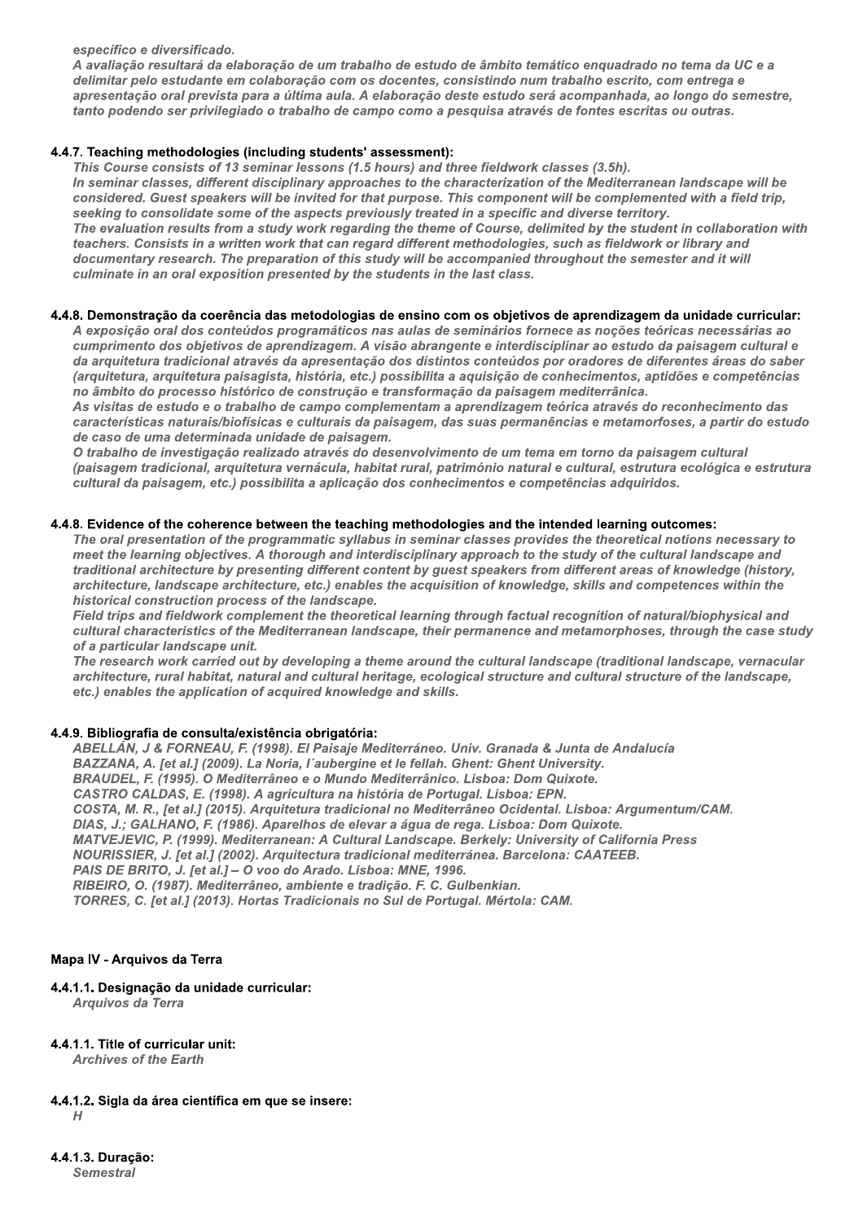*específico e diversificado.*
*A avaliação resultará da elaboração de um trabalho de estudo de âmbito temático enquadrado no tema da UC e a delimitar pelo estudante em colaboração com os docentes, consistindo num trabalho escrito, com entrega e apresentação oral prevista para a última aula. A elaboração deste estudo será acompanhada, ao longo do semestre, tanto podendo ser privilegiado o trabalho de campo como a pesquisa através de fontes escritas ou outras.*

#### 4.4.7. Teaching methodologies (including students' assessment):

*This Course consists of 13 seminar lessons (1.5 hours) and three fieldwork classes (3.5h).*
*In seminar classes, different disciplinary approaches to the characterization of the Mediterranean landscape will be considered. Guest speakers will be invited for that purpose. This component will be complemented with a field trip, seeking to consolidate some of the aspects previously treated in a specific and diverse territory.*
*The evaluation results from a study work regarding the theme of Course, delimited by the student in collaboration with teachers. Consists in a written work that can regard different methodologies, such as fieldwork or library and documentary research. The preparation of this study will be accompanied throughout the semester and it will culminate in an oral exposition presented by the students in the last class.*

#### 4.4.8. Demonstração da coerência das metodologias de ensino com os objetivos de aprendizagem da unidade curricular:

*A exposição oral dos conteúdos programáticos nas aulas de seminários fornece as noções teóricas necessárias ao cumprimento dos objetivos de aprendizagem. A visão abrangente e interdisciplinar ao estudo da paisagem cultural e da arquitetura tradicional através da apresentação dos distintos conteúdos por oradores de diferentes áreas do saber (arquitetura, arquitetura paisagista, história, etc.) possibilita a aquisição de conhecimentos, aptidões e competências no âmbito do processo histórico de construção e transformação da paisagem mediterrânica.*
*As visitas de estudo e o trabalho de campo complementam a aprendizagem teórica através do reconhecimento das características naturais/biofísicas e culturais da paisagem, das suas permanências e metamorfoses, a partir do estudo de caso de uma determinada unidade de paisagem.*
*O trabalho de investigação realizado através do desenvolvimento de um tema em torno da paisagem cultural (paisagem tradicional, arquitetura vernácula, habitat rural, património natural e cultural, estrutura ecológica e estrutura cultural da paisagem, etc.) possibilita a aplicação dos conhecimentos e competências adquiridos.*

#### 4.4.8. Evidence of the coherence between the teaching methodologies and the intended learning outcomes:

*The oral presentation of the programmatic syllabus in seminar classes provides the theoretical notions necessary to meet the learning objectives. A thorough and interdisciplinary approach to the study of the cultural landscape and traditional architecture by presenting different content by guest speakers from different areas of knowledge (history, architecture, landscape architecture, etc.) enables the acquisition of knowledge, skills and competences within the historical construction process of the landscape.*
*Field trips and fieldwork complement the theoretical learning through factual recognition of natural/biophysical and cultural characteristics of the Mediterranean landscape, their permanence and metamorphoses, through the case study of a particular landscape unit.*
*The research work carried out by developing a theme around the cultural landscape (traditional landscape, vernacular architecture, rural habitat, natural and cultural heritage, ecological structure and cultural structure of the landscape, etc.) enables the application of acquired knowledge and skills.*

#### 4.4.9. Bibliografia de consulta/existência obrigatória:

*ABELLÁN, J & FORNEAU, F. (1998). El Paisaje Mediterráneo. Univ. Granada & Junta de Andalucía*
*BAZZANA, A. [et al.] (2009). La Noria, l´aubergine et le fellah. Ghent: Ghent University.*
*BRAUDEL, F. (1995). O Mediterrâneo e o Mundo Mediterrânico. Lisboa: Dom Quixote.*
*CASTRO CALDAS, E. (1998). A agricultura na história de Portugal. Lisboa: EPN.*
*COSTA, M. R., [et al.] (2015). Arquitetura tradicional no Mediterrâneo Ocidental. Lisboa: Argumentum/CAM.*
*DIAS, J.; GALHANO, F. (1986). Aparelhos de elevar a água de rega. Lisboa: Dom Quixote.*
*MATVEJEVIC, P. (1999). Mediterranean: A Cultural Landscape. Berkely: University of California Press*
*NOURISSIER, J. [et al.] (2002). Arquitectura tradicional mediterránea. Barcelona: CAATEEB.*
*PAIS DE BRITO, J. [et al.] – O voo do Arado. Lisboa: MNE, 1996.*
*RIBEIRO, O. (1987). Mediterrâneo, ambiente e tradição. F. C. Gulbenkian.*
*TORRES, C. [et al.] (2013). Hortas Tradicionais no Sul de Portugal. Mértola: CAM.*

### Mapa IV - Arquivos da Terra

#### 4.4.1.1. Designação da unidade curricular:

*Arquivos da Terra*

#### 4.4.1.1. Title of curricular unit:

*Archives of the Earth*

#### 4.4.1.2. Sigla da área científica em que se insere:

*H*

#### 4.4.1.3. Duração:

*Semestral*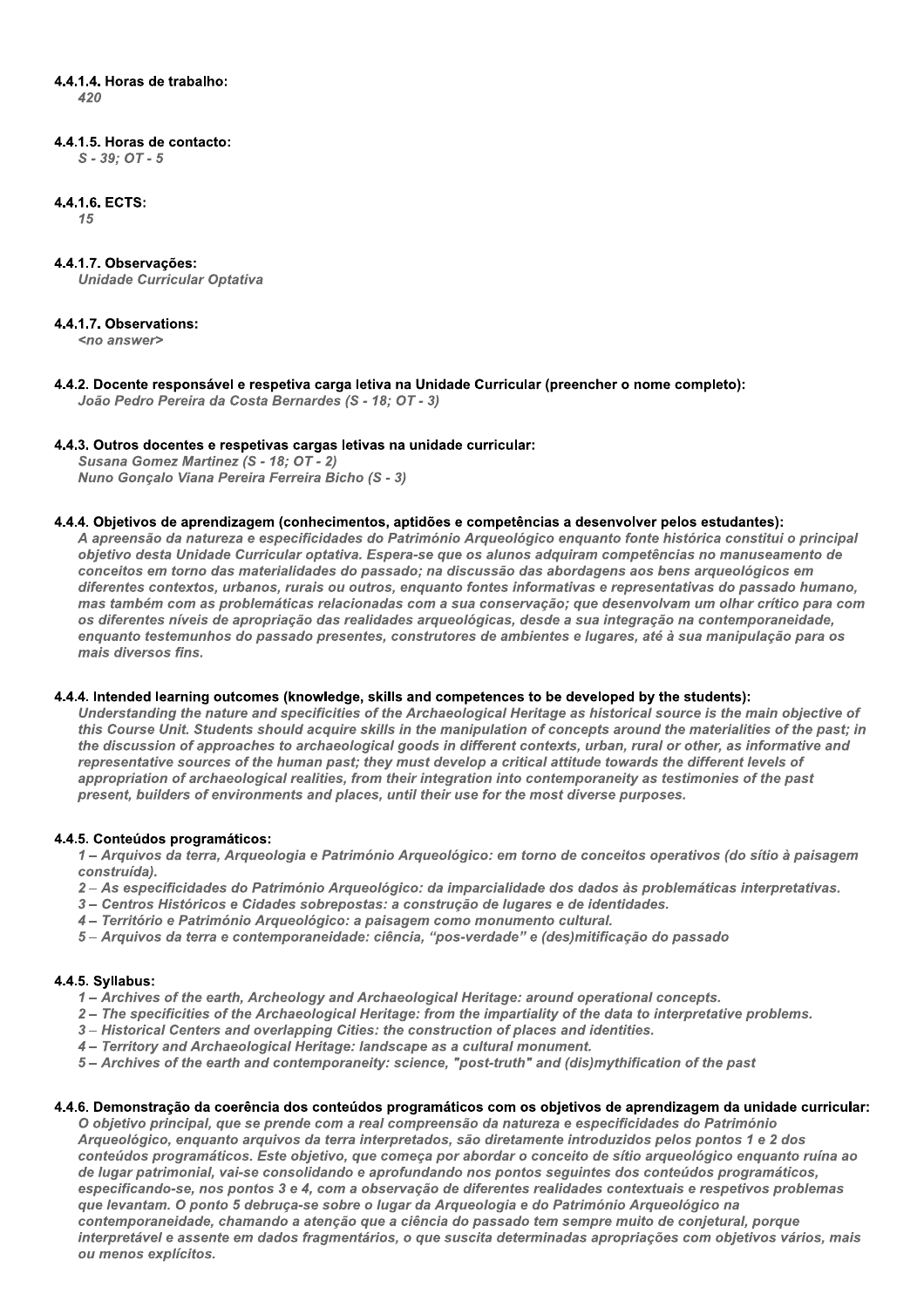#### 4.4.1.4. Horas de trabalho:

*420*

#### 4.4.1.5. Horas de contacto:

*S - 39; OT - 5*

#### 4.4.1.6. ECTS:

*15*

#### 4.4.1.7. Observações:

*Unidade Curricular Optativa*

#### 4.4.1.7. Observations:

*<no answer>*

#### 4.4.2. Docente responsável e respetiva carga letiva na Unidade Curricular (preencher o nome completo):

*João Pedro Pereira da Costa Bernardes (S - 18; OT - 3)*

#### 4.4.3. Outros docentes e respetivas cargas letivas na unidade curricular:

*Susana Gomez Martinez (S - 18; OT - 2)*
*Nuno Gonçalo Viana Pereira Ferreira Bicho (S - 3)*

#### 4.4.4. Objetivos de aprendizagem (conhecimentos, aptidões e competências a desenvolver pelos estudantes):

*A apreensão da natureza e especificidades do Património Arqueológico enquanto fonte histórica constitui o principal objetivo desta Unidade Curricular optativa. Espera-se que os alunos adquiram competências no manuseamento de conceitos em torno das materialidades do passado; na discussão das abordagens aos bens arqueológicos em diferentes contextos, urbanos, rurais ou outros, enquanto fontes informativas e representativas do passado humano, mas também com as problemáticas relacionadas com a sua conservação; que desenvolvam um olhar crítico para com os diferentes níveis de apropriação das realidades arqueológicas, desde a sua integração na contemporaneidade, enquanto testemunhos do passado presentes, construtores de ambientes e lugares, até à sua manipulação para os mais diversos fins.*

#### 4.4.4. Intended learning outcomes (knowledge, skills and competences to be developed by the students):

*Understanding the nature and specificities of the Archaeological Heritage as historical source is the main objective of this Course Unit. Students should acquire skills in the manipulation of concepts around the materialities of the past; in the discussion of approaches to archaeological goods in different contexts, urban, rural or other, as informative and representative sources of the human past; they must develop a critical attitude towards the different levels of appropriation of archaeological realities, from their integration into contemporaneity as testimonies of the past present, builders of environments and places, until their use for the most diverse purposes.*

#### 4.4.5. Conteúdos programáticos:

*1 – Arquivos da terra, Arqueologia e Património Arqueológico: em torno de conceitos operativos (do sítio à paisagem construída).*
*2 – As especificidades do Património Arqueológico: da imparcialidade dos dados às problemáticas interpretativas.*
*3 – Centros Históricos e Cidades sobrepostas: a construção de lugares e de identidades.*
*4 – Território e Património Arqueológico: a paisagem como monumento cultural.*
*5 – Arquivos da terra e contemporaneidade: ciência, "pos-verdade" e (des)mitificação do passado*

#### 4.4.5. Syllabus:

*1 – Archives of the earth, Archeology and Archaeological Heritage: around operational concepts.*
*2 – The specificities of the Archaeological Heritage: from the impartiality of the data to interpretative problems.*
*3 – Historical Centers and overlapping Cities: the construction of places and identities.*
*4 – Territory and Archaeological Heritage: landscape as a cultural monument.*
*5 – Archives of the earth and contemporaneity: science, "post-truth" and (dis)mythification of the past*

#### 4.4.6. Demonstração da coerência dos conteúdos programáticos com os objetivos de aprendizagem da unidade curricular:

*O objetivo principal, que se prende com a real compreensão da natureza e especificidades do Património Arqueológico, enquanto arquivos da terra interpretados, são diretamente introduzidos pelos pontos 1 e 2 dos conteúdos programáticos. Este objetivo, que começa por abordar o conceito de sítio arqueológico enquanto ruína ao de lugar patrimonial, vai-se consolidando e aprofundando nos pontos seguintes dos conteúdos programáticos, especificando-se, nos pontos 3 e 4, com a observação de diferentes realidades contextuais e respetivos problemas que levantam. O ponto 5 debruça-se sobre o lugar da Arqueologia e do Património Arqueológico na contemporaneidade, chamando a atenção que a ciência do passado tem sempre muito de conjetural, porque interpretável e assente em dados fragmentários, o que suscita determinadas apropriações com objetivos vários, mais ou menos explícitos.*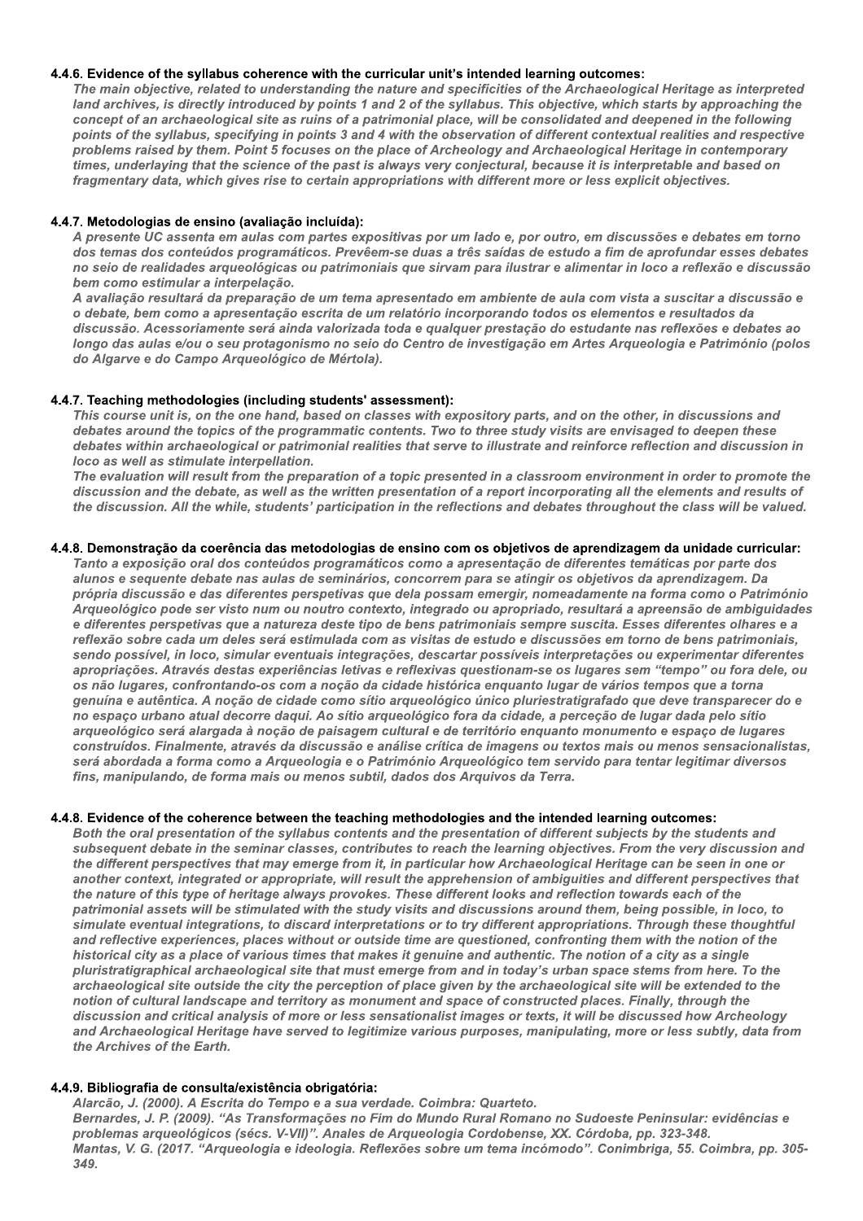#### 4.4.6. Evidence of the syllabus coherence with the curricular unit's intended learning outcomes:

***The main objective, related to understanding the nature and specificities of the Archaeological Heritage as interpreted land archives, is directly introduced by points 1 and 2 of the syllabus. This objective, which starts by approaching the concept of an archaeological site as ruins of a patrimonial place, will be consolidated and deepened in the following points of the syllabus, specifying in points 3 and 4 with the observation of different contextual realities and respective problems raised by them. Point 5 focuses on the place of Archeology and Archaeological Heritage in contemporary times, underlaying that the science of the past is always very conjectural, because it is interpretable and based on fragmentary data, which gives rise to certain appropriations with different more or less explicit objectives.***

#### 4.4.7. Metodologias de ensino (avaliação incluída):

***A presente UC assenta em aulas com partes expositivas por um lado e, por outro, em discussões e debates em torno dos temas dos conteúdos programáticos. Prevêem-se duas a três saídas de estudo a fim de aprofundar esses debates no seio de realidades arqueológicas ou patrimoniais que sirvam para ilustrar e alimentar in loco a reflexão e discussão bem como estimular a interpelação.***

***A avaliação resultará da preparação de um tema apresentado em ambiente de aula com vista a suscitar a discussão e o debate, bem como a apresentação escrita de um relatório incorporando todos os elementos e resultados da discussão. Acessoriamente será ainda valorizada toda e qualquer prestação do estudante nas reflexões e debates ao longo das aulas e/ou o seu protagonismo no seio do Centro de investigação em Artes Arqueologia e Património (polos do Algarve e do Campo Arqueológico de Mértola).***

#### 4.4.7. Teaching methodologies (including students' assessment):

***This course unit is, on the one hand, based on classes with expository parts, and on the other, in discussions and debates around the topics of the programmatic contents. Two to three study visits are envisaged to deepen these debates within archaeological or patrimonial realities that serve to illustrate and reinforce reflection and discussion in loco as well as stimulate interpellation.***

***The evaluation will result from the preparation of a topic presented in a classroom environment in order to promote the discussion and the debate, as well as the written presentation of a report incorporating all the elements and results of the discussion. All the while, students' participation in the reflections and debates throughout the class will be valued.***

#### 4.4.8. Demonstração da coerência das metodologias de ensino com os objetivos de aprendizagem da unidade curricular:

***Tanto a exposição oral dos conteúdos programáticos como a apresentação de diferentes temáticas por parte dos alunos e sequente debate nas aulas de seminários, concorrem para se atingir os objetivos da aprendizagem. Da própria discussão e das diferentes perspectivas que dela possam emergir, nomeadamente na forma como o Património Arqueológico pode ser visto num ou noutro contexto, integrado ou apropriado, resultará a apreensão de ambiguidades e diferentes perspectivas que a natureza deste tipo de bens patrimoniais sempre suscita. Esses diferentes olhares e a reflexão sobre cada um deles será estimulada com as visitas de estudo e discussões em torno de bens patrimoniais, sendo possível, in loco, simular eventuais integrações, descartar possíveis interpretações ou experimentar diferentes apropriações. Através destas experiências letivas e reflexivas questionam-se os lugares sem "tempo" ou fora dele, ou os não lugares, confrontando-os com a noção da cidade histórica enquanto lugar de vários tempos que a torna genuína e autêntica. A noção de cidade como sítio arqueológico único pluriestratigrafado que deve transparecer do e no espaço urbano atual decorre daqui. Ao sítio arqueológico fora da cidade, a perceção de lugar dada pelo sítio arqueológico será alargada à noção de paisagem cultural e de território enquanto monumento e espaço de lugares construídos. Finalmente, através da discussão e análise crítica de imagens ou textos mais ou menos sensacionalistas, será abordada a forma como a Arqueologia e o Património Arqueológico tem servido para tentar legitimar diversos fins, manipulando, de forma mais ou menos subtil, dados dos Arquivos da Terra.***

#### 4.4.8. Evidence of the coherence between the teaching methodologies and the intended learning outcomes:

***Both the oral presentation of the syllabus contents and the presentation of different subjects by the students and subsequent debate in the seminar classes, contributes to reach the learning objectives. From the very discussion and the different perspectives that may emerge from it, in particular how Archaeological Heritage can be seen in one or another context, integrated or appropriate, will result the apprehension of ambiguities and different perspectives that the nature of this type of heritage always provokes. These different looks and reflection towards each of the patrimonial assets will be stimulated with the study visits and discussions around them, being possible, in loco, to simulate eventual integrations, to discard interpretations or to try different appropriations. Through these thoughtful and reflective experiences, places without or outside time are questioned, confronting them with the notion of the historical city as a place of various times that makes it genuine and authentic. The notion of a city as a single pluristratigraphical archaeological site that must emerge from and in today's urban space stems from here. To the archaeological site outside the city the perception of place given by the archaeological site will be extended to the notion of cultural landscape and territory as monument and space of constructed places. Finally, through the discussion and critical analysis of more or less sensationalist images or texts, it will be discussed how Archeology and Archaeological Heritage have served to legitimize various purposes, manipulating, more or less subtly, data from the Archives of the Earth.***

#### 4.4.9. Bibliografia de consulta/existência obrigatória:

***Alarcão, J. (2000). A Escrita do Tempo e a sua verdade. Coimbra: Quarteto.***

***Bernardes, J. P. (2009). "As Transformações no Fim do Mundo Rural Romano no Sudoeste Peninsular: evidências e problemas arqueológicos (sécs. V-VII)". Anales de Arqueologia Cordobense, XX. Córdoba, pp. 323-348.***

***Mantas, V. G. (2017. "Arqueologia e ideologia. Reflexões sobre um tema incómodo". Conimbriga, 55. Coimbra, pp. 305-349.***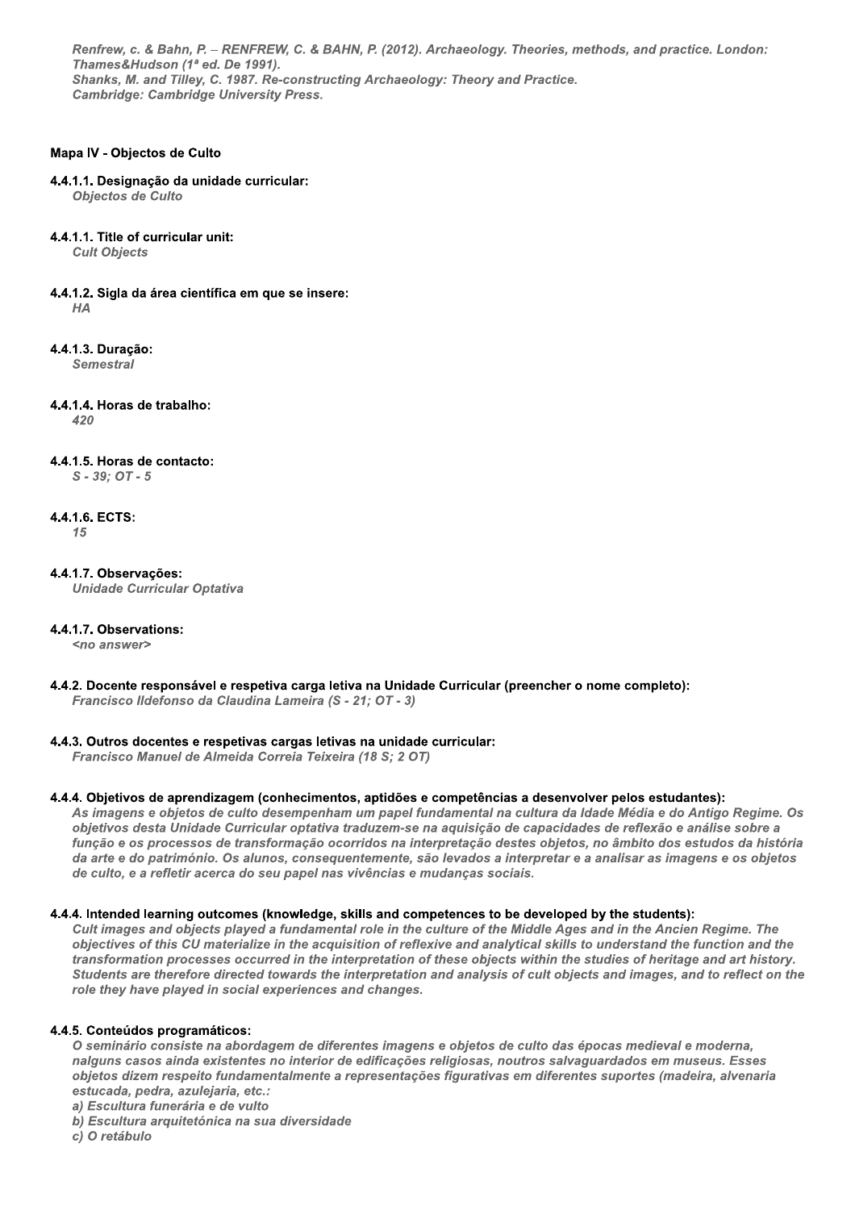*Renfrew, c. & Bahn, P. – RENFREW, C. & BAHN, P. (2012). Archaeology. Theories, methods, and practice. London: Thames&Hudson (1ª ed. De 1991).*
*Shanks, M. and Tilley, C. 1987. Re-constructing Archaeology: Theory and Practice.*
*Cambridge: Cambridge University Press.*

### Mapa IV - Objectos de Culto

**4.4.1.1. Designação da unidade curricular:**
*Objectos de Culto*

**4.4.1.1. Title of curricular unit:**
*Cult Objects*

**4.4.1.2. Sigla da área científica em que se insere:**
*HA*

**4.4.1.3. Duração:**
*Semestral*

**4.4.1.4. Horas de trabalho:**
*420*

**4.4.1.5. Horas de contacto:**
*S - 39; OT - 5*

**4.4.1.6. ECTS:**
*15*

**4.4.1.7. Observações:**
*Unidade Curricular Optativa*

**4.4.1.7. Observations:**
*<no answer>*

**4.4.2. Docente responsável e respetiva carga letiva na Unidade Curricular (preencher o nome completo):**
*Francisco Ildefonso da Claudina Lameira (S - 21; OT - 3)*

**4.4.3. Outros docentes e respetivas cargas letivas na unidade curricular:**
*Francisco Manuel de Almeida Correia Teixeira (18 S; 2 OT)*

**4.4.4. Objetivos de aprendizagem (conhecimentos, aptidões e competências a desenvolver pelos estudantes):**
*As imagens e objetos de culto desempenham um papel fundamental na cultura da Idade Média e do Antigo Regime. Os objetivos desta Unidade Curricular optativa traduzem-se na aquisição de capacidades de reflexão e análise sobre a função e os processos de transformação ocorridos na interpretação destes objetos, no âmbito dos estudos da história da arte e do património. Os alunos, consequentemente, são levados a interpretar e a analisar as imagens e os objetos de culto, e a refletir acerca do seu papel nas vivências e mudanças sociais.*

**4.4.4. Intended learning outcomes (knowledge, skills and competences to be developed by the students):**
*Cult images and objects played a fundamental role in the culture of the Middle Ages and in the Ancien Regime. The objectives of this CU materialize in the acquisition of reflexive and analytical skills to understand the function and the transformation processes occurred in the interpretation of these objects within the studies of heritage and art history. Students are therefore directed towards the interpretation and analysis of cult objects and images, and to reflect on the role they have played in social experiences and changes.*

**4.4.5. Conteúdos programáticos:**
*O seminário consiste na abordagem de diferentes imagens e objetos de culto das épocas medieval e moderna, nalguns casos ainda existentes no interior de edificações religiosas, noutros salvaguardados em museus. Esses objetos dizem respeito fundamentalmente a representações figurativas em diferentes suportes (madeira, alvenaria estucada, pedra, azulejaria, etc.:*
*a) Escultura funerária e de vulto*
*b) Escultura arquitetónica na sua diversidade*
*c) O retábulo*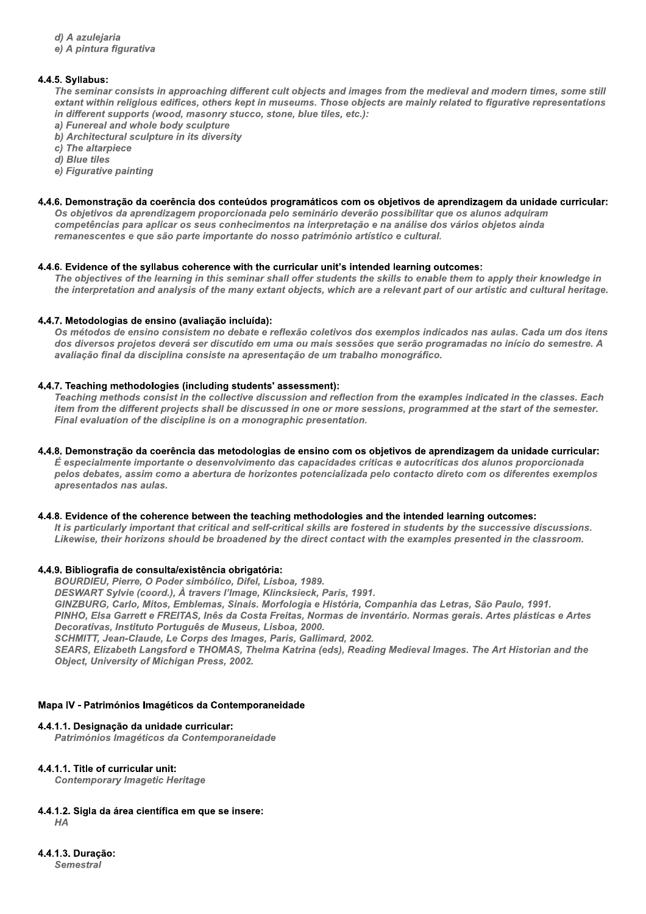*d) A azulejaria*
*e) A pintura figurativa*

#### 4.4.5. Syllabus:

*The seminar consists in approaching different cult objects and images from the medieval and modern times, some still extant within religious edifices, others kept in museums. Those objects are mainly related to figurative representations in different supports (wood, masonry stucco, stone, blue tiles, etc.):*
*a) Funereal and whole body sculpture*
*b) Architectural sculpture in its diversity*
*c) The altarpiece*
*d) Blue tiles*
*e) Figurative painting*

#### 4.4.6. Demonstração da coerência dos conteúdos programáticos com os objetivos de aprendizagem da unidade curricular:

*Os objetivos da aprendizagem proporcionada pelo seminário deverão possibilitar que os alunos adquiram competências para aplicar os seus conhecimentos na interpretação e na análise dos vários objetos ainda remanescentes e que são parte importante do nosso património artístico e cultural.*

#### 4.4.6. Evidence of the syllabus coherence with the curricular unit's intended learning outcomes:

*The objectives of the learning in this seminar shall offer students the skills to enable them to apply their knowledge in the interpretation and analysis of the many extant objects, which are a relevant part of our artistic and cultural heritage.*

#### 4.4.7. Metodologias de ensino (avaliação incluída):

*Os métodos de ensino consistem no debate e reflexão coletivos dos exemplos indicados nas aulas. Cada um dos itens dos diversos projetos deverá ser discutido em uma ou mais sessões que serão programadas no início do semestre. A avaliação final da disciplina consiste na apresentação de um trabalho monográfico.*

#### 4.4.7. Teaching methodologies (including students' assessment):

*Teaching methods consist in the collective discussion and reflection from the examples indicated in the classes. Each item from the different projects shall be discussed in one or more sessions, programmed at the start of the semester. Final evaluation of the discipline is on a monographic presentation.*

#### 4.4.8. Demonstração da coerência das metodologias de ensino com os objetivos de aprendizagem da unidade curricular:

*É especialmente importante o desenvolvimento das capacidades críticas e autocríticas dos alunos proporcionada pelos debates, assim como a abertura de horizontes potencializada pelo contacto direto com os diferentes exemplos apresentados nas aulas.*

#### 4.4.8. Evidence of the coherence between the teaching methodologies and the intended learning outcomes:

*It is particularly important that critical and self-critical skills are fostered in students by the successive discussions. Likewise, their horizons should be broadened by the direct contact with the examples presented in the classroom.*

#### 4.4.9. Bibliografia de consulta/existência obrigatória:

*BOURDIEU, Pierre, O Poder simbólico, Difel, Lisboa, 1989.*
*DESWART Sylvie (coord.), À travers l'Image, Klincksieck, Paris, 1991.*
*GINZBURG, Carlo, Mitos, Emblemas, Sinais. Morfologia e História, Companhia das Letras, São Paulo, 1991.*
*PINHO, Elsa Garrett e FREITAS, Inês da Costa Freitas, Normas de inventário. Normas gerais. Artes plásticas e Artes Decorativas, Instituto Português de Museus, Lisboa, 2000.*
*SCHMITT, Jean-Claude, Le Corps des Images, Paris, Gallimard, 2002.*
*SEARS, Elizabeth Langsford e THOMAS, Thelma Katrina (eds), Reading Medieval Images. The Art Historian and the Object, University of Michigan Press, 2002.*

### Mapa IV - Patrimónios Imagéticos da Contemporaneidade

#### 4.4.1.1. Designação da unidade curricular:

*Patrimónios Imagéticos da Contemporaneidade*

#### 4.4.1.1. Title of curricular unit:

*Contemporary Imagetic Heritage*

#### 4.4.1.2. Sigla da área científica em que se insere:

*HA*

#### 4.4.1.3. Duração:

*Semestral*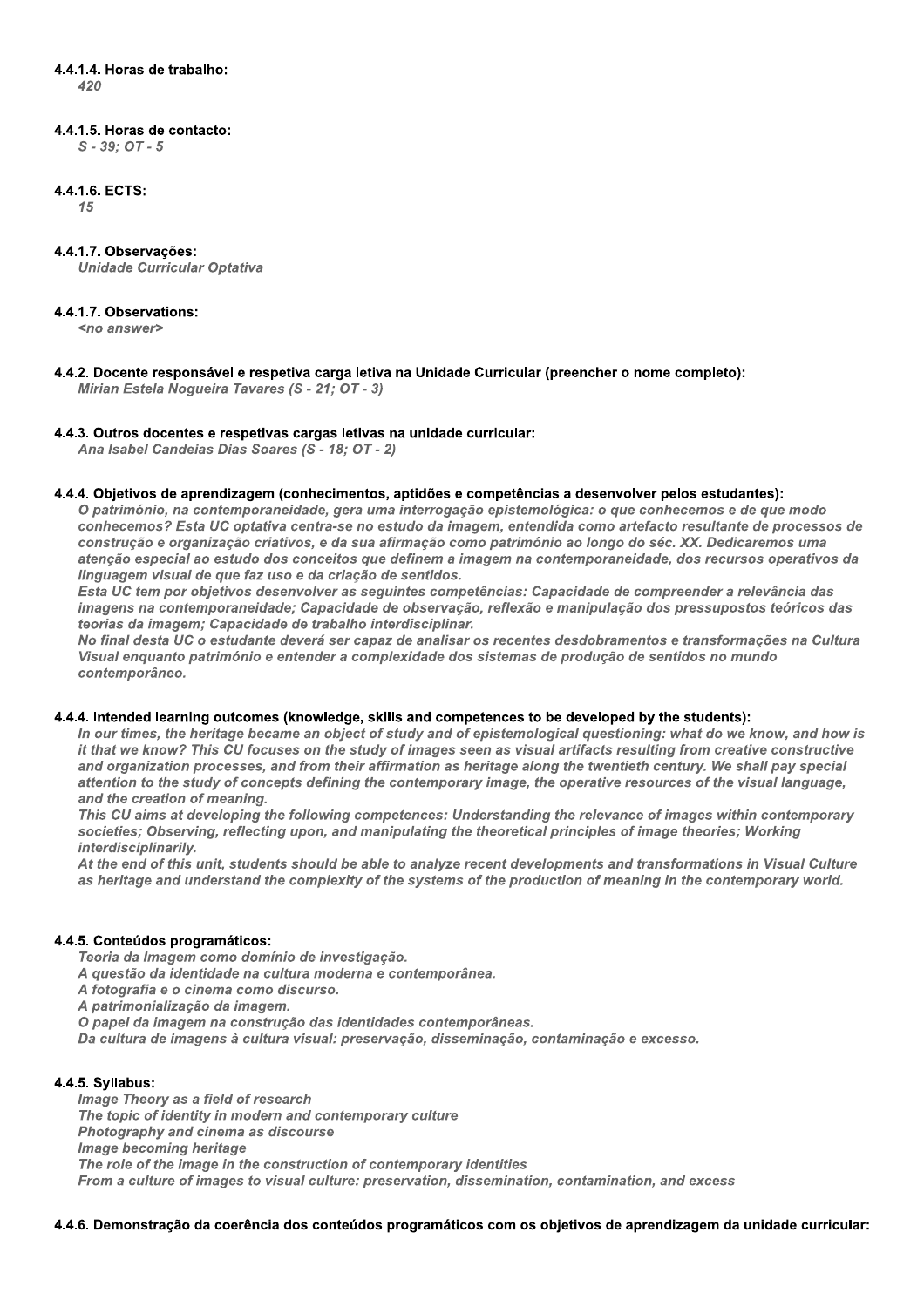#### 4.4.1.4. Horas de trabalho:

*420*

#### 4.4.1.5. Horas de contacto:

*S - 39; OT - 5*

#### 4.4.1.6. ECTS:

*15*

#### 4.4.1.7. Observações:

*Unidade Curricular Optativa*

#### 4.4.1.7. Observations:

*<no answer>*

#### 4.4.2. Docente responsável e respetiva carga letiva na Unidade Curricular (preencher o nome completo):

*Mirian Estela Nogueira Tavares (S - 21; OT - 3)*

#### 4.4.3. Outros docentes e respetivas cargas letivas na unidade curricular:

*Ana Isabel Candeias Dias Soares (S - 18; OT - 2)*

#### 4.4.4. Objetivos de aprendizagem (conhecimentos, aptidões e competências a desenvolver pelos estudantes):

*O património, na contemporaneidade, gera uma interrogação epistemológica: o que conhecemos e de que modo conhecemos? Esta UC optativa centra-se no estudo da imagem, entendida como artefacto resultante de processos de construção e organização criativos, e da sua afirmação como património ao longo do séc. XX. Dedicaremos uma atenção especial ao estudo dos conceitos que definem a imagem na contemporaneidade, dos recursos operativos da linguagem visual de que faz uso e da criação de sentidos.*

*Esta UC tem por objetivos desenvolver as seguintes competências: Capacidade de compreender a relevância das imagens na contemporaneidade; Capacidade de observação, reflexão e manipulação dos pressupostos teóricos das teorias da imagem; Capacidade de trabalho interdisciplinar.*

*No final desta UC o estudante deverá ser capaz de analisar os recentes desdobramentos e transformações na Cultura Visual enquanto património e entender a complexidade dos sistemas de produção de sentidos no mundo contemporâneo.*

#### 4.4.4. Intended learning outcomes (knowledge, skills and competences to be developed by the students):

*In our times, the heritage became an object of study and of epistemological questioning: what do we know, and how is it that we know? This CU focuses on the study of images seen as visual artifacts resulting from creative constructive and organization processes, and from their affirmation as heritage along the twentieth century. We shall pay special attention to the study of concepts defining the contemporary image, the operative resources of the visual language, and the creation of meaning.*

*This CU aims at developing the following competences: Understanding the relevance of images within contemporary societies; Observing, reflecting upon, and manipulating the theoretical principles of image theories; Working interdisciplinarily.*

*At the end of this unit, students should be able to analyze recent developments and transformations in Visual Culture as heritage and understand the complexity of the systems of the production of meaning in the contemporary world.*

#### 4.4.5. Conteúdos programáticos:

*Teoria da Imagem como domínio de investigação.*
*A questão da identidade na cultura moderna e contemporânea.*
*A fotografia e o cinema como discurso.*
*A patrimonialização da imagem.*
*O papel da imagem na construção das identidades contemporâneas.*
*Da cultura de imagens à cultura visual: preservação, disseminação, contaminação e excesso.*

#### 4.4.5. Syllabus:

*Image Theory as a field of research*
*The topic of identity in modern and contemporary culture*
*Photography and cinema as discourse*
*Image becoming heritage*
*The role of the image in the construction of contemporary identities*
*From a culture of images to visual culture: preservation, dissemination, contamination, and excess*

#### 4.4.6. Demonstração da coerência dos conteúdos programáticos com os objetivos de aprendizagem da unidade curricular: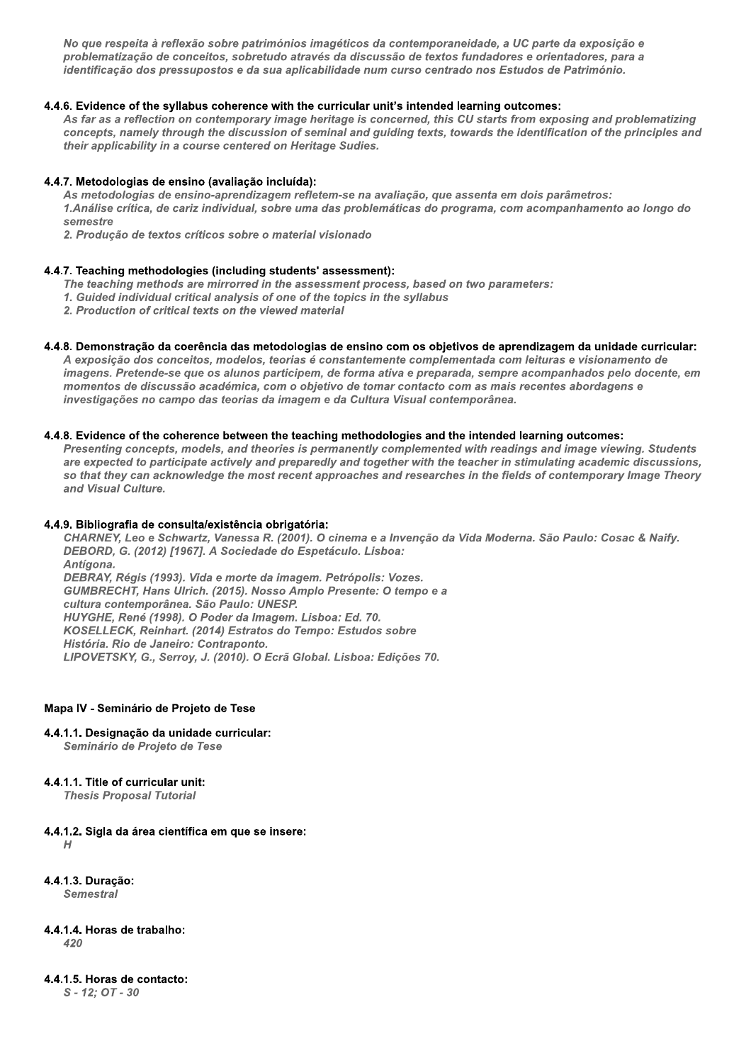*No que respeita à reflexão sobre patrimónios imagéticos da contemporaneidade, a UC parte da exposição e problematização de conceitos, sobretudo através da discussão de textos fundadores e orientadores, para a identificação dos pressupostos e da sua aplicabilidade num curso centrado nos Estudos de Património.*

#### 4.4.6. Evidence of the syllabus coherence with the curricular unit's intended learning outcomes:

*As far as a reflection on contemporary image heritage is concerned, this CU starts from exposing and problematizing concepts, namely through the discussion of seminal and guiding texts, towards the identification of the principles and their applicability in a course centered on Heritage Sudies.*

#### 4.4.7. Metodologias de ensino (avaliação incluída):

*As metodologias de ensino-aprendizagem refletem-se na avaliação, que assenta em dois parâmetros:*
*1.Análise crítica, de cariz individual, sobre uma das problemáticas do programa, com acompanhamento ao longo do semestre*
*2. Produção de textos críticos sobre o material visionado*

#### 4.4.7. Teaching methodologies (including students' assessment):

*The teaching methods are mirrorred in the assessment process, based on two parameters:*
*1. Guided individual critical analysis of one of the topics in the syllabus*
*2. Production of critical texts on the viewed material*

#### 4.4.8. Demonstração da coerência das metodologias de ensino com os objetivos de aprendizagem da unidade curricular:

*A exposição dos conceitos, modelos, teorias é constantemente complementada com leituras e visionamento de imagens. Pretende-se que os alunos participem, de forma ativa e preparada, sempre acompanhados pelo docente, em momentos de discussão académica, com o objetivo de tomar contacto com as mais recentes abordagens e investigações no campo das teorias da imagem e da Cultura Visual contemporânea.*

#### 4.4.8. Evidence of the coherence between the teaching methodologies and the intended learning outcomes:

*Presenting concepts, models, and theories is permanently complemented with readings and image viewing. Students are expected to participate actively and preparedly and together with the teacher in stimulating academic discussions, so that they can acknowledge the most recent approaches and researches in the fields of contemporary Image Theory and Visual Culture.*

#### 4.4.9. Bibliografia de consulta/existência obrigatória:

*CHARNEY, Leo e Schwartz, Vanessa R. (2001). O cinema e a Invenção da Vida Moderna. São Paulo: Cosac & Naify.*
*DEBORD, G. (2012) [1967]. A Sociedade do Espetáculo. Lisboa: Antígona.*
*DEBRAY, Régis (1993). Vida e morte da imagem. Petrópolis: Vozes.*
*GUMBRECHT, Hans Ulrich. (2015). Nosso Amplo Presente: O tempo e a cultura contemporânea. São Paulo: UNESP.*
*HUYGHE, René (1998). O Poder da Imagem. Lisboa: Ed. 70.*
*KOSELLECK, Reinhart. (2014) Estratos do Tempo: Estudos sobre História. Rio de Janeiro: Contraponto.*
*LIPOVETSKY, G., Serroy, J. (2010). O Ecrã Global. Lisboa: Edições 70.*

### Mapa IV - Seminário de Projeto de Tese

#### 4.4.1.1. Designação da unidade curricular:

*Seminário de Projeto de Tese*

#### 4.4.1.1. Title of curricular unit:

*Thesis Proposal Tutorial*

#### 4.4.1.2. Sigla da área científica em que se insere:

*H*

#### 4.4.1.3. Duração:

*Semestral*

#### 4.4.1.4. Horas de trabalho:

*420*

#### 4.4.1.5. Horas de contacto:

*S - 12; OT - 30*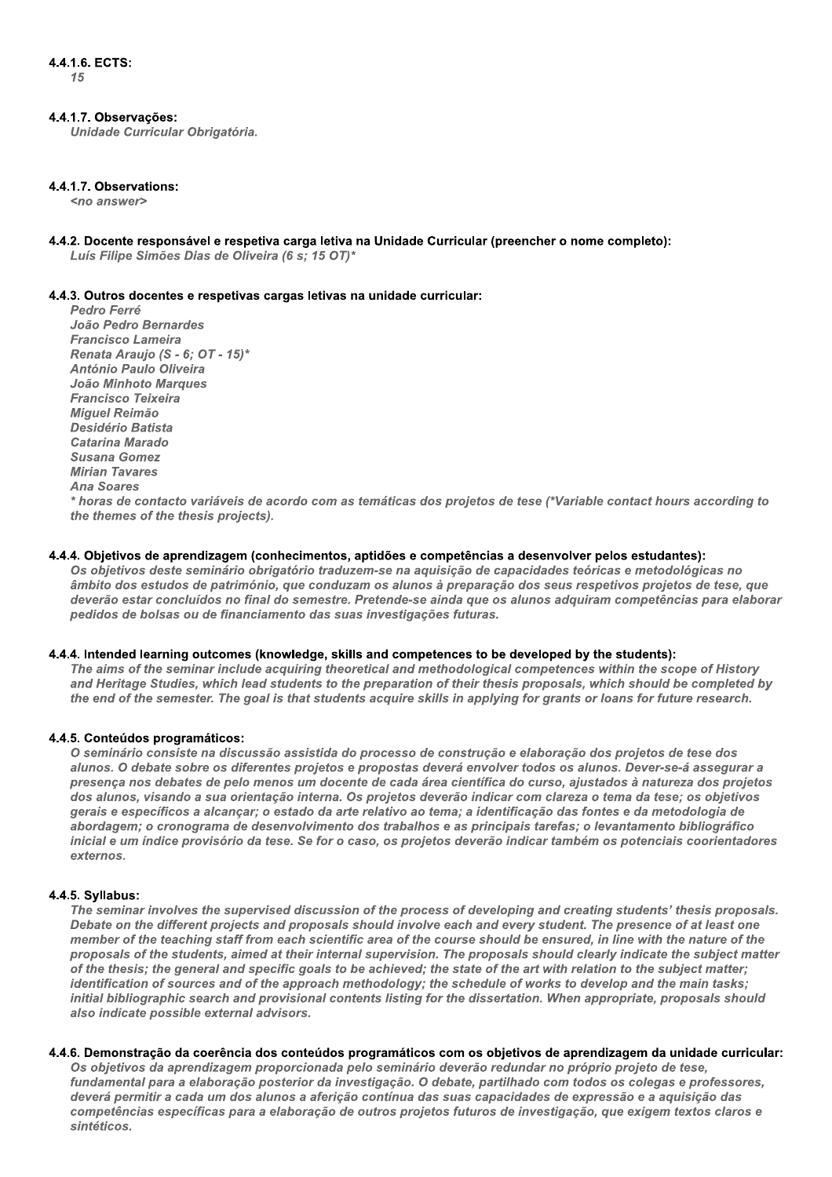#### 4.4.1.6. ECTS:

*15*

#### 4.4.1.7. Observações:

*Unidade Curricular Obrigatória.*

#### 4.4.1.7. Observations:

*<no answer>*

#### 4.4.2. Docente responsável e respetiva carga letiva na Unidade Curricular (preencher o nome completo):

*Luís Filipe Simões Dias de Oliveira (6 s; 15 OT)**

#### 4.4.3. Outros docentes e respetivas cargas letivas na unidade curricular:

*Pedro Ferré*
*João Pedro Bernardes*
*Francisco Lameira*
*Renata Araujo (S - 6; OT - 15)**
*António Paulo Oliveira*
*João Minhoto Marques*
*Francisco Teixeira*
*Miguel Reimão*
*Desidério Batista*
*Catarina Marado*
*Susana Gomez*
*Mirian Tavares*
*Ana Soares*
** horas de contacto variáveis de acordo com as temáticas dos projetos de tese (*Variable contact hours according to the themes of the thesis projects).*

#### 4.4.4. Objetivos de aprendizagem (conhecimentos, aptidões e competências a desenvolver pelos estudantes):

*Os objetivos deste seminário obrigatório traduzem-se na aquisição de capacidades teóricas e metodológicas no âmbito dos estudos de património, que conduzam os alunos à preparação dos seus respetivos projetos de tese, que deverão estar concluídos no final do semestre. Pretende-se ainda que os alunos adquiram competências para elaborar pedidos de bolsas ou de financiamento das suas investigações futuras.*

#### 4.4.4. Intended learning outcomes (knowledge, skills and competences to be developed by the students):

*The aims of the seminar include acquiring theoretical and methodological competences within the scope of History and Heritage Studies, which lead students to the preparation of their thesis proposals, which should be completed by the end of the semester. The goal is that students acquire skills in applying for grants or loans for future research.*

#### 4.4.5. Conteúdos programáticos:

*O seminário consiste na discussão assistida do processo de construção e elaboração dos projetos de tese dos alunos. O debate sobre os diferentes projetos e propostas deverá envolver todos os alunos. Dever-se-á assegurar a presença nos debates de pelo menos um docente de cada área científica do curso, ajustados à natureza dos projetos dos alunos, visando a sua orientação interna. Os projetos deverão indicar com clareza o tema da tese; os objetivos gerais e específicos a alcançar; o estado da arte relativo ao tema; a identificação das fontes e da metodologia de abordagem; o cronograma de desenvolvimento dos trabalhos e as principais tarefas; o levantamento bibliográfico inicial e um índice provisório da tese. Se for o caso, os projetos deverão indicar também os potenciais coorientadores externos.*

#### 4.4.5. Syllabus:

*The seminar involves the supervised discussion of the process of developing and creating students' thesis proposals. Debate on the different projects and proposals should involve each and every student. The presence of at least one member of the teaching staff from each scientific area of the course should be ensured, in line with the nature of the proposals of the students, aimed at their internal supervision. The proposals should clearly indicate the subject matter of the thesis; the general and specific goals to be achieved; the state of the art with relation to the subject matter; identification of sources and of the approach methodology; the schedule of works to develop and the main tasks; initial bibliographic search and provisional contents listing for the dissertation. When appropriate, proposals should also indicate possible external advisors.*

#### 4.4.6. Demonstração da coerência dos conteúdos programáticos com os objetivos de aprendizagem da unidade curricular:

*Os objetivos da aprendizagem proporcionada pelo seminário deverão redundar no próprio projeto de tese, fundamental para a elaboração posterior da investigação. O debate, partilhado com todos os colegas e professores, deverá permitir a cada um dos alunos a aferição contínua das suas capacidades de expressão e a aquisição das competências específicas para a elaboração de outros projetos futuros de investigação, que exigem textos claros e sintéticos.*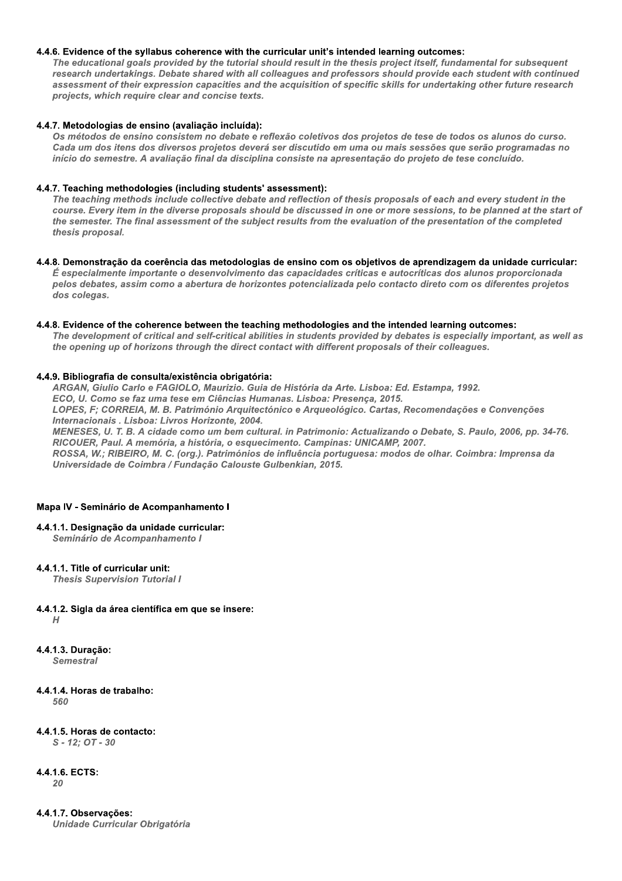#### 4.4.6. Evidence of the syllabus coherence with the curricular unit's intended learning outcomes:

*The educational goals provided by the tutorial should result in the thesis project itself, fundamental for subsequent research undertakings. Debate shared with all colleagues and professors should provide each student with continued assessment of their expression capacities and the acquisition of specific skills for undertaking other future research projects, which require clear and concise texts.*

#### 4.4.7. Metodologias de ensino (avaliação incluída):

*Os métodos de ensino consistem no debate e reflexão coletivos dos projetos de tese de todos os alunos do curso. Cada um dos itens dos diversos projetos deverá ser discutido em uma ou mais sessões que serão programadas no início do semestre. A avaliação final da disciplina consiste na apresentação do projeto de tese concluído.*

#### 4.4.7. Teaching methodologies (including students' assessment):

*The teaching methods include collective debate and reflection of thesis proposals of each and every student in the course. Every item in the diverse proposals should be discussed in one or more sessions, to be planned at the start of the semester. The final assessment of the subject results from the evaluation of the presentation of the completed thesis proposal.*

#### 4.4.8. Demonstração da coerência das metodologias de ensino com os objetivos de aprendizagem da unidade curricular:

*É especialmente importante o desenvolvimento das capacidades críticas e autocríticas dos alunos proporcionada pelos debates, assim como a abertura de horizontes potencializada pelo contacto direto com os diferentes projetos dos colegas.*

#### 4.4.8. Evidence of the coherence between the teaching methodologies and the intended learning outcomes:

*The development of critical and self-critical abilities in students provided by debates is especially important, as well as the opening up of horizons through the direct contact with different proposals of their colleagues.*

#### 4.4.9. Bibliografia de consulta/existência obrigatória:

*ARGAN, Giulio Carlo e FAGIOLO, Maurizio. Guia de História da Arte. Lisboa: Ed. Estampa, 1992.*
*ECO, U. Como se faz uma tese em Ciências Humanas. Lisboa: Presença, 2015.*
*LOPES, F; CORREIA, M. B. Património Arquitectónico e Arqueológico. Cartas, Recomendações e Convenções Internacionais . Lisboa: Livros Horizonte, 2004.*
*MENESES, U. T. B. A cidade como um bem cultural. in Patrimonio: Actualizando o Debate, S. Paulo, 2006, pp. 34-76.*
*RICOUER, Paul. A memória, a história, o esquecimento. Campinas: UNICAMP, 2007.*
*ROSSA, W.; RIBEIRO, M. C. (org.). Patrimónios de influência portuguesa: modos de olhar. Coimbra: Imprensa da Universidade de Coimbra / Fundação Calouste Gulbenkian, 2015.*

### Mapa IV - Seminário de Acompanhamento I

#### 4.4.1.1. Designação da unidade curricular:

*Seminário de Acompanhamento I*

#### 4.4.1.1. Title of curricular unit:

*Thesis Supervision Tutorial I*

#### 4.4.1.2. Sigla da área científica em que se insere:

*H*

#### 4.4.1.3. Duração:

*Semestral*

#### 4.4.1.4. Horas de trabalho:

*560*

#### 4.4.1.5. Horas de contacto:

*S - 12; OT - 30*

#### 4.4.1.6. ECTS:

*20*

#### 4.4.1.7. Observações:

*Unidade Curricular Obrigatória*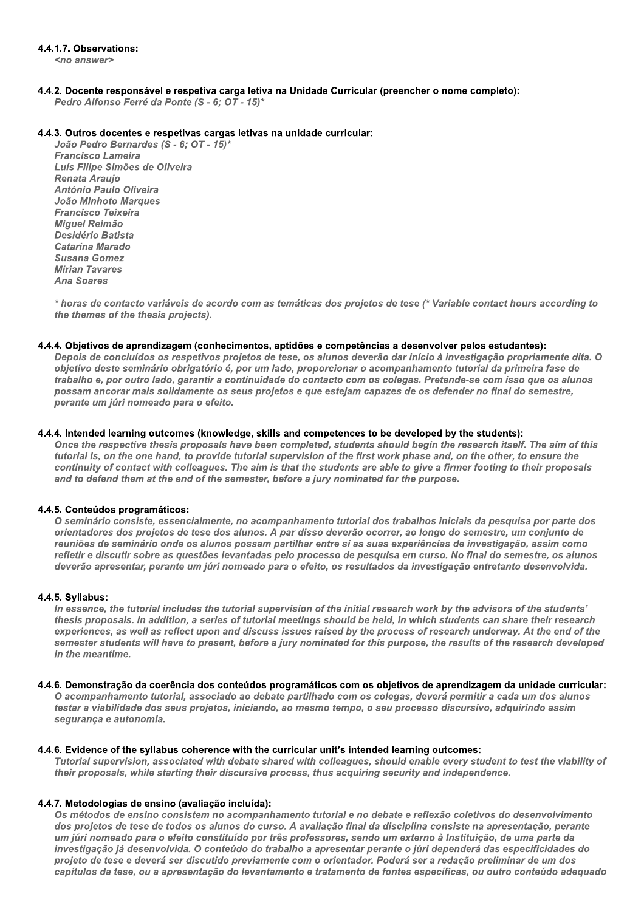#### 4.4.1.7. Observations:

*<no answer>*

#### 4.4.2. Docente responsável e respetiva carga letiva na Unidade Curricular (preencher o nome completo):

*Pedro Alfonso Ferré da Ponte (S - 6; OT - 15)**

#### 4.4.3. Outros docentes e respetivas cargas letivas na unidade curricular:

*João Pedro Bernardes (S - 6; OT - 15)**
*Francisco Lameira*
*Luís Filipe Simões de Oliveira*
*Renata Araujo*
*António Paulo Oliveira*
*João Minhoto Marques*
*Francisco Teixeira*
*Miguel Reimão*
*Desidério Batista*
*Catarina Marado*
*Susana Gomez*
*Mirian Tavares*
*Ana Soares*

*\* horas de contacto variáveis de acordo com as temáticas dos projetos de tese (\* Variable contact hours according to the themes of the thesis projects).*

#### 4.4.4. Objetivos de aprendizagem (conhecimentos, aptidões e competências a desenvolver pelos estudantes):

*Depois de concluídos os respetivos projetos de tese, os alunos deverão dar início à investigação propriamente dita. O objetivo deste seminário obrigatório é, por um lado, proporcionar o acompanhamento tutorial da primeira fase de trabalho e, por outro lado, garantir a continuidade do contacto com os colegas. Pretende-se com isso que os alunos possam ancorar mais solidamente os seus projetos e que estejam capazes de os defender no final do semestre, perante um júri nomeado para o efeito.*

#### 4.4.4. Intended learning outcomes (knowledge, skills and competences to be developed by the students):

*Once the respective thesis proposals have been completed, students should begin the research itself. The aim of this tutorial is, on the one hand, to provide tutorial supervision of the first work phase and, on the other, to ensure the continuity of contact with colleagues. The aim is that the students are able to give a firmer footing to their proposals and to defend them at the end of the semester, before a jury nominated for the purpose.*

#### 4.4.5. Conteúdos programáticos:

*O seminário consiste, essencialmente, no acompanhamento tutorial dos trabalhos iniciais da pesquisa por parte dos orientadores dos projetos de tese dos alunos. A par disso deverão ocorrer, ao longo do semestre, um conjunto de reuniões de seminário onde os alunos possam partilhar entre si as suas experiências de investigação, assim como refletir e discutir sobre as questões levantadas pelo processo de pesquisa em curso. No final do semestre, os alunos deverão apresentar, perante um júri nomeado para o efeito, os resultados da investigação entretanto desenvolvida.*

#### 4.4.5. Syllabus:

*In essence, the tutorial includes the tutorial supervision of the initial research work by the advisors of the students' thesis proposals. In addition, a series of tutorial meetings should be held, in which students can share their research experiences, as well as reflect upon and discuss issues raised by the process of research underway. At the end of the semester students will have to present, before a jury nominated for this purpose, the results of the research developed in the meantime.*

#### 4.4.6. Demonstração da coerência dos conteúdos programáticos com os objetivos de aprendizagem da unidade curricular:

*O acompanhamento tutorial, associado ao debate partilhado com os colegas, deverá permitir a cada um dos alunos testar a viabilidade dos seus projetos, iniciando, ao mesmo tempo, o seu processo discursivo, adquirindo assim segurança e autonomia.*

#### 4.4.6. Evidence of the syllabus coherence with the curricular unit's intended learning outcomes:

*Tutorial supervision, associated with debate shared with colleagues, should enable every student to test the viability of their proposals, while starting their discursive process, thus acquiring security and independence.*

#### 4.4.7. Metodologias de ensino (avaliação incluída):

*Os métodos de ensino consistem no acompanhamento tutorial e no debate e reflexão coletivos do desenvolvimento dos projetos de tese de todos os alunos do curso. A avaliação final da disciplina consiste na apresentação, perante um júri nomeado para o efeito constituído por três professores, sendo um externo à Instituição, de uma parte da investigação já desenvolvida. O conteúdo do trabalho a apresentar perante o júri dependerá das especificidades do projeto de tese e deverá ser discutido previamente com o orientador. Poderá ser a redação preliminar de um dos capítulos da tese, ou a apresentação do levantamento e tratamento de fontes específicas, ou outro conteúdo adequado*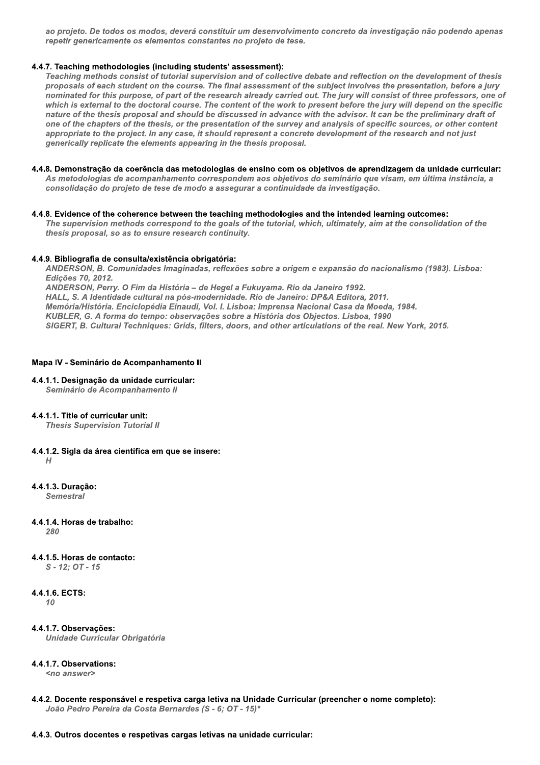*ao projeto. De todos os modos, deverá constituir um desenvolvimento concreto da investigação não podendo apenas repetir genericamente os elementos constantes no projeto de tese.*

#### 4.4.7. Teaching methodologies (including students' assessment):

*Teaching methods consist of tutorial supervision and of collective debate and reflection on the development of thesis proposals of each student on the course. The final assessment of the subject involves the presentation, before a jury nominated for this purpose, of part of the research already carried out. The jury will consist of three professors, one of which is external to the doctoral course. The content of the work to present before the jury will depend on the specific nature of the thesis proposal and should be discussed in advance with the advisor. It can be the preliminary draft of one of the chapters of the thesis, or the presentation of the survey and analysis of specific sources, or other content appropriate to the project. In any case, it should represent a concrete development of the research and not just generically replicate the elements appearing in the thesis proposal.*

#### 4.4.8. Demonstração da coerência das metodologias de ensino com os objetivos de aprendizagem da unidade curricular:

*As metodologias de acompanhamento correspondem aos objetivos do seminário que visam, em última instância, a consolidação do projeto de tese de modo a assegurar a continuidade da investigação.*

#### 4.4.8. Evidence of the coherence between the teaching methodologies and the intended learning outcomes:

*The supervision methods correspond to the goals of the tutorial, which, ultimately, aim at the consolidation of the thesis proposal, so as to ensure research continuity.*

#### 4.4.9. Bibliografia de consulta/existência obrigatória:

*ANDERSON, B. Comunidades Imaginadas, reflexões sobre a origem e expansão do nacionalismo (1983). Lisboa: Edições 70, 2012.*
*ANDERSON, Perry. O Fim da História – de Hegel a Fukuyama. Rio da Janeiro 1992.*
*HALL, S. A Identidade cultural na pós-modernidade. Rio de Janeiro: DP&A Editora, 2011.*
*Memória/História. Enciclopédia Einaudi, Vol. I. Lisboa: Imprensa Nacional Casa da Moeda, 1984.*
*KUBLER, G. A forma do tempo: observações sobre a História dos Objectos. Lisboa, 1990*
*SIGERT, B. Cultural Techniques: Grids, filters, doors, and other articulations of the real. New York, 2015.*

### Mapa IV - Seminário de Acompanhamento II

#### 4.4.1.1. Designação da unidade curricular:

*Seminário de Acompanhamento II*

#### 4.4.1.1. Title of curricular unit:

*Thesis Supervision Tutorial II*

#### 4.4.1.2. Sigla da área científica em que se insere:

*H*

#### 4.4.1.3. Duração:

*Semestral*

#### 4.4.1.4. Horas de trabalho:

*280*

#### 4.4.1.5. Horas de contacto:

*S - 12; OT - 15*

#### 4.4.1.6. ECTS:

*10*

#### 4.4.1.7. Observações:

*Unidade Curricular Obrigatória*

#### 4.4.1.7. Observations:

*<no answer>*

#### 4.4.2. Docente responsável e respetiva carga letiva na Unidade Curricular (preencher o nome completo):

*João Pedro Pereira da Costa Bernardes (S - 6; OT - 15)**

#### 4.4.3. Outros docentes e respetivas cargas letivas na unidade curricular: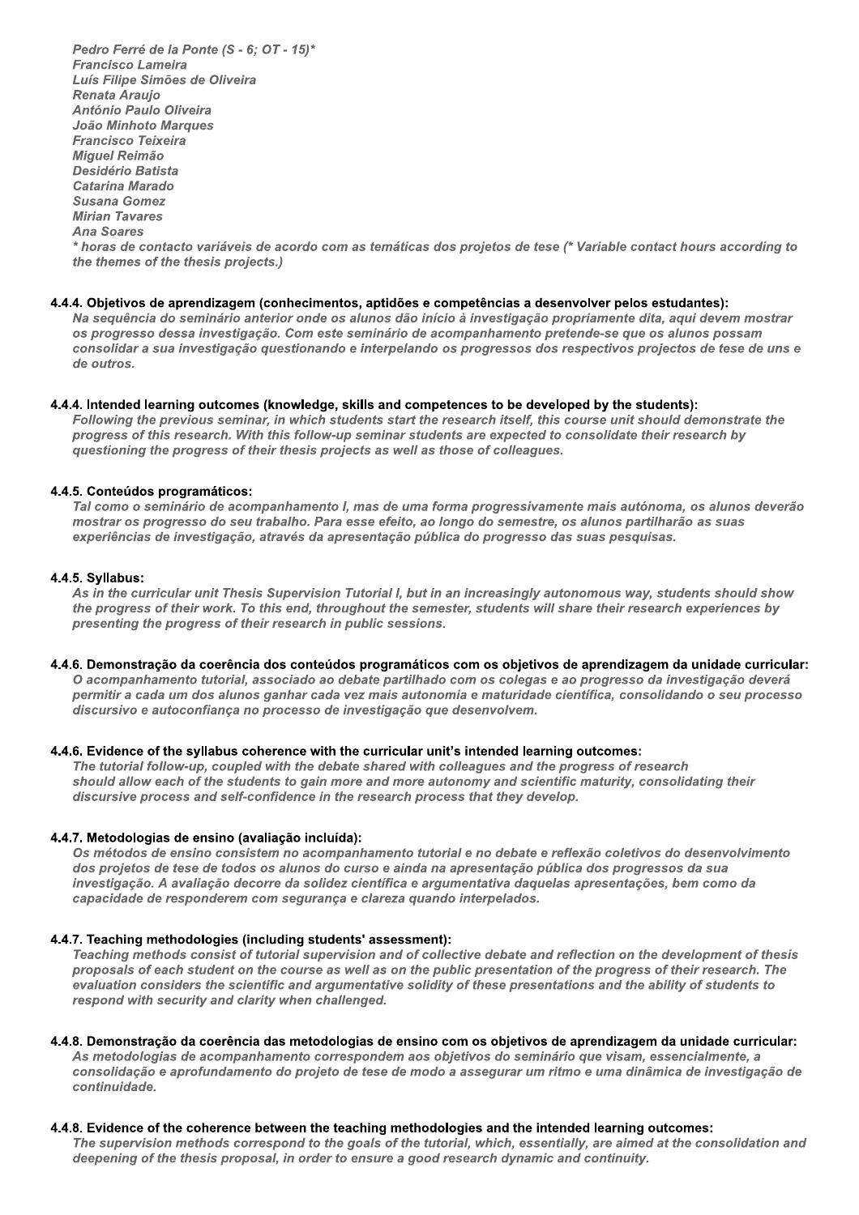*Pedro Ferré de la Ponte (S - 6; OT - 15)**
*Francisco Lameira*
*Luís Filipe Simões de Oliveira*
*Renata Araujo*
*António Paulo Oliveira*
*João Minhoto Marques*
*Francisco Teixeira*
*Miguel Reimão*
*Desidério Batista*
*Catarina Marado*
*Susana Gomez*
*Mirian Tavares*
*Ana Soares*
** horas de contacto variáveis de acordo com as temáticas dos projetos de tese (* Variable contact hours according to the themes of the thesis projects.)*

#### 4.4.4. Objetivos de aprendizagem (conhecimentos, aptidões e competências a desenvolver pelos estudantes):

*Na sequência do seminário anterior onde os alunos dão início à investigação propriamente dita, aqui devem mostrar os progresso dessa investigação. Com este seminário de acompanhamento pretende-se que os alunos possam consolidar a sua investigação questionando e interpelando os progressos dos respectivos projectos de tese de uns e de outros.*

#### 4.4.4. Intended learning outcomes (knowledge, skills and competences to be developed by the students):

*Following the previous seminar, in which students start the research itself, this course unit should demonstrate the progress of this research. With this follow-up seminar students are expected to consolidate their research by questioning the progress of their thesis projects as well as those of colleagues.*

#### 4.4.5. Conteúdos programáticos:

*Tal como o seminário de acompanhamento I, mas de uma forma progressivamente mais autónoma, os alunos deverão mostrar os progresso do seu trabalho. Para esse efeito, ao longo do semestre, os alunos partilharão as suas experiências de investigação, através da apresentação pública do progresso das suas pesquisas.*

#### 4.4.5. Syllabus:

*As in the curricular unit Thesis Supervision Tutorial I, but in an increasingly autonomous way, students should show the progress of their work. To this end, throughout the semester, students will share their research experiences by presenting the progress of their research in public sessions.*

#### 4.4.6. Demonstração da coerência dos conteúdos programáticos com os objetivos de aprendizagem da unidade curricular:

*O acompanhamento tutorial, associado ao debate partilhado com os colegas e ao progresso da investigação deverá permitir a cada um dos alunos ganhar cada vez mais autonomia e maturidade científica, consolidando o seu processo discursivo e autoconfiança no processo de investigação que desenvolvem.*

#### 4.4.6. Evidence of the syllabus coherence with the curricular unit's intended learning outcomes:

*The tutorial follow-up, coupled with the debate shared with colleagues and the progress of research should allow each of the students to gain more and more autonomy and scientific maturity, consolidating their discursive process and self-confidence in the research process that they develop.*

#### 4.4.7. Metodologias de ensino (avaliação incluída):

*Os métodos de ensino consistem no acompanhamento tutorial e no debate e reflexão coletivos do desenvolvimento dos projetos de tese de todos os alunos do curso e ainda na apresentação pública dos progressos da sua investigação. A avaliação decorre da solidez científica e argumentativa daquelas apresentações, bem como da capacidade de responderem com segurança e clareza quando interpelados.*

#### 4.4.7. Teaching methodologies (including students' assessment):

*Teaching methods consist of tutorial supervision and of collective debate and reflection on the development of thesis proposals of each student on the course as well as on the public presentation of the progress of their research. The evaluation considers the scientific and argumentative solidity of these presentations and the ability of students to respond with security and clarity when challenged.*

#### 4.4.8. Demonstração da coerência das metodologias de ensino com os objetivos de aprendizagem da unidade curricular:

*As metodologias de acompanhamento correspondem aos objetivos do seminário que visam, essencialmente, a consolidação e aprofundamento do projeto de tese de modo a assegurar um ritmo e uma dinâmica de investigação de continuidade.*

#### 4.4.8. Evidence of the coherence between the teaching methodologies and the intended learning outcomes:

*The supervision methods correspond to the goals of the tutorial, which, essentially, are aimed at the consolidation and deepening of the thesis proposal, in order to ensure a good research dynamic and continuity.*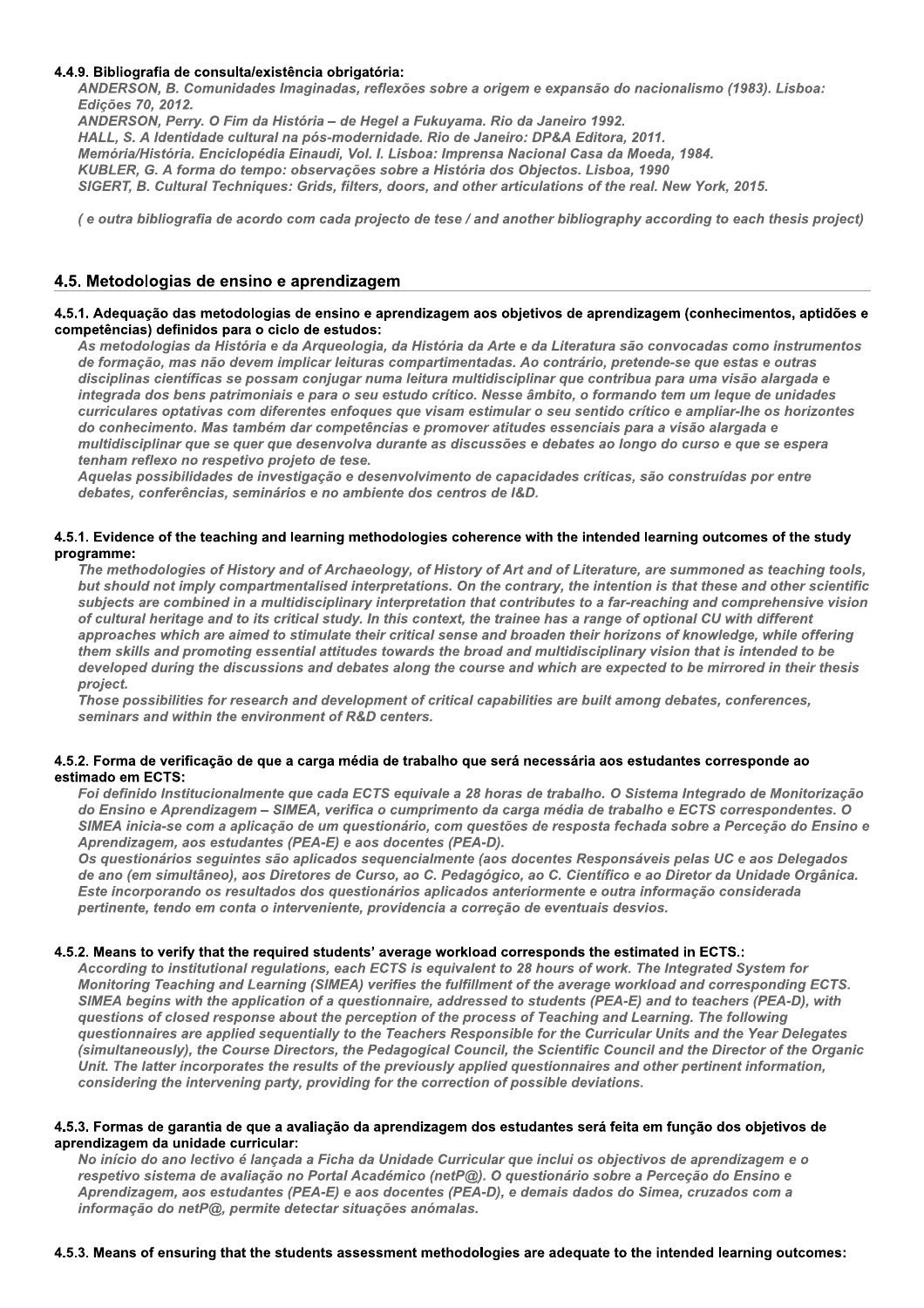#### 4.4.9. Bibliografia de consulta/existência obrigatória:

*ANDERSON, B. Comunidades Imaginadas, reflexões sobre a origem e expansão do nacionalismo (1983). Lisboa: Edições 70, 2012.*
*ANDERSON, Perry. O Fim da História – de Hegel a Fukuyama. Rio da Janeiro 1992.*
*HALL, S. A Identidade cultural na pós-modernidade. Rio de Janeiro: DP&A Editora, 2011.*
*Memória/História. Enciclopédia Einaudi, Vol. I. Lisboa: Imprensa Nacional Casa da Moeda, 1984.*
*KUBLER, G. A forma do tempo: observações sobre a História dos Objectos. Lisboa, 1990*
*SIGERT, B. Cultural Techniques: Grids, filters, doors, and other articulations of the real. New York, 2015.*

*( e outra bibliografia de acordo com cada projecto de tese / and another bibliography according to each thesis project)*

## 4.5. Metodologias de ensino e aprendizagem

#### 4.5.1. Adequação das metodologias de ensino e aprendizagem aos objetivos de aprendizagem (conhecimentos, aptidões e competências) definidos para o ciclo de estudos:

*As metodologias da História e da Arqueologia, da História da Arte e da Literatura são convocadas como instrumentos de formação, mas não devem implicar leituras compartimentadas. Ao contrário, pretende-se que estas e outras disciplinas científicas se possam conjugar numa leitura multidisciplinar que contribua para uma visão alargada e integrada dos bens patrimoniais e para o seu estudo crítico. Nesse âmbito, o formando tem um leque de unidades curriculares optativas com diferentes enfoques que visam estimular o seu sentido crítico e ampliar-lhe os horizontes do conhecimento. Mas também dar competências e promover atitudes essenciais para a visão alargada e multidisciplinar que se quer que desenvolva durante as discussões e debates ao longo do curso e que se espera tenham reflexo no respetivo projeto de tese.*
*Aquelas possibilidades de investigação e desenvolvimento de capacidades críticas, são construídas por entre debates, conferências, seminários e no ambiente dos centros de I&D.*

#### 4.5.1. Evidence of the teaching and learning methodologies coherence with the intended learning outcomes of the study programme:

*The methodologies of History and of Archaeology, of History of Art and of Literature, are summoned as teaching tools, but should not imply compartmentalised interpretations. On the contrary, the intention is that these and other scientific subjects are combined in a multidisciplinary interpretation that contributes to a far-reaching and comprehensive vision of cultural heritage and to its critical study. In this context, the trainee has a range of optional CU with different approaches which are aimed to stimulate their critical sense and broaden their horizons of knowledge, while offering them skills and promoting essential attitudes towards the broad and multidisciplinary vision that is intended to be developed during the discussions and debates along the course and which are expected to be mirrored in their thesis project.*
*Those possibilities for research and development of critical capabilities are built among debates, conferences, seminars and within the environment of R&D centers.*

#### 4.5.2. Forma de verificação de que a carga média de trabalho que será necessária aos estudantes corresponde ao estimado em ECTS:

*Foi definido Institucionalmente que cada ECTS equivale a 28 horas de trabalho. O Sistema Integrado de Monitorização do Ensino e Aprendizagem – SIMEA, verifica o cumprimento da carga média de trabalho e ECTS correspondentes. O SIMEA inicia-se com a aplicação de um questionário, com questões de resposta fechada sobre a Perceção do Ensino e Aprendizagem, aos estudantes (PEA-E) e aos docentes (PEA-D).*
*Os questionários seguintes são aplicados sequencialmente (aos docentes Responsáveis pelas UC e aos Delegados de ano (em simultâneo), aos Diretores de Curso, ao C. Pedagógico, ao C. Científico e ao Diretor da Unidade Orgânica. Este incorporando os resultados dos questionários aplicados anteriormente e outra informação considerada pertinente, tendo em conta o interveniente, providencia a correção de eventuais desvios.*

#### 4.5.2. Means to verify that the required students' average workload corresponds the estimated in ECTS.:

*According to institutional regulations, each ECTS is equivalent to 28 hours of work. The Integrated System for Monitoring Teaching and Learning (SIMEA) verifies the fulfillment of the average workload and corresponding ECTS. SIMEA begins with the application of a questionnaire, addressed to students (PEA-E) and to teachers (PEA-D), with questions of closed response about the perception of the process of Teaching and Learning. The following questionnaires are applied sequentially to the Teachers Responsible for the Curricular Units and the Year Delegates (simultaneously), the Course Directors, the Pedagogical Council, the Scientific Council and the Director of the Organic Unit. The latter incorporates the results of the previously applied questionnaires and other pertinent information, considering the intervening party, providing for the correction of possible deviations.*

#### 4.5.3. Formas de garantia de que a avaliação da aprendizagem dos estudantes será feita em função dos objetivos de aprendizagem da unidade curricular:

*No início do ano lectivo é lançada a Ficha da Unidade Curricular que inclui os objectivos de aprendizagem e o respetivo sistema de avaliação no Portal Académico (netP@). O questionário sobre a Perceção do Ensino e Aprendizagem, aos estudantes (PEA-E) e aos docentes (PEA-D), e demais dados do Simea, cruzados com a informação do netP@, permite detectar situações anómalas.*

#### 4.5.3. Means of ensuring that the students assessment methodologies are adequate to the intended learning outcomes: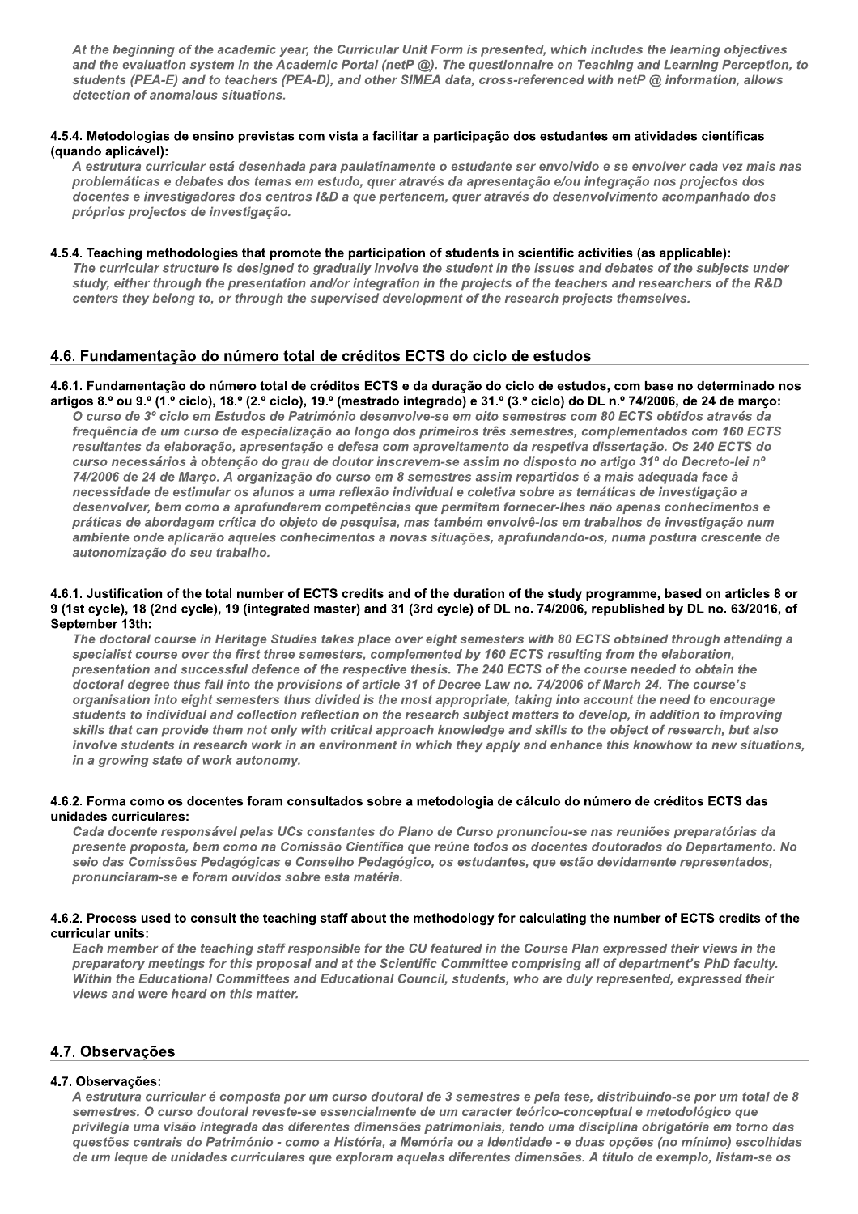*At the beginning of the academic year, the Curricular Unit Form is presented, which includes the learning objectives and the evaluation system in the Academic Portal (netP @). The questionnaire on Teaching and Learning Perception, to students (PEA-E) and to teachers (PEA-D), and other SIMEA data, cross-referenced with netP @ information, allows detection of anomalous situations.*

#### 4.5.4. Metodologias de ensino previstas com vista a facilitar a participação dos estudantes em atividades científicas (quando aplicável):

*A estrutura curricular está desenhada para paulatinamente o estudante ser envolvido e se envolver cada vez mais nas problemáticas e debates dos temas em estudo, quer através da apresentação e/ou integração nos projectos dos docentes e investigadores dos centros I&D a que pertencem, quer através do desenvolvimento acompanhado dos próprios projectos de investigação.*

#### 4.5.4. Teaching methodologies that promote the participation of students in scientific activities (as applicable):

*The curricular structure is designed to gradually involve the student in the issues and debates of the subjects under study, either through the presentation and/or integration in the projects of the teachers and researchers of the R&D centers they belong to, or through the supervised development of the research projects themselves.*

## 4.6. Fundamentação do número total de créditos ECTS do ciclo de estudos

#### 4.6.1. Fundamentação do número total de créditos ECTS e da duração do ciclo de estudos, com base no determinado nos artigos 8.º ou 9.º (1.º ciclo), 18.º (2.º ciclo), 19.º (mestrado integrado) e 31.º (3.º ciclo) do DL n.º 74/2006, de 24 de março:

*O curso de 3º ciclo em Estudos de Património desenvolve-se em oito semestres com 80 ECTS obtidos através da frequência de um curso de especialização ao longo dos primeiros três semestres, complementados com 160 ECTS resultantes da elaboração, apresentação e defesa com aproveitamento da respetiva dissertação. Os 240 ECTS do curso necessários à obtenção do grau de doutor inscrevem-se assim no disposto no artigo 31º do Decreto-lei nº 74/2006 de 24 de Março. A organização do curso em 8 semestres assim repartidos é a mais adequada face à necessidade de estimular os alunos a uma reflexão individual e coletiva sobre as temáticas de investigação a desenvolver, bem como a aprofundarem competências que permitam fornecer-lhes não apenas conhecimentos e práticas de abordagem crítica do objeto de pesquisa, mas também envolvê-los em trabalhos de investigação num ambiente onde aplicarão aqueles conhecimentos a novas situações, aprofundando-os, numa postura crescente de autonomização do seu trabalho.*

#### 4.6.1. Justification of the total number of ECTS credits and of the duration of the study programme, based on articles 8 or 9 (1st cycle), 18 (2nd cycle), 19 (integrated master) and 31 (3rd cycle) of DL no. 74/2006, republished by DL no. 63/2016, of September 13th:

*The doctoral course in Heritage Studies takes place over eight semesters with 80 ECTS obtained through attending a specialist course over the first three semesters, complemented by 160 ECTS resulting from the elaboration, presentation and successful defence of the respective thesis. The 240 ECTS of the course needed to obtain the doctoral degree thus fall into the provisions of article 31 of Decree Law no. 74/2006 of March 24. The course's organisation into eight semesters thus divided is the most appropriate, taking into account the need to encourage students to individual and collection reflection on the research subject matters to develop, in addition to improving skills that can provide them not only with critical approach knowledge and skills to the object of research, but also involve students in research work in an environment in which they apply and enhance this knowhow to new situations, in a growing state of work autonomy.*

#### 4.6.2. Forma como os docentes foram consultados sobre a metodologia de cálculo do número de créditos ECTS das unidades curriculares:

*Cada docente responsável pelas UCs constantes do Plano de Curso pronunciou-se nas reuniões preparatórias da presente proposta, bem como na Comissão Científica que reúne todos os docentes doutorados do Departamento. No seio das Comissões Pedagógicas e Conselho Pedagógico, os estudantes, que estão devidamente representados, pronunciaram-se e foram ouvidos sobre esta matéria.*

#### 4.6.2. Process used to consult the teaching staff about the methodology for calculating the number of ECTS credits of the curricular units:

*Each member of the teaching staff responsible for the CU featured in the Course Plan expressed their views in the preparatory meetings for this proposal and at the Scientific Committee comprising all of department's PhD faculty. Within the Educational Committees and Educational Council, students, who are duly represented, expressed their views and were heard on this matter.*

## 4.7. Observações

#### 4.7. Observações:

*A estrutura curricular é composta por um curso doutoral de 3 semestres e pela tese, distribuindo-se por um total de 8 semestres. O curso doutoral reveste-se essencialmente de um caracter teórico-conceptual e metodológico que privilegia uma visão integrada das diferentes dimensões patrimoniais, tendo uma disciplina obrigatória em torno das questões centrais do Património - como a História, a Memória ou a Identidade - e duas opções (no mínimo) escolhidas de um leque de unidades curriculares que exploram aquelas diferentes dimensões. A título de exemplo, listam-se os*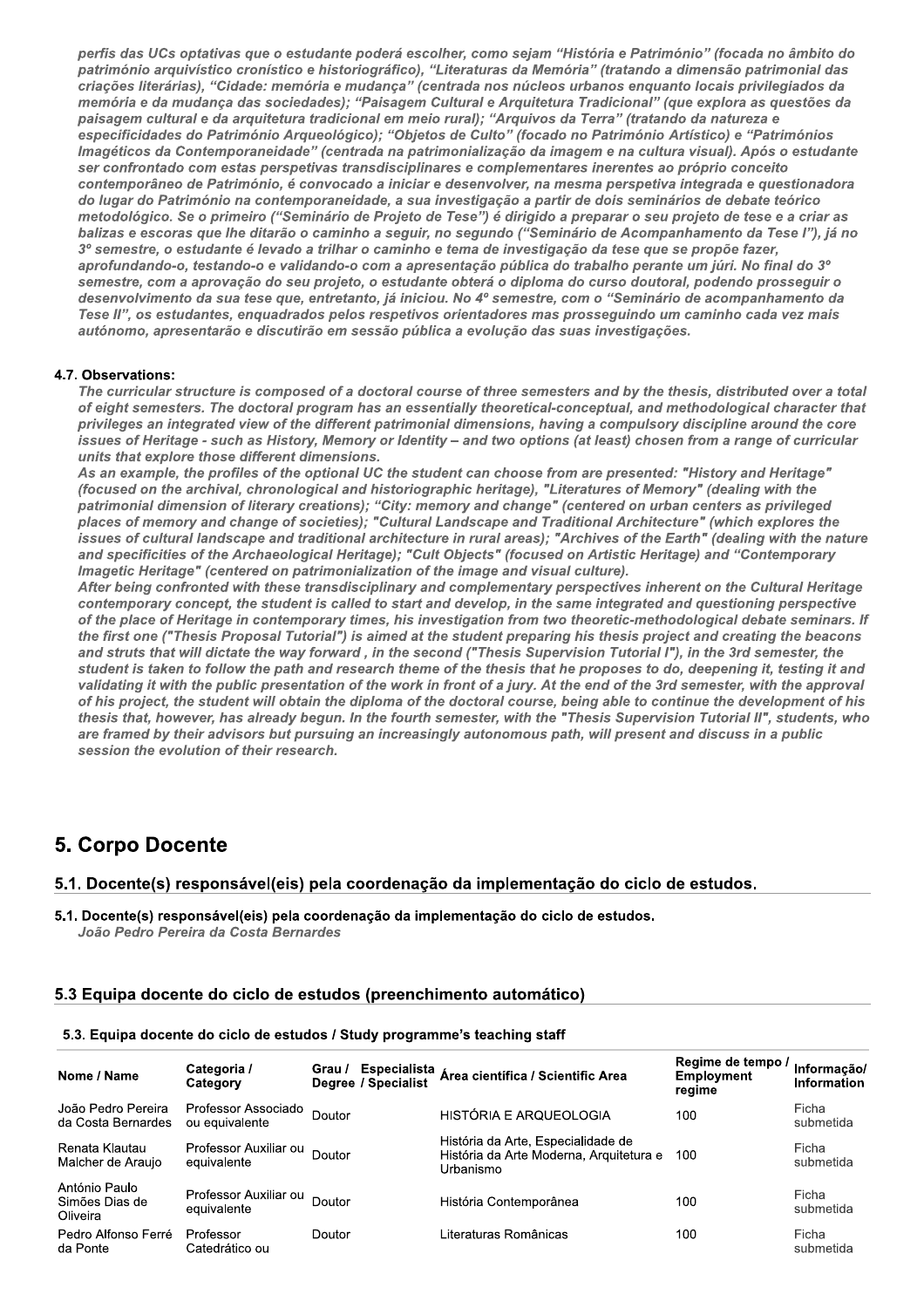*perfis das UCs optativas que o estudante poderá escolher, como sejam "História e Património" (focada no âmbito do património arquivístico cronístico e historiográfico), "Literaturas da Memória" (tratando a dimensão patrimonial das criações literárias), "Cidade: memória e mudança" (centrada nos núcleos urbanos enquanto locais privilegiados da memória e da mudança das sociedades); "Paisagem Cultural e Arquitetura Tradicional" (que explora as questões da paisagem cultural e da arquitetura tradicional em meio rural); "Arquivos da Terra" (tratando da natureza e especificidades do Património Arqueológico); "Objetos de Culto" (focado no Património Artístico) e "Patrimónios Imagéticos da Contemporaneidade" (centrada na patrimonialização da imagem e na cultura visual). Após o estudante ser confrontado com estas perspetivas transdisciplinares e complementares inerentes ao próprio conceito contemporâneo de Património, é convocado a iniciar e desenvolver, na mesma perspetiva integrada e questionadora do lugar do Património na contemporaneidade, a sua investigação a partir de dois seminários de debate teórico metodológico. Se o primeiro ("Seminário de Projeto de Tese") é dirigido a preparar o seu projeto de tese e a criar as balizas e escoras que lhe ditarão o caminho a seguir, no segundo ("Seminário de Acompanhamento da Tese I"), já no 3º semestre, o estudante é levado a trilhar o caminho e tema de investigação da tese que se propõe fazer, aprofundando-o, testando-o e validando-o com a apresentação pública do trabalho perante um júri. No final do 3º semestre, com a aprovação do seu projeto, o estudante obterá o diploma do curso doutoral, podendo prosseguir o desenvolvimento da sua tese que, entretanto, já iniciou. No 4º semestre, com o "Seminário de acompanhamento da Tese II", os estudantes, enquadrados pelos respetivos orientadores mas prosseguindo um caminho cada vez mais autónomo, apresentarão e discutirão em sessão pública a evolução das suas investigações.*

**4.7. Observations:**

*The curricular structure is composed of a doctoral course of three semesters and by the thesis, distributed over a total of eight semesters. The doctoral program has an essentially theoretical-conceptual, and methodological character that privileges an integrated view of the different patrimonial dimensions, having a compulsory discipline around the core issues of Heritage - such as History, Memory or Identity – and two options (at least) chosen from a range of curricular units that explore those different dimensions.*

*As an example, the profiles of the optional UC the student can choose from are presented: "History and Heritage" (focused on the archival, chronological and historiographic heritage), "Literatures of Memory" (dealing with the patrimonial dimension of literary creations); "City: memory and change" (centered on urban centers as privileged places of memory and change of societies); "Cultural Landscape and Traditional Architecture" (which explores the issues of cultural landscape and traditional architecture in rural areas); "Archives of the Earth" (dealing with the nature and specificities of the Archaeological Heritage); "Cult Objects" (focused on Artistic Heritage) and "Contemporary Imagetic Heritage" (centered on patrimonialization of the image and visual culture).*

*After being confronted with these transdisciplinary and complementary perspectives inherent on the Cultural Heritage contemporary concept, the student is called to start and develop, in the same integrated and questioning perspective of the place of Heritage in contemporary times, his investigation from two theoretic-methodological debate seminars. If the first one ("Thesis Proposal Tutorial") is aimed at the student preparing his thesis project and creating the beacons and struts that will dictate the way forward , in the second ("Thesis Supervision Tutorial I"), in the 3rd semester, the student is taken to follow the path and research theme of the thesis that he proposes to do, deepening it, testing it and validating it with the public presentation of the work in front of a jury. At the end of the 3rd semester, with the approval of his project, the student will obtain the diploma of the doctoral course, being able to continue the development of his thesis that, however, has already begun. In the fourth semester, with the "Thesis Supervision Tutorial II", students, who are framed by their advisors but pursuing an increasingly autonomous path, will present and discuss in a public session the evolution of their research.*

# 5. Corpo Docente

## 5.1. Docente(s) responsável(eis) pela coordenação da implementação do ciclo de estudos.

**5.1. Docente(s) responsável(eis) pela coordenação da implementação do ciclo de estudos.**

*João Pedro Pereira da Costa Bernardes*

## 5.3 Equipa docente do ciclo de estudos (preenchimento automático)

**5.3. Equipa docente do ciclo de estudos / Study programme's teaching staff**

| Nome / Name | Categoria / Category | Grau / Degree | Especialista / Specialist | Área científica / Scientific Area | Regime de tempo / Employment regime | Informação/ Information |
|---|---|---|---|---|---|---|
| João Pedro Pereira da Costa Bernardes | Professor Associado ou equivalente | Doutor | | HISTÓRIA E ARQUEOLOGIA | 100 | Ficha submetida |
| Renata Klautau Malcher de Araujo | Professor Auxiliar ou equivalente | Doutor | | História da Arte, Especialidade de História da Arte Moderna, Arquitetura e Urbanismo | 100 | Ficha submetida |
| António Paulo Simões Dias de Oliveira | Professor Auxiliar ou equivalente | Doutor | | História Contemporânea | 100 | Ficha submetida |
| Pedro Alfonso Ferré da Ponte | Professor Catedrático ou | Doutor | | Literaturas Românicas | 100 | Ficha submetida |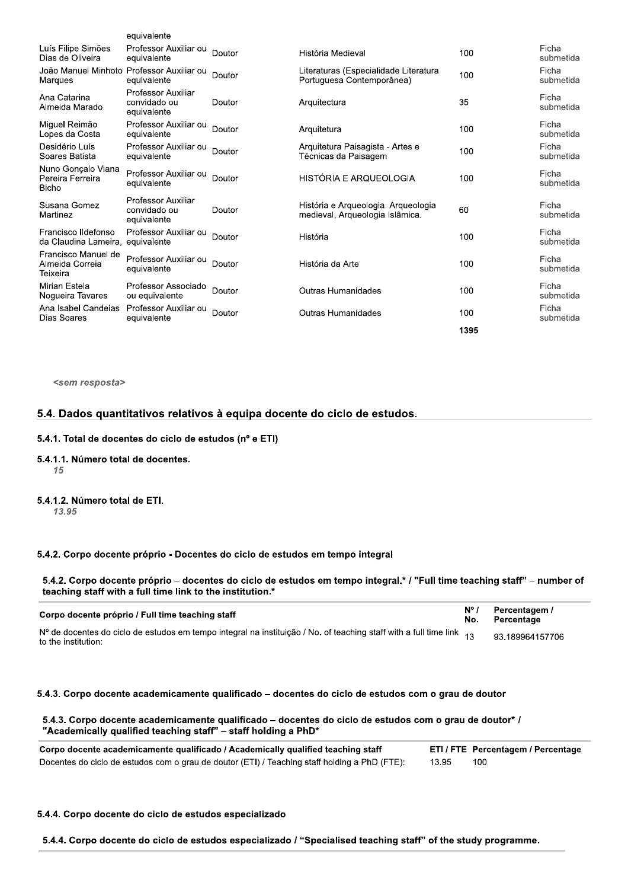| | | | | | |
|---|---|---|---|---|---|
| | equivalente | | | | |
| Luís Filipe Simões Dias de Oliveira | Professor Auxiliar ou equivalente | Doutor | História Medieval | 100 | Ficha submetida |
| João Manuel Minhoto Marques | Professor Auxiliar ou equivalente | Doutor | Literaturas (Especialidade Literatura Portuguesa Contemporânea) | 100 | Ficha submetida |
| Ana Catarina Almeida Marado | Professor Auxiliar convidado ou equivalente | Doutor | Arquitectura | 35 | Ficha submetida |
| Miguel Reimão Lopes da Costa | Professor Auxiliar ou equivalente | Doutor | Arquitetura | 100 | Ficha submetida |
| Desidério Luís Soares Batista | Professor Auxiliar ou equivalente | Doutor | Arquitetura Paisagista - Artes e Técnicas da Paisagem | 100 | Ficha submetida |
| Nuno Gonçalo Viana Pereira Ferreira Bicho | Professor Auxiliar ou equivalente | Doutor | HISTÓRIA E ARQUEOLOGIA | 100 | Ficha submetida |
| Susana Gomez Martinez | Professor Auxiliar convidado ou equivalente | Doutor | História e Arqueologia. Arqueologia medieval, Arqueologia Islâmica. | 60 | Ficha submetida |
| Francisco Ildefonso da Claudina Lameira, | Professor Auxiliar ou equivalente | Doutor | História | 100 | Ficha submetida |
| Francisco Manuel de Almeida Correia Teixeira | Professor Auxiliar ou equivalente | Doutor | História da Arte | 100 | Ficha submetida |
| Mirian Estela Nogueira Tavares | Professor Associado ou equivalente | Doutor | Outras Humanidades | 100 | Ficha submetida |
| Ana Isabel Candeias Dias Soares | Professor Auxiliar ou equivalente | Doutor | Outras Humanidades | 100 | Ficha submetida |
| | | | | **1395** | |

*<sem resposta>*

## 5.4. Dados quantitativos relativos à equipa docente do ciclo de estudos.

### 5.4.1. Total de docentes do ciclo de estudos (nº e ETI)

**5.4.1.1. Número total de docentes.**

*15*

**5.4.1.2. Número total de ETI.**

*13.95*

### 5.4.2. Corpo docente próprio - Docentes do ciclo de estudos em tempo integral

**5.4.2. Corpo docente próprio – docentes do ciclo de estudos em tempo integral.* / "Full time teaching staff" – number of teaching staff with a full time link to the institution.***

| Corpo docente próprio / Full time teaching staff | Nº / No. | Percentagem / Percentage |
|---|---|---|
| Nº de docentes do ciclo de estudos em tempo integral na instituição / No. of teaching staff with a full time link to the institution: | 13 | 93.189964157706 |

### 5.4.3. Corpo docente academicamente qualificado – docentes do ciclo de estudos com o grau de doutor

**5.4.3. Corpo docente academicamente qualificado – docentes do ciclo de estudos com o grau de doutor* / "Academically qualified teaching staff" – staff holding a PhD***

| Corpo docente academicamente qualificado / Academically qualified teaching staff | ETI / FTE | Percentagem / Percentage |
|---|---|---|
| Docentes do ciclo de estudos com o grau de doutor (ETI) / Teaching staff holding a PhD (FTE): | 13.95 | 100 |

### 5.4.4. Corpo docente do ciclo de estudos especializado

**5.4.4. Corpo docente do ciclo de estudos especializado / "Specialised teaching staff" of the study programme.**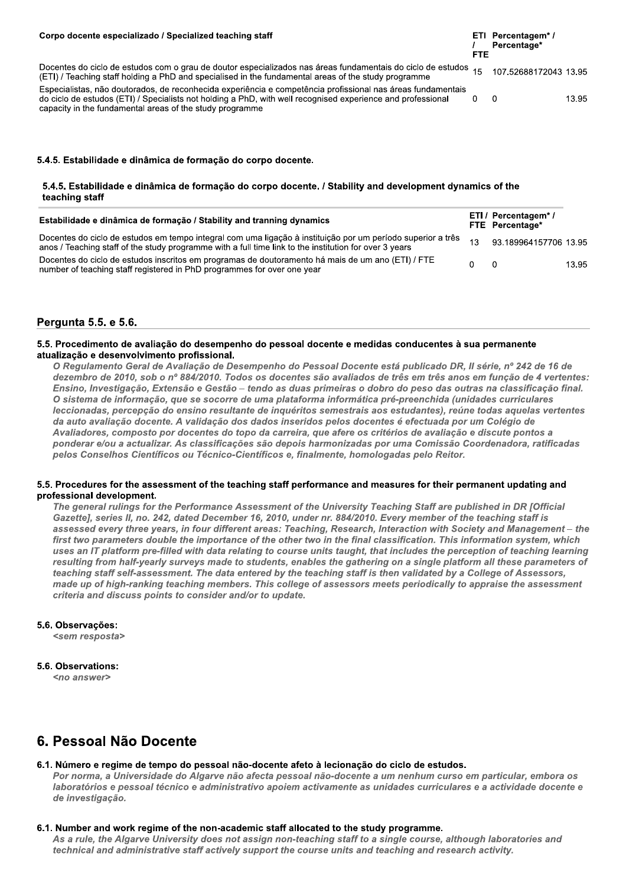| Corpo docente especializado / Specialized teaching staff | ETI / FTE | Percentagem* / Percentage* | |
|---|---|---|---|
| Docentes do ciclo de estudos com o grau de doutor especializados nas áreas fundamentais do ciclo de estudos (ETI) / Teaching staff holding a PhD and specialised in the fundamental areas of the study programme | 15 | 107.52688172043 | 13.95 |
| Especialistas, não doutorados, de reconhecida experiência e competência profissional nas áreas fundamentais do ciclo de estudos (ETI) / Specialists not holding a PhD, with well recognised experience and professional capacity in the fundamental areas of the study programme | 0 | 0 | 13.95 |

#### 5.4.5. Estabilidade e dinâmica de formação do corpo docente.

#### 5.4.5. Estabilidade e dinâmica de formação do corpo docente. / Stability and development dynamics of the teaching staff

| Estabilidade e dinâmica de formação / Stability and tranning dynamics | ETI / FTE | Percentagem* / Percentage* | |
|---|---|---|---|
| Docentes do ciclo de estudos em tempo integral com uma ligação à instituição por um período superior a três anos / Teaching staff of the study programme with a full time link to the institution for over 3 years | 13 | 93.189964157706 | 13.95 |
| Docentes do ciclo de estudos inscritos em programas de doutoramento há mais de um ano (ETI) / FTE number of teaching staff registered in PhD programmes for over one year | 0 | 0 | 13.95 |

### Pergunta 5.5. e 5.6.

#### 5.5. Procedimento de avaliação do desempenho do pessoal docente e medidas conducentes à sua permanente atualização e desenvolvimento profissional.

*O Regulamento Geral de Avaliação de Desempenho do Pessoal Docente está publicado DR, II série, nº 242 de 16 de dezembro de 2010, sob o nº 884/2010. Todos os docentes são avaliados de três em três anos em função de 4 vertentes: Ensino, Investigação, Extensão e Gestão – tendo as duas primeiras o dobro do peso das outras na classificação final. O sistema de informação, que se socorre de uma plataforma informática pré-preenchida (unidades curriculares leccionadas, percepção do ensino resultante de inquéritos semestrais aos estudantes), reúne todas aquelas vertentes da auto avaliação docente. A validação dos dados inseridos pelos docentes é efectuada por um Colégio de Avaliadores, composto por docentes do topo da carreira, que afere os critérios de avaliação e discute pontos a ponderar e/ou a actualizar. As classificações são depois harmonizadas por uma Comissão Coordenadora, ratificadas pelos Conselhos Científicos ou Técnico-Científicos e, finalmente, homologadas pelo Reitor.*

#### 5.5. Procedures for the assessment of the teaching staff performance and measures for their permanent updating and professional development.

*The general rulings for the Performance Assessment of the University Teaching Staff are published in DR [Official Gazette], series II, no. 242, dated December 16, 2010, under nr. 884/2010. Every member of the teaching staff is assessed every three years, in four different areas: Teaching, Research, Interaction with Society and Management – the first two parameters double the importance of the other two in the final classification. This information system, which uses an IT platform pre-filled with data relating to course units taught, that includes the perception of teaching learning resulting from half-yearly surveys made to students, enables the gathering on a single platform all these parameters of teaching staff self-assessment. The data entered by the teaching staff is then validated by a College of Assessors, made up of high-ranking teaching members. This college of assessors meets periodically to appraise the assessment criteria and discuss points to consider and/or to update.*

#### 5.6. Observações:

*<sem resposta>*

#### 5.6. Observations:

*<no answer>*

## 6. Pessoal Não Docente

#### 6.1. Número e regime de tempo do pessoal não-docente afeto à lecionação do ciclo de estudos.

*Por norma, a Universidade do Algarve não afecta pessoal não-docente a um nenhum curso em particular, embora os laboratórios e pessoal técnico e administrativo apoiem activamente as unidades curriculares e a actividade docente e de investigação.*

#### 6.1. Number and work regime of the non-academic staff allocated to the study programme.

*As a rule, the Algarve University does not assign non-teaching staff to a single course, although laboratories and technical and administrative staff actively support the course units and teaching and research activity.*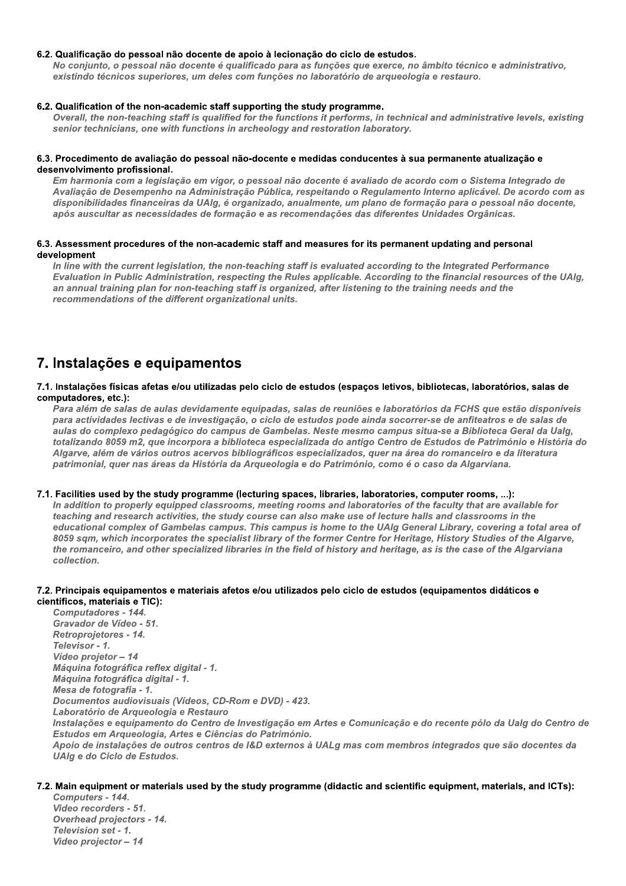### 6.2. Qualificação do pessoal não docente de apoio à lecionação do ciclo de estudos.

*No conjunto, o pessoal não docente é qualificado para as funções que exerce, no âmbito técnico e administrativo, existindo técnicos superiores, um deles com funções no laboratório de arqueologia e restauro.*

### 6.2. Qualification of the non-academic staff supporting the study programme.

*Overall, the non-teaching staff is qualified for the functions it performs, in technical and administrative levels, existing senior technicians, one with functions in archeology and restoration laboratory.*

### 6.3. Procedimento de avaliação do pessoal não-docente e medidas conducentes à sua permanente atualização e desenvolvimento profissional.

*Em harmonia com a legislação em vigor, o pessoal não docente é avaliado de acordo com o Sistema Integrado de Avaliação de Desempenho na Administração Pública, respeitando o Regulamento Interno aplicável. De acordo com as disponibilidades financeiras da UAlg, é organizado, anualmente, um plano de formação para o pessoal não docente, após auscultar as necessidades de formação e as recomendações das diferentes Unidades Orgânicas.*

### 6.3. Assessment procedures of the non-academic staff and measures for its permanent updating and personal development

*In line with the current legislation, the non-teaching staff is evaluated according to the Integrated Performance Evaluation in Public Administration, respecting the Rules applicable. According to the financial resources of the UAlg, an annual training plan for non-teaching staff is organized, after listening to the training needs and the recommendations of the different organizational units.*

## 7. Instalações e equipamentos

### 7.1. Instalações físicas afetas e/ou utilizadas pelo ciclo de estudos (espaços letivos, bibliotecas, laboratórios, salas de computadores, etc.):

*Para além de salas de aulas devidamente equipadas, salas de reuniões e laboratórios da FCHS que estão disponíveis para actividades lectivas e de investigação, o ciclo de estudos pode ainda socorrer-se de anfiteatros e de salas de aulas do complexo pedagógico do campus de Gambelas. Neste mesmo campus situa-se a Biblioteca Geral da Ualg, totalizando 8059 m2, que incorpora a biblioteca especializada do antigo Centro de Estudos de Património e História do Algarve, além de vários outros acervos bibliográficos especializados, quer na área do romanceiro e da literatura patrimonial, quer nas áreas da História da Arqueologia e do Património, como é o caso da Algarviana.*

### 7.1. Facilities used by the study programme (lecturing spaces, libraries, laboratories, computer rooms, ...):

*In addition to properly equipped classrooms, meeting rooms and laboratories of the faculty that are available for teaching and research activities, the study course can also make use of lecture halls and classrooms in the educational complex of Gambelas campus. This campus is home to the UAlg General Library, covering a total area of 8059 sqm, which incorporates the specialist library of the former Centre for Heritage, History Studies of the Algarve, the romanceiro, and other specialized libraries in the field of history and heritage, as is the case of the Algarviana collection.*

### 7.2. Principais equipamentos e materiais afetos e/ou utilizados pelo ciclo de estudos (equipamentos didáticos e científicos, materiais e TIC):

*Computadores - 144.*
*Gravador de Vídeo - 51.*
*Retroprojetores - 14.*
*Televisor - 1.*
*Vídeo projetor – 14*
*Máquina fotográfica reflex digital - 1.*
*Máquina fotográfica digital - 1.*
*Mesa de fotografia - 1.*
*Documentos audiovisuais (Vídeos, CD-Rom e DVD) - 423.*
*Laboratório de Arqueologia e Restauro*
*Instalações e equipamento do Centro de Investigação em Artes e Comunicação e do recente pólo da Ualg do Centro de Estudos em Arqueologia, Artes e Ciências do Património.*
*Apoio de instalações de outros centros de I&D externos à UALg mas com membros integrados que são docentes da UAlg e do Ciclo de Estudos.*

### 7.2. Main equipment or materials used by the study programme (didactic and scientific equipment, materials, and ICTs):

*Computers - 144.*
*Video recorders - 51.*
*Overhead projectors - 14.*
*Television set - 1.*
*Video projector – 14*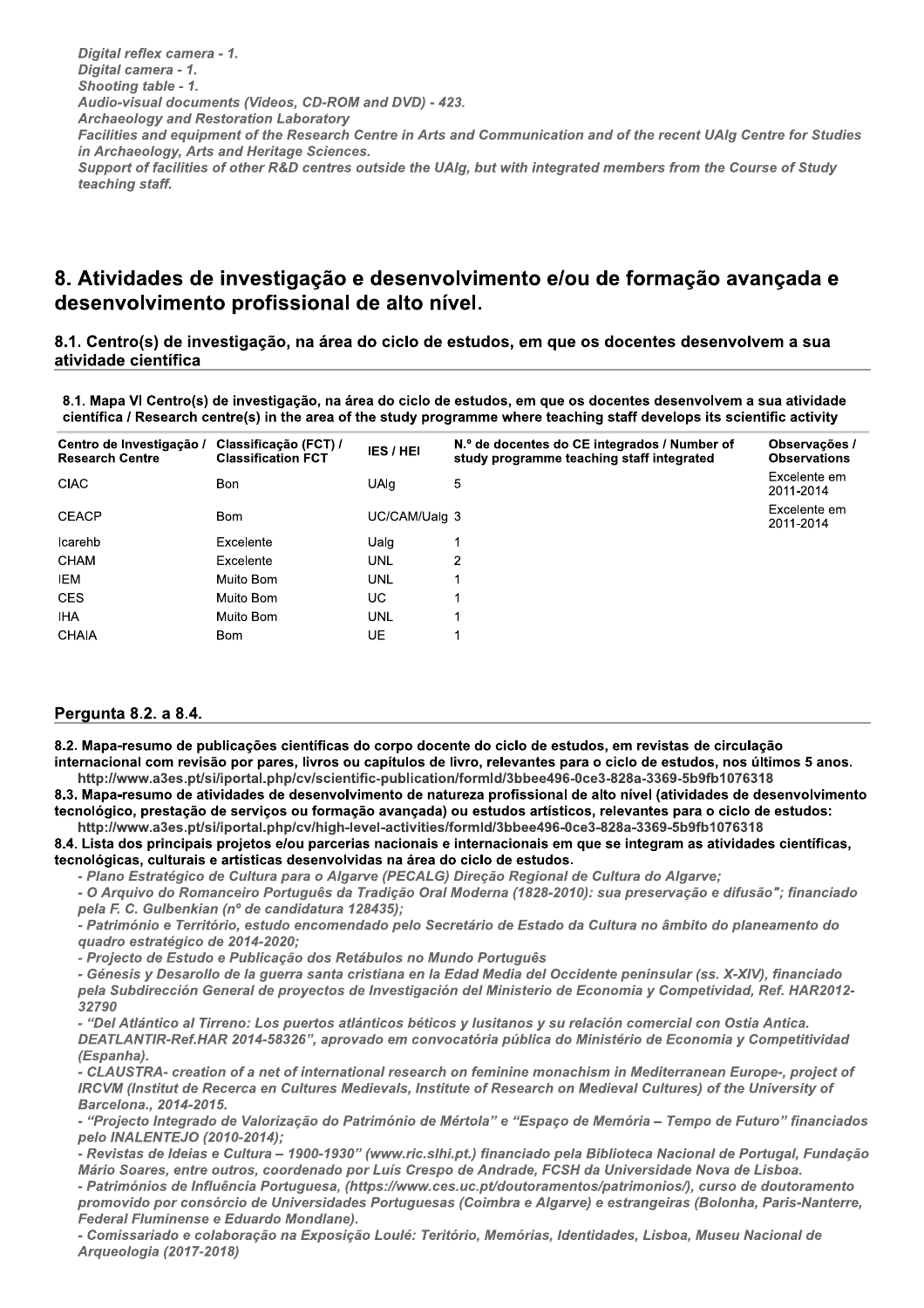*Digital reflex camera - 1.*
*Digital camera - 1.*
*Shooting table - 1.*
*Audio-visual documents (Videos, CD-ROM and DVD) - 423.*
*Archaeology and Restoration Laboratory*
*Facilities and equipment of the Research Centre in Arts and Communication and of the recent UAlg Centre for Studies in Archaeology, Arts and Heritage Sciences.*
*Support of facilities of other R&D centres outside the UAlg, but with integrated members from the Course of Study teaching staff.*

# 8. Atividades de investigação e desenvolvimento e/ou de formação avançada e desenvolvimento profissional de alto nível.

## 8.1. Centro(s) de investigação, na área do ciclo de estudos, em que os docentes desenvolvem a sua atividade científica

**8.1. Mapa VI Centro(s) de investigação, na área do ciclo de estudos, em que os docentes desenvolvem a sua atividade científica / Research centre(s) in the area of the study programme where teaching staff develops its scientific activity**

| Centro de Investigação / Research Centre | Classificação (FCT) / Classification FCT | IES / HEI | N.º de docentes do CE integrados / Number of study programme teaching staff integrated | Observações / Observations |
|---|---|---|---|---|
| CIAC | Bon | UAlg | 5 | Excelente em 2011-2014 |
| CEACP | Bom | UC/CAM/Ualg | 3 | Excelente em 2011-2014 |
| Icarehb | Excelente | Ualg | 1 | |
| CHAM | Excelente | UNL | 2 | |
| IEM | Muito Bom | UNL | 1 | |
| CES | Muito Bom | UC | 1 | |
| IHA | Muito Bom | UNL | 1 | |
| CHAIA | Bom | UE | 1 | |

## Pergunta 8.2. a 8.4.

**8.2. Mapa-resumo de publicações científicas do corpo docente do ciclo de estudos, em revistas de circulação internacional com revisão por pares, livros ou capítulos de livro, relevantes para o ciclo de estudos, nos últimos 5 anos.**
http://www.a3es.pt/si/iportal.php/cv/scientific-publication/formId/3bbee496-0ce3-828a-3369-5b9fb1076318

**8.3. Mapa-resumo de atividades de desenvolvimento de natureza profissional de alto nível (atividades de desenvolvimento tecnológico, prestação de serviços ou formação avançada) ou estudos artísticos, relevantes para o ciclo de estudos:**
http://www.a3es.pt/si/iportal.php/cv/high-level-activities/formId/3bbee496-0ce3-828a-3369-5b9fb1076318

**8.4. Lista dos principais projetos e/ou parcerias nacionais e internacionais em que se integram as atividades científicas, tecnológicas, culturais e artísticas desenvolvidas na área do ciclo de estudos.**

*- Plano Estratégico de Cultura para o Algarve (PECALG) Direção Regional de Cultura do Algarve;*
*- O Arquivo do Romanceiro Português da Tradição Oral Moderna (1828-2010): sua preservação e difusão"; financiado pela F. C. Gulbenkian (nº de candidatura 128435);*
*- Património e Território, estudo encomendado pelo Secretário de Estado da Cultura no âmbito do planeamento do quadro estratégico de 2014-2020;*
*- Projecto de Estudo e Publicação dos Retábulos no Mundo Português*
*- Génesis y Desarollo de la guerra santa cristiana en la Edad Media del Occidente peninsular (ss. X-XIV), financiado pela Subdirección General de proyectos de Investigación del Ministerio de Economia y Competividad, Ref. HAR2012-32790*
*- "Del Atlántico al Tirreno: Los puertos atlánticos béticos y lusitanos y su relación comercial con Ostia Antica. DEATLANTIR-Ref.HAR 2014-58326", aprovado em convocatória pública do Ministério de Economia y Competitividad (Espanha).*
*- CLAUSTRA- creation of a net of international research on feminine monachism in Mediterranean Europe-, project of IRCVM (Institut de Recerca en Cultures Medievals, Institute of Research on Medieval Cultures) of the University of Barcelona., 2014-2015.*
*- "Projecto Integrado de Valorização do Património de Mértola" e "Espaço de Memória – Tempo de Futuro" financiados pelo INALENTEJO (2010-2014);*
*- Revistas de Ideias e Cultura – 1900-1930" (www.ric.slhi.pt.) financiado pela Biblioteca Nacional de Portugal, Fundação Mário Soares, entre outros, coordenado por Luís Crespo de Andrade, FCSH da Universidade Nova de Lisboa.*
*- Patrimónios de Influência Portuguesa, (https://www.ces.uc.pt/doutoramentos/patrimonios/), curso de doutoramento promovido por consórcio de Universidades Portuguesas (Coimbra e Algarve) e estrangeiras (Bolonha, Paris-Nanterre, Federal Fluminense e Eduardo Mondlane).*
*- Comissariado e colaboração na Exposição Loulé: Teritório, Memórias, Identidades, Lisboa, Museu Nacional de Arqueologia (2017-2018)*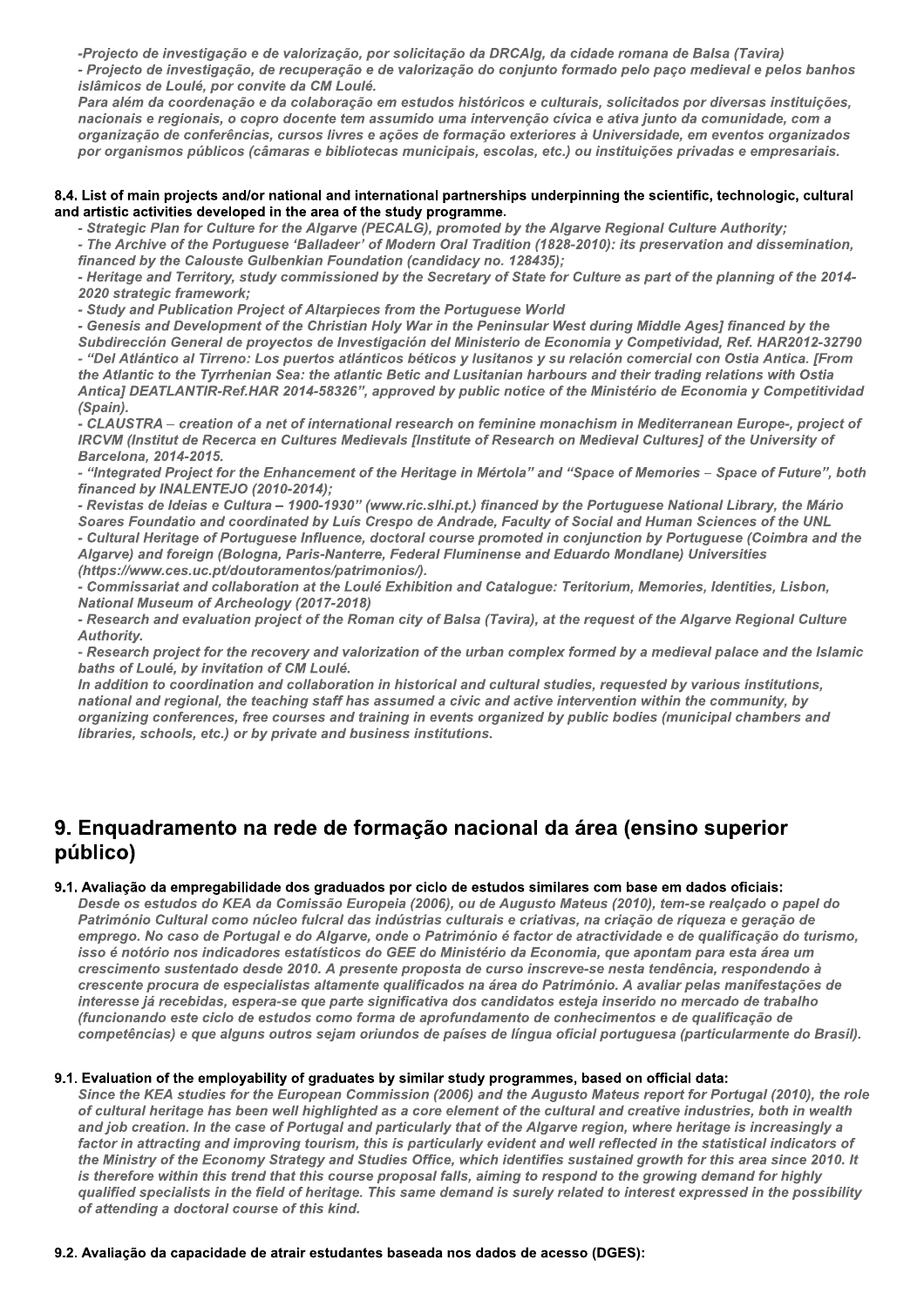*-Projecto de investigação e de valorização, por solicitação da DRCAlg, da cidade romana de Balsa (Tavira)*
*- Projecto de investigação, de recuperação e de valorização do conjunto formado pelo paço medieval e pelos banhos islâmicos de Loulé, por convite da CM Loulé.*
*Para além da coordenação e da colaboração em estudos históricos e culturais, solicitados por diversas instituições, nacionais e regionais, o copro docente tem assumido uma intervenção cívica e ativa junto da comunidade, com a organização de conferências, cursos livres e ações de formação exteriores à Universidade, em eventos organizados por organismos públicos (câmaras e bibliotecas municipais, escolas, etc.) ou instituições privadas e empresariais.*

**8.4. List of main projects and/or national and international partnerships underpinning the scientific, technologic, cultural and artistic activities developed in the area of the study programme.**

*- Strategic Plan for Culture for the Algarve (PECALG), promoted by the Algarve Regional Culture Authority;*
*- The Archive of the Portuguese 'Balladeer' of Modern Oral Tradition (1828-2010): its preservation and dissemination, financed by the Calouste Gulbenkian Foundation (candidacy no. 128435);*
*- Heritage and Territory, study commissioned by the Secretary of State for Culture as part of the planning of the 2014-2020 strategic framework;*
*- Study and Publication Project of Altarpieces from the Portuguese World*
*- Genesis and Development of the Christian Holy War in the Peninsular West during Middle Ages] financed by the Subdirección General de proyectos de Investigación del Ministerio de Economia y Competividad, Ref. HAR2012-32790*
*- "Del Atlántico al Tirreno: Los puertos atlánticos béticos y lusitanos y su relación comercial con Ostia Antica. [From the Atlantic to the Tyrrhenian Sea: the atlantic Betic and Lusitanian harbours and their trading relations with Ostia Antica] DEATLANTIR-Ref.HAR 2014-58326", approved by public notice of the Ministério de Economia y Competitividad (Spain).*
*- CLAUSTRA – creation of a net of international research on feminine monachism in Mediterranean Europe-, project of IRCVM (Institut de Recerca en Cultures Medievals [Institute of Research on Medieval Cultures] of the University of Barcelona, 2014-2015.*
*- "Integrated Project for the Enhancement of the Heritage in Mértola" and "Space of Memories – Space of Future", both financed by INALENTEJO (2010-2014);*
*- Revistas de Ideias e Cultura – 1900-1930" (www.ric.slhi.pt.) financed by the Portuguese National Library, the Mário Soares Foundatio and coordinated by Luís Crespo de Andrade, Faculty of Social and Human Sciences of the UNL*
*- Cultural Heritage of Portuguese Influence, doctoral course promoted in conjunction by Portuguese (Coimbra and the Algarve) and foreign (Bologna, Paris-Nanterre, Federal Fluminense and Eduardo Mondlane) Universities (https://www.ces.uc.pt/doutoramentos/patrimonios/).*
*- Commissariat and collaboration at the Loulé Exhibition and Catalogue: Teritorium, Memories, Identities, Lisbon, National Museum of Archeology (2017-2018)*
*- Research and evaluation project of the Roman city of Balsa (Tavira), at the request of the Algarve Regional Culture Authority.*
*- Research project for the recovery and valorization of the urban complex formed by a medieval palace and the Islamic baths of Loulé, by invitation of CM Loulé.*
*In addition to coordination and collaboration in historical and cultural studies, requested by various institutions, national and regional, the teaching staff has assumed a civic and active intervention within the community, by organizing conferences, free courses and training in events organized by public bodies (municipal chambers and libraries, schools, etc.) or by private and business institutions.*

# 9. Enquadramento na rede de formação nacional da área (ensino superior público)

**9.1. Avaliação da empregabilidade dos graduados por ciclo de estudos similares com base em dados oficiais:**

*Desde os estudos do KEA da Comissão Europeia (2006), ou de Augusto Mateus (2010), tem-se realçado o papel do Património Cultural como núcleo fulcral das indústrias culturais e criativas, na criação de riqueza e geração de emprego. No caso de Portugal e do Algarve, onde o Património é factor de atractividade e de qualificação do turismo, isso é notório nos indicadores estatísticos do GEE do Ministério da Economia, que apontam para esta área um crescimento sustentado desde 2010. A presente proposta de curso inscreve-se nesta tendência, respondendo à crescente procura de especialistas altamente qualificados na área do Património. A avaliar pelas manifestações de interesse já recebidas, espera-se que parte significativa dos candidatos esteja inserido no mercado de trabalho (funcionando este ciclo de estudos como forma de aprofundamento de conhecimentos e de qualificação de competências) e que alguns outros sejam oriundos de países de língua oficial portuguesa (particularmente do Brasil).*

**9.1. Evaluation of the employability of graduates by similar study programmes, based on official data:**

*Since the KEA studies for the European Commission (2006) and the Augusto Mateus report for Portugal (2010), the role of cultural heritage has been well highlighted as a core element of the cultural and creative industries, both in wealth and job creation. In the case of Portugal and particularly that of the Algarve region, where heritage is increasingly a factor in attracting and improving tourism, this is particularly evident and well reflected in the statistical indicators of the Ministry of the Economy Strategy and Studies Office, which identifies sustained growth for this area since 2010. It is therefore within this trend that this course proposal falls, aiming to respond to the growing demand for highly qualified specialists in the field of heritage. This same demand is surely related to interest expressed in the possibility of attending a doctoral course of this kind.*

**9.2. Avaliação da capacidade de atrair estudantes baseada nos dados de acesso (DGES):**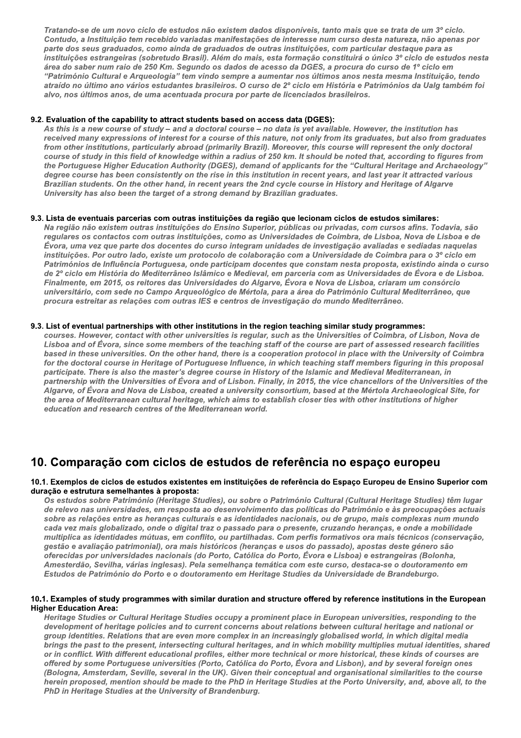*Tratando-se de um novo ciclo de estudos não existem dados disponíveis, tanto mais que se trata de um 3º ciclo. Contudo, a Instituição tem recebido variadas manifestações de interesse num curso desta natureza, não apenas por parte dos seus graduados, como ainda de graduados de outras instituições, com particular destaque para as instituições estrangeiras (sobretudo Brasil). Além do mais, esta formação constituirá o único 3º ciclo de estudos nesta área do saber num raio de 250 Km. Segundo os dados de acesso da DGES, a procura do curso de 1º ciclo em "Património Cultural e Arqueologia" tem vindo sempre a aumentar nos últimos anos nesta mesma Instituição, tendo atraído no último ano vários estudantes brasileiros. O curso de 2º ciclo em História e Patrimónios da Ualg também foi alvo, nos últimos anos, de uma acentuada procura por parte de licenciados brasileiros.*

**9.2. Evaluation of the capability to attract students based on access data (DGES):**

*As this is a new course of study – and a doctoral course – no data is yet available. However, the institution has received many expressions of interest for a course of this nature, not only from its graduates, but also from graduates from other institutions, particularly abroad (primarily Brazil). Moreover, this course will represent the only doctoral course of study in this field of knowledge within a radius of 250 km. It should be noted that, according to figures from the Portuguese Higher Education Authority (DGES), demand of applicants for the "Cultural Heritage and Archaeology" degree course has been consistently on the rise in this institution in recent years, and last year it attracted various Brazilian students. On the other hand, in recent years the 2nd cycle course in History and Heritage of Algarve University has also been the target of a strong demand by Brazilian graduates.*

**9.3. Lista de eventuais parcerias com outras instituições da região que lecionam ciclos de estudos similares:**

*Na região não existem outras instituições do Ensino Superior, públicas ou privadas, com cursos afins. Todavia, são regulares os contactos com outras instituições, como as Universidades de Coimbra, de Lisboa, Nova de Lisboa e de Évora, uma vez que parte dos docentes do curso integram unidades de investigação avaliadas e sediadas naquelas instituições. Por outro lado, existe um protocolo de colaboração com a Universidade de Coimbra para o 3º ciclo em Patrimónios de Influência Portuguesa, onde participam docentes que constam nesta proposta, existindo ainda o curso de 2º ciclo em História do Mediterrâneo Islâmico e Medieval, em parceria com as Universidades de Évora e de Lisboa. Finalmente, em 2015, os reitores das Universidades do Algarve, Évora e Nova de Lisboa, criaram um consórcio universitário, com sede no Campo Arqueológico de Mértola, para a área do Património Cultural Mediterrâneo, que procura estreitar as relações com outras IES e centros de investigação do mundo Mediterrâneo.*

**9.3. List of eventual partnerships with other institutions in the region teaching similar study programmes:**

*courses. However, contact with other universities is regular, such as the Universities of Coimbra, of Lisbon, Nova de Lisboa and of Évora, since some members of the teaching staff of the course are part of assessed research facilities based in these universities. On the other hand, there is a cooperation protocol in place with the University of Coimbra for the doctoral course in Heritage of Portuguese Influence, in which teaching staff members figuring in this proposal participate. There is also the master's degree course in History of the Islamic and Medieval Mediterranean, in partnership with the Universities of Évora and of Lisbon. Finally, in 2015, the vice chancellors of the Universities of the Algarve, of Évora and Nova de Lisboa, created a university consortium, based at the Mértola Archaeological Site, for the area of Mediterranean cultural heritage, which aims to establish closer ties with other institutions of higher education and research centres of the Mediterranean world.*

## 10. Comparação com ciclos de estudos de referência no espaço europeu

**10.1. Exemplos de ciclos de estudos existentes em instituições de referência do Espaço Europeu de Ensino Superior com duração e estrutura semelhantes à proposta:**

*Os estudos sobre Património (Heritage Studies), ou sobre o Património Cultural (Cultural Heritage Studies) têm lugar de relevo nas universidades, em resposta ao desenvolvimento das políticas do Património e às preocupações actuais sobre as relações entre as heranças culturais e as identidades nacionais, ou de grupo, mais complexas num mundo cada vez mais globalizado, onde o digital traz o passado para o presente, cruzando heranças, e onde a mobilidade multiplica as identidades mútuas, em conflito, ou partilhadas. Com perfis formativos ora mais técnicos (conservação, gestão e avaliação patrimonial), ora mais históricos (heranças e usos do passado), apostas deste género são oferecidas por universidades nacionais (do Porto, Católica do Porto, Évora e Lisboa) e estrangeiras (Bolonha, Amesterdão, Sevilha, várias inglesas). Pela semelhança temática com este curso, destaca-se o doutoramento em Estudos de Património do Porto e o doutoramento em Heritage Studies da Universidade de Brandeburgo.*

**10.1. Examples of study programmes with similar duration and structure offered by reference institutions in the European Higher Education Area:**

*Heritage Studies or Cultural Heritage Studies occupy a prominent place in European universities, responding to the development of heritage policies and to current concerns about relations between cultural heritage and national or group identities. Relations that are even more complex in an increasingly globalised world, in which digital media brings the past to the present, intersecting cultural heritages, and in which mobility multiplies mutual identities, shared or in conflict. With different educational profiles, either more technical or more historical, these kinds of courses are offered by some Portuguese universities (Porto, Católica do Porto, Évora and Lisbon), and by several foreign ones (Bologna, Amsterdam, Seville, several in the UK). Given their conceptual and organisational similarities to the course herein proposed, mention should be made to the PhD in Heritage Studies at the Porto University, and, above all, to the PhD in Heritage Studies at the University of Brandenburg.*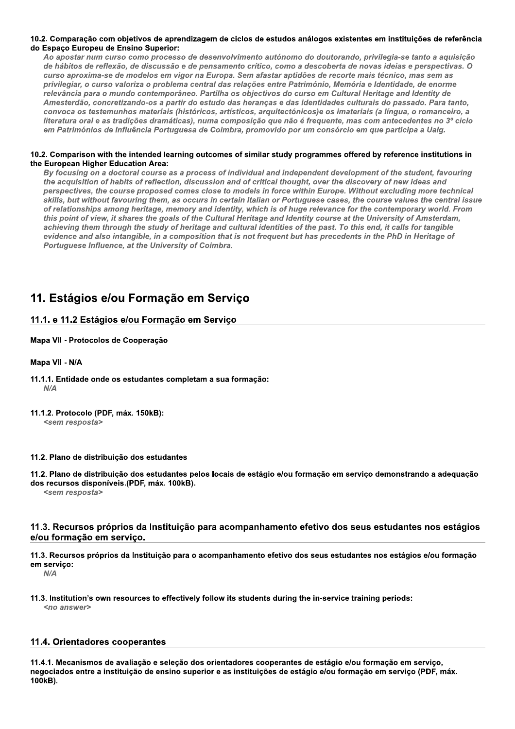**10.2. Comparação com objetivos de aprendizagem de ciclos de estudos análogos existentes em instituições de referência do Espaço Europeu de Ensino Superior:**

*Ao apostar num curso como processo de desenvolvimento autónomo do doutorando, privilegia-se tanto a aquisição de hábitos de reflexão, de discussão e de pensamento crítico, como a descoberta de novas ideias e perspectivas. O curso aproxima-se de modelos em vigor na Europa. Sem afastar aptidões de recorte mais técnico, mas sem as privilegiar, o curso valoriza o problema central das relações entre Património, Memória e Identidade, de enorme relevância para o mundo contemporâneo. Partilha os objectivos do curso em Cultural Heritage and Identity de Amesterdão, concretizando-os a partir do estudo das heranças e das identidades culturais do passado. Para tanto, convoca os testemunhos materiais (históricos, artísticos, arquitectónicos)e os imateriais (a língua, o romanceiro, a literatura oral e as tradições dramáticas), numa composição que não é frequente, mas com antecedentes no 3º ciclo em Patrimónios de Influência Portuguesa de Coimbra, promovido por um consórcio em que participa a Ualg.*

**10.2. Comparison with the intended learning outcomes of similar study programmes offered by reference institutions in the European Higher Education Area:**

*By focusing on a doctoral course as a process of individual and independent development of the student, favouring the acquisition of habits of reflection, discussion and of critical thought, over the discovery of new ideas and perspectives, the course proposed comes close to models in force within Europe. Without excluding more technical skills, but without favouring them, as occurs in certain Italian or Portuguese cases, the course values the central issue of relationships among heritage, memory and identity, which is of huge relevance for the contemporary world. From this point of view, it shares the goals of the Cultural Heritage and Identity course at the University of Amsterdam, achieving them through the study of heritage and cultural identities of the past. To this end, it calls for tangible evidence and also intangible, in a composition that is not frequent but has precedents in the PhD in Heritage of Portuguese Influence, at the University of Coimbra.*

# 11. Estágios e/ou Formação em Serviço

## 11.1. e 11.2 Estágios e/ou Formação em Serviço

**Mapa VII - Protocolos de Cooperação**

**Mapa VII - N/A**

**11.1.1. Entidade onde os estudantes completam a sua formação:**

*N/A*

**11.1.2. Protocolo (PDF, máx. 150kB):**

*<sem resposta>*

**11.2. Plano de distribuição dos estudantes**

**11.2. Plano de distribuição dos estudantes pelos locais de estágio e/ou formação em serviço demonstrando a adequação dos recursos disponíveis.(PDF, máx. 100kB).**

*<sem resposta>*

## 11.3. Recursos próprios da Instituição para acompanhamento efetivo dos seus estudantes nos estágios e/ou formação em serviço.

**11.3. Recursos próprios da Instituição para o acompanhamento efetivo dos seus estudantes nos estágios e/ou formação em serviço:**

*N/A*

**11.3. Institution's own resources to effectively follow its students during the in-service training periods:**

*<no answer>*

## 11.4. Orientadores cooperantes

**11.4.1. Mecanismos de avaliação e seleção dos orientadores cooperantes de estágio e/ou formação em serviço, negociados entre a instituição de ensino superior e as instituições de estágio e/ou formação em serviço (PDF, máx. 100kB).**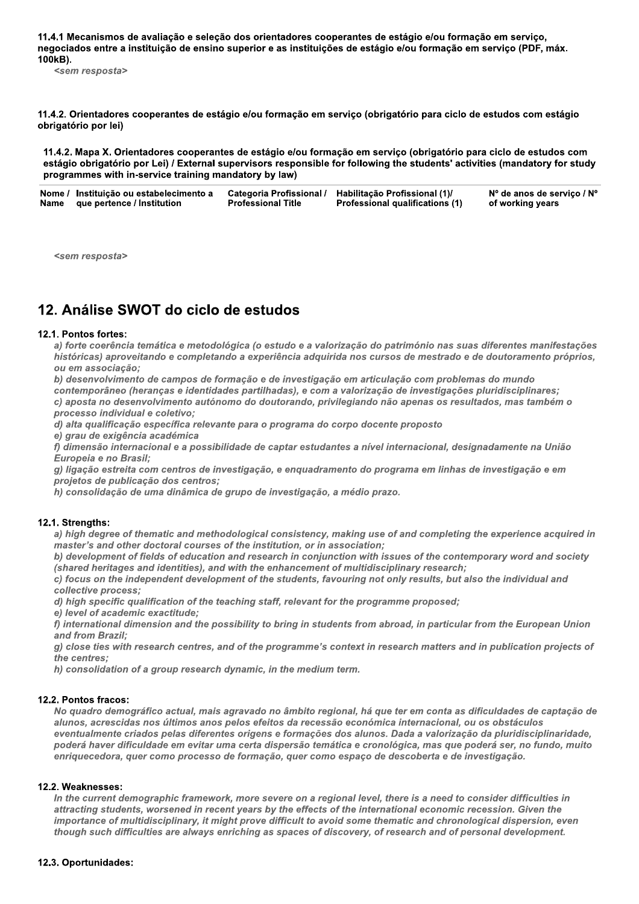**11.4.1 Mecanismos de avaliação e seleção dos orientadores cooperantes de estágio e/ou formação em serviço, negociados entre a instituição de ensino superior e as instituições de estágio e/ou formação em serviço (PDF, máx. 100kB).**

*<sem resposta>*

**11.4.2. Orientadores cooperantes de estágio e/ou formação em serviço (obrigatório para ciclo de estudos com estágio obrigatório por lei)**

**11.4.2. Mapa X. Orientadores cooperantes de estágio e/ou formação em serviço (obrigatório para ciclo de estudos com estágio obrigatório por Lei) / External supervisors responsible for following the students' activities (mandatory for study programmes with in-service training mandatory by law)**

| Nome / Name | Instituição ou estabelecimento a que pertence / Institution | Categoria Profissional / Professional Title | Habilitação Profissional (1)/ Professional qualifications (1) | Nº de anos de serviço / Nº of working years |
|---|---|---|---|---|

*<sem resposta>*

## 12. Análise SWOT do ciclo de estudos

**12.1. Pontos fortes:**

*a) forte coerência temática e metodológica (o estudo e a valorização do património nas suas diferentes manifestações históricas) aproveitando e completando a experiência adquirida nos cursos de mestrado e de doutoramento próprios, ou em associação;*
*b) desenvolvimento de campos de formação e de investigação em articulação com problemas do mundo contemporâneo (heranças e identidades partilhadas), e com a valorização de investigações pluridisciplinares;*
*c) aposta no desenvolvimento autónomo do doutorando, privilegiando não apenas os resultados, mas também o processo individual e coletivo;*
*d) alta qualificação específica relevante para o programa do corpo docente proposto*
*e) grau de exigência académica*
*f) dimensão internacional e a possibilidade de captar estudantes a nível internacional, designadamente na União Europeia e no Brasil;*
*g) ligação estreita com centros de investigação, e enquadramento do programa em linhas de investigação e em projetos de publicação dos centros;*
*h) consolidação de uma dinâmica de grupo de investigação, a médio prazo.*

**12.1. Strengths:**

*a) high degree of thematic and methodological consistency, making use of and completing the experience acquired in master's and other doctoral courses of the institution, or in association;*
*b) development of fields of education and research in conjunction with issues of the contemporary word and society (shared heritages and identities), and with the enhancement of multidisciplinary research;*
*c) focus on the independent development of the students, favouring not only results, but also the individual and collective process;*
*d) high specific qualification of the teaching staff, relevant for the programme proposed;*
*e) level of academic exactitude;*
*f) international dimension and the possibility to bring in students from abroad, in particular from the European Union and from Brazil;*
*g) close ties with research centres, and of the programme's context in research matters and in publication projects of the centres;*
*h) consolidation of a group research dynamic, in the medium term.*

**12.2. Pontos fracos:**

*No quadro demográfico actual, mais agravado no âmbito regional, há que ter em conta as dificuldades de captação de alunos, acrescidas nos últimos anos pelos efeitos da recessão económica internacional, ou os obstáculos eventualmente criados pelas diferentes origens e formações dos alunos. Dada a valorização da pluridisciplinaridade, poderá haver dificuldade em evitar uma certa dispersão temática e cronológica, mas que poderá ser, no fundo, muito enriquecedora, quer como processo de formação, quer como espaço de descoberta e de investigação.*

**12.2. Weaknesses:**

*In the current demographic framework, more severe on a regional level, there is a need to consider difficulties in attracting students, worsened in recent years by the effects of the international economic recession. Given the importance of multidisciplinary, it might prove difficult to avoid some thematic and chronological dispersion, even though such difficulties are always enriching as spaces of discovery, of research and of personal development.*

**12.3. Oportunidades:**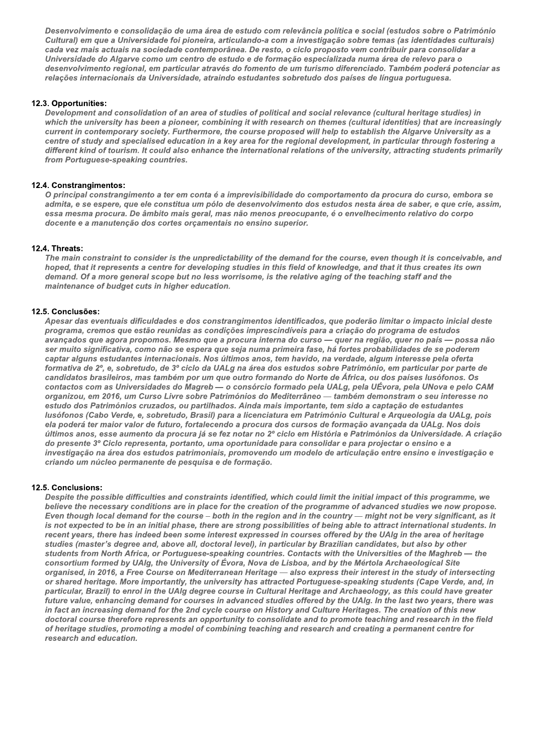***Desenvolvimento e consolidação de uma área de estudo com relevância política e social (estudos sobre o Património Cultural) em que a Universidade foi pioneira, articulando-a com a investigação sobre temas (as identidades culturais) cada vez mais actuais na sociedade contemporânea. De resto, o ciclo proposto vem contribuir para consolidar a Universidade do Algarve como um centro de estudo e de formação especializada numa área de relevo para o desenvolvimento regional, em particular através do fomento de um turismo diferenciado. Também poderá potenciar as relações internacionais da Universidade, atraindo estudantes sobretudo dos países de língua portuguesa.***

#### 12.3. Opportunities:

***Development and consolidation of an area of studies of political and social relevance (cultural heritage studies) in which the university has been a pioneer, combining it with research on themes (cultural identities) that are increasingly current in contemporary society. Furthermore, the course proposed will help to establish the Algarve University as a centre of study and specialised education in a key area for the regional development, in particular through fostering a different kind of tourism. It could also enhance the international relations of the university, attracting students primarily from Portuguese-speaking countries.***

#### 12.4. Constrangimentos:

***O principal constrangimento a ter em conta é a imprevisibilidade do comportamento da procura do curso, embora se admita, e se espere, que ele constitua um pólo de desenvolvimento dos estudos nesta área de saber, e que crie, assim, essa mesma procura. De âmbito mais geral, mas não menos preocupante, é o envelhecimento relativo do corpo docente e a manutenção dos cortes orçamentais no ensino superior.***

#### 12.4. Threats:

***The main constraint to consider is the unpredictability of the demand for the course, even though it is conceivable, and hoped, that it represents a centre for developing studies in this field of knowledge, and that it thus creates its own demand. Of a more general scope but no less worrisome, is the relative aging of the teaching staff and the maintenance of budget cuts in higher education.***

#### 12.5. Conclusões:

***Apesar das eventuais dificuldades e dos constrangimentos identificados, que poderão limitar o impacto inicial deste programa, cremos que estão reunidas as condições imprescindíveis para a criação do programa de estudos avançados que agora propomos. Mesmo que a procura interna do curso — quer na região, quer no país — possa não ser muito significativa, como não se espera que seja numa primeira fase, há fortes probabilidades de se poderem captar alguns estudantes internacionais. Nos últimos anos, tem havido, na verdade, algum interesse pela oferta formativa de 2º, e, sobretudo, de 3º ciclo da UALg na área dos estudos sobre Património, em particular por parte de candidatos brasileiros, mas também por um que outro formando do Norte de África, ou dos países lusófonos. Os contactos com as Universidades do Magreb — o consórcio formado pela UALg, pela UÉvora, pela UNova e pelo CAM organizou, em 2016, um Curso Livre sobre Patrimónios do Mediterrâneo — também demonstram o seu interesse no estudo dos Patrimónios cruzados, ou partilhados. Ainda mais importante, tem sido a captação de estudantes lusófonos (Cabo Verde, e, sobretudo, Brasil) para a licenciatura em Património Cultural e Arqueologia da UALg, pois ela poderá ter maior valor de futuro, fortalecendo a procura dos cursos de formação avançada da UALg. Nos dois últimos anos, esse aumento da procura já se fez notar no 2º ciclo em História e Patrimónios da Universidade. A criação do presente 3º Ciclo representa, portanto, uma oportunidade para consolidar e para projectar o ensino e a investigação na área dos estudos patrimoniais, promovendo um modelo de articulação entre ensino e investigação e criando um núcleo permanente de pesquisa e de formação.***

#### 12.5. Conclusions:

***Despite the possible difficulties and constraints identified, which could limit the initial impact of this programme, we believe the necessary conditions are in place for the creation of the programme of advanced studies we now propose. Even though local demand for the course – both in the region and in the country — might not be very significant, as it is not expected to be in an initial phase, there are strong possibilities of being able to attract international students. In recent years, there has indeed been some interest expressed in courses offered by the UAlg in the area of heritage studies (master's degree and, above all, doctoral level), in particular by Brazilian candidates, but also by other students from North Africa, or Portuguese-speaking countries. Contacts with the Universities of the Maghreb — the consortium formed by UAlg, the University of Évora, Nova de Lisboa, and by the Mértola Archaeological Site organised, in 2016, a Free Course on Mediterranean Heritage — also express their interest in the study of intersecting or shared heritage. More importantly, the university has attracted Portuguese-speaking students (Cape Verde, and, in particular, Brazil) to enrol in the UAlg degree course in Cultural Heritage and Archaeology, as this could have greater future value, enhancing demand for courses in advanced studies offered by the UAlg. In the last two years, there was in fact an increasing demand for the 2nd cycle course on History and Culture Heritages. The creation of this new doctoral course therefore represents an opportunity to consolidate and to promote teaching and research in the field of heritage studies, promoting a model of combining teaching and research and creating a permanent centre for research and education.***